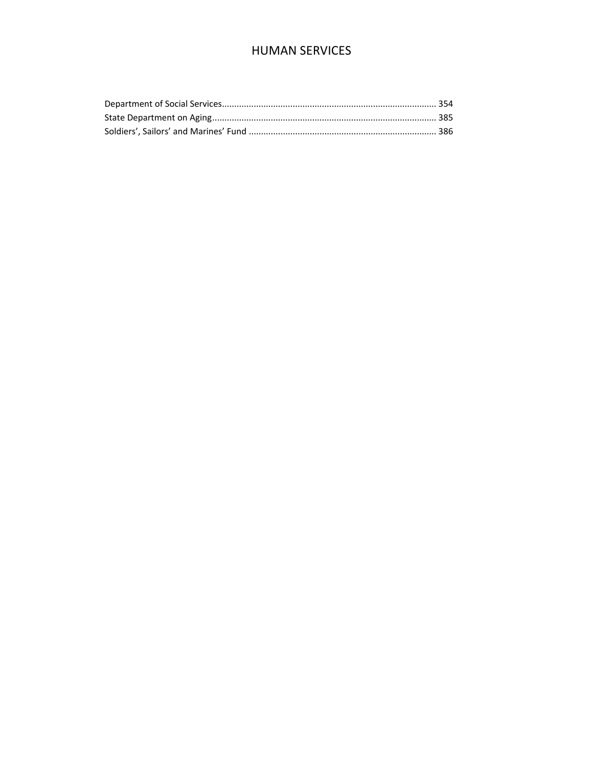# HUMAN SERVICES

Department of Social Services........................................................................................ 354
State Department on Aging............................................................................................ 385
Soldiers', Sailors' and Marines' Fund ............................................................................. 386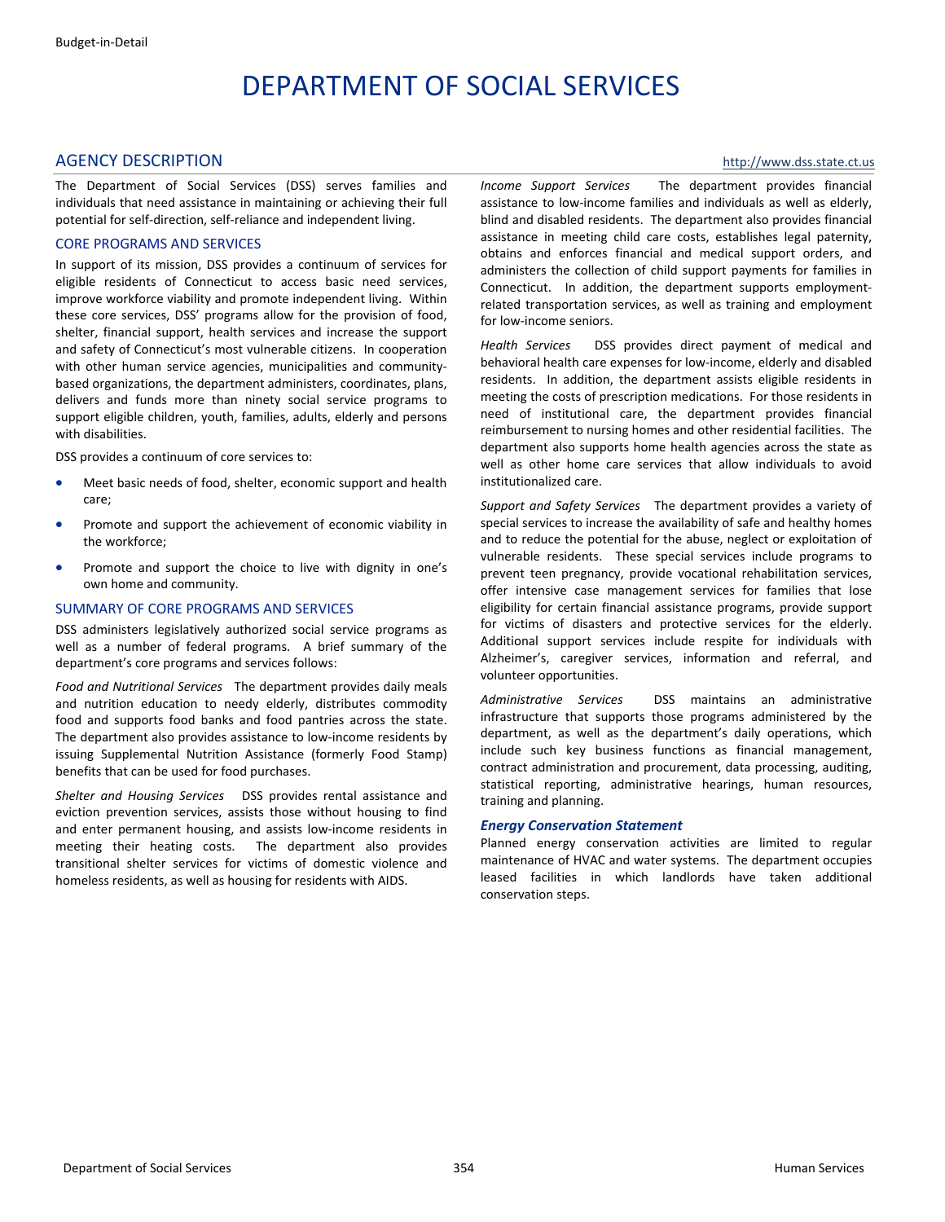# DEPARTMENT OF SOCIAL SERVICES

## AGENCY DESCRIPTION

http://www.dss.state.ct.us

The Department of Social Services (DSS) serves families and individuals that need assistance in maintaining or achieving their full potential for self-direction, self-reliance and independent living.

### CORE PROGRAMS AND SERVICES

In support of its mission, DSS provides a continuum of services for eligible residents of Connecticut to access basic need services, improve workforce viability and promote independent living. Within these core services, DSS' programs allow for the provision of food, shelter, financial support, health services and increase the support and safety of Connecticut's most vulnerable citizens. In cooperation with other human service agencies, municipalities and community-based organizations, the department administers, coordinates, plans, delivers and funds more than ninety social service programs to support eligible children, youth, families, adults, elderly and persons with disabilities.

DSS provides a continuum of core services to:

- Meet basic needs of food, shelter, economic support and health care;
- Promote and support the achievement of economic viability in the workforce;
- Promote and support the choice to live with dignity in one's own home and community.

### SUMMARY OF CORE PROGRAMS AND SERVICES

DSS administers legislatively authorized social service programs as well as a number of federal programs. A brief summary of the department's core programs and services follows:

*Food and Nutritional Services* The department provides daily meals and nutrition education to needy elderly, distributes commodity food and supports food banks and food pantries across the state. The department also provides assistance to low-income residents by issuing Supplemental Nutrition Assistance (formerly Food Stamp) benefits that can be used for food purchases.

*Shelter and Housing Services* DSS provides rental assistance and eviction prevention services, assists those without housing to find and enter permanent housing, and assists low-income residents in meeting their heating costs. The department also provides transitional shelter services for victims of domestic violence and homeless residents, as well as housing for residents with AIDS.

*Income Support Services* The department provides financial assistance to low-income families and individuals as well as elderly, blind and disabled residents. The department also provides financial assistance in meeting child care costs, establishes legal paternity, obtains and enforces financial and medical support orders, and administers the collection of child support payments for families in Connecticut. In addition, the department supports employment-related transportation services, as well as training and employment for low-income seniors.

*Health Services* DSS provides direct payment of medical and behavioral health care expenses for low-income, elderly and disabled residents. In addition, the department assists eligible residents in meeting the costs of prescription medications. For those residents in need of institutional care, the department provides financial reimbursement to nursing homes and other residential facilities. The department also supports home health agencies across the state as well as other home care services that allow individuals to avoid institutionalized care.

*Support and Safety Services* The department provides a variety of special services to increase the availability of safe and healthy homes and to reduce the potential for the abuse, neglect or exploitation of vulnerable residents. These special services include programs to prevent teen pregnancy, provide vocational rehabilitation services, offer intensive case management services for families that lose eligibility for certain financial assistance programs, provide support for victims of disasters and protective services for the elderly. Additional support services include respite for individuals with Alzheimer's, caregiver services, information and referral, and volunteer opportunities.

*Administrative Services* DSS maintains an administrative infrastructure that supports those programs administered by the department, as well as the department's daily operations, which include such key business functions as financial management, contract administration and procurement, data processing, auditing, statistical reporting, administrative hearings, human resources, training and planning.

#### *Energy Conservation Statement*

Planned energy conservation activities are limited to regular maintenance of HVAC and water systems. The department occupies leased facilities in which landlords have taken additional conservation steps.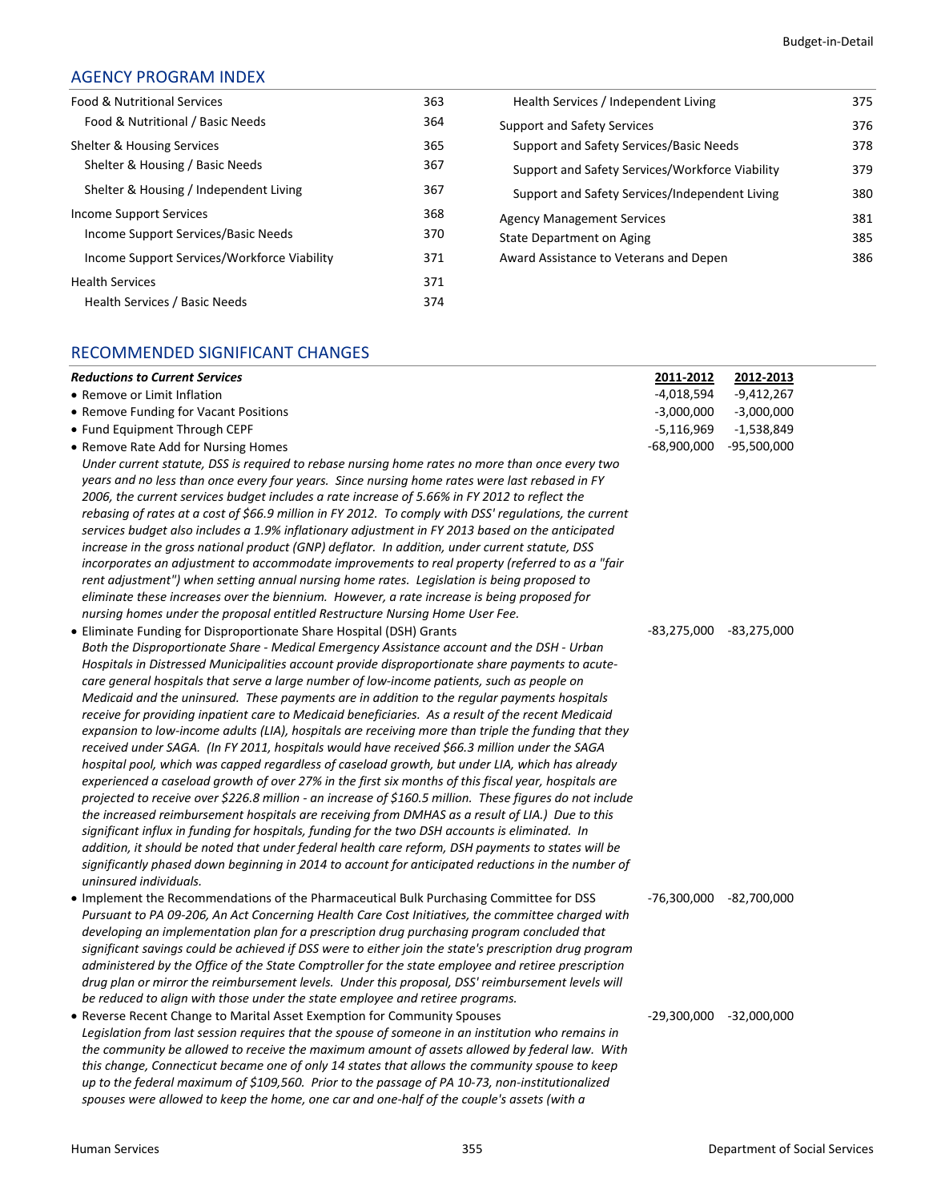## AGENCY PROGRAM INDEX

| | | | |
|---|---|---|---|
| Food & Nutritional Services | 363 | Health Services / Independent Living | 375 |
| Food & Nutritional / Basic Needs | 364 | Support and Safety Services | 376 |
| Shelter & Housing Services | 365 | Support and Safety Services/Basic Needs | 378 |
| Shelter & Housing / Basic Needs | 367 | Support and Safety Services/Workforce Viability | 379 |
| Shelter & Housing / Independent Living | 367 | Support and Safety Services/Independent Living | 380 |
| Income Support Services | 368 | Agency Management Services | 381 |
| Income Support Services/Basic Needs | 370 | State Department on Aging | 385 |
| Income Support Services/Workforce Viability | 371 | Award Assistance to Veterans and Depen | 386 |
| Health Services | 371 | | |
| Health Services / Basic Needs | 374 | | |

## RECOMMENDED SIGNIFICANT CHANGES

| ***Reductions to Current Services*** | **2011-2012** | **2012-2013** |
|---|---|---|
| • Remove or Limit Inflation | -4,018,594 | -9,412,267 |
| • Remove Funding for Vacant Positions | -3,000,000 | -3,000,000 |
| • Fund Equipment Through CEPF | -5,116,969 | -1,538,849 |
| • Remove Rate Add for Nursing Homes | -68,900,000 | -95,500,000 |

*Under current statute, DSS is required to rebase nursing home rates no more than once every two years and no less than once every four years. Since nursing home rates were last rebased in FY 2006, the current services budget includes a rate increase of 5.66% in FY 2012 to reflect the rebasing of rates at a cost of $66.9 million in FY 2012. To comply with DSS' regulations, the current services budget also includes a 1.9% inflationary adjustment in FY 2013 based on the anticipated increase in the gross national product (GNP) deflator. In addition, under current statute, DSS incorporates an adjustment to accommodate improvements to real property (referred to as a "fair rent adjustment") when setting annual nursing home rates. Legislation is being proposed to eliminate these increases over the biennium. However, a rate increase is being proposed for nursing homes under the proposal entitled Restructure Nursing Home User Fee.*

| | | |
|---|---|---|
| • Eliminate Funding for Disproportionate Share Hospital (DSH) Grants | -83,275,000 | -83,275,000 |

*Both the Disproportionate Share - Medical Emergency Assistance account and the DSH - Urban Hospitals in Distressed Municipalities account provide disproportionate share payments to acute-care general hospitals that serve a large number of low-income patients, such as people on Medicaid and the uninsured. These payments are in addition to the regular payments hospitals receive for providing inpatient care to Medicaid beneficiaries. As a result of the recent Medicaid expansion to low-income adults (LIA), hospitals are receiving more than triple the funding that they received under SAGA. (In FY 2011, hospitals would have received $66.3 million under the SAGA hospital pool, which was capped regardless of caseload growth, but under LIA, which has already experienced a caseload growth of over 27% in the first six months of this fiscal year, hospitals are projected to receive over $226.8 million - an increase of $160.5 million. These figures do not include the increased reimbursement hospitals are receiving from DMHAS as a result of LIA.) Due to this significant influx in funding for hospitals, funding for the two DSH accounts is eliminated. In addition, it should be noted that under federal health care reform, DSH payments to states will be significantly phased down beginning in 2014 to account for anticipated reductions in the number of uninsured individuals.*

| | | |
|---|---|---|
| • Implement the Recommendations of the Pharmaceutical Bulk Purchasing Committee for DSS | -76,300,000 | -82,700,000 |

*Pursuant to PA 09-206, An Act Concerning Health Care Cost Initiatives, the committee charged with developing an implementation plan for a prescription drug purchasing program concluded that significant savings could be achieved if DSS were to either join the state's prescription drug program administered by the Office of the State Comptroller for the state employee and retiree prescription drug plan or mirror the reimbursement levels. Under this proposal, DSS' reimbursement levels will be reduced to align with those under the state employee and retiree programs.*

| | | |
|---|---|---|
| • Reverse Recent Change to Marital Asset Exemption for Community Spouses | -29,300,000 | -32,000,000 |

*Legislation from last session requires that the spouse of someone in an institution who remains in the community be allowed to receive the maximum amount of assets allowed by federal law. With this change, Connecticut became one of only 14 states that allows the community spouse to keep up to the federal maximum of $109,560. Prior to the passage of PA 10-73, non-institutionalized spouses were allowed to keep the home, one car and one-half of the couple's assets (with a*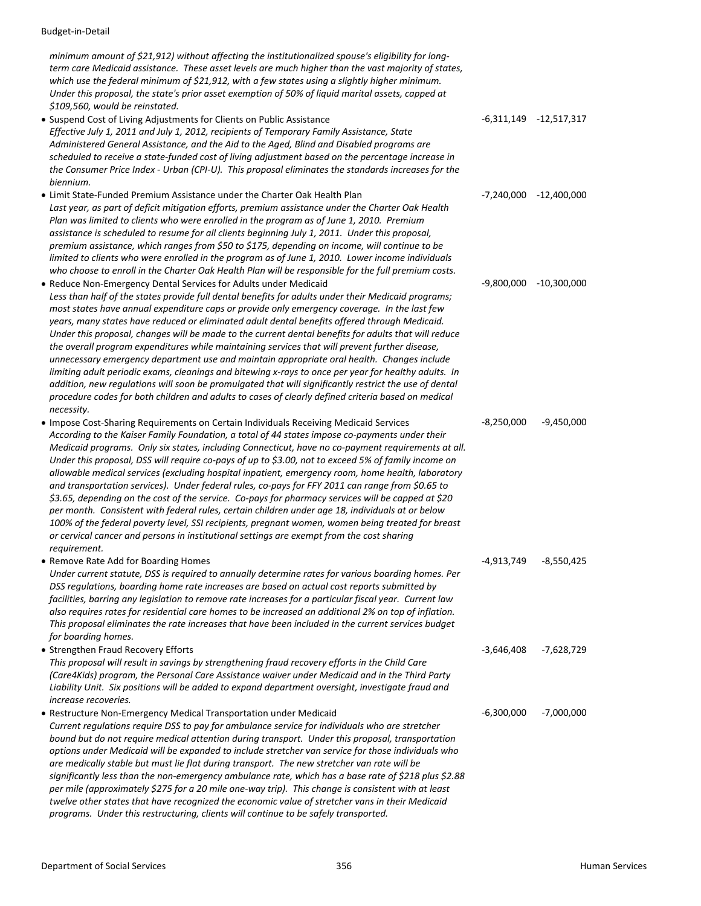*minimum amount of $21,912) without affecting the institutionalized spouse's eligibility for long-term care Medicaid assistance. These asset levels are much higher than the vast majority of states, which use the federal minimum of $21,912, with a few states using a slightly higher minimum. Under this proposal, the state's prior asset exemption of 50% of liquid marital assets, capped at $109,560, would be reinstated.*

| | | |
|---|---|---|
| • Suspend Cost of Living Adjustments for Clients on Public Assistance<br>*Effective July 1, 2011 and July 1, 2012, recipients of Temporary Family Assistance, State Administered General Assistance, and the Aid to the Aged, Blind and Disabled programs are scheduled to receive a state-funded cost of living adjustment based on the percentage increase in the Consumer Price Index - Urban (CPI-U). This proposal eliminates the standards increases for the biennium.* | -6,311,149 | -12,517,317 |
| • Limit State-Funded Premium Assistance under the Charter Oak Health Plan<br>*Last year, as part of deficit mitigation efforts, premium assistance under the Charter Oak Health Plan was limited to clients who were enrolled in the program as of June 1, 2010. Premium assistance is scheduled to resume for all clients beginning July 1, 2011. Under this proposal, premium assistance, which ranges from $50 to $175, depending on income, will continue to be limited to clients who were enrolled in the program as of June 1, 2010. Lower income individuals who choose to enroll in the Charter Oak Health Plan will be responsible for the full premium costs.* | -7,240,000 | -12,400,000 |
| • Reduce Non-Emergency Dental Services for Adults under Medicaid<br>*Less than half of the states provide full dental benefits for adults under their Medicaid programs; most states have annual expenditure caps or provide only emergency coverage. In the last few years, many states have reduced or eliminated adult dental benefits offered through Medicaid. Under this proposal, changes will be made to the current dental benefits for adults that will reduce the overall program expenditures while maintaining services that will prevent further disease, unnecessary emergency department use and maintain appropriate oral health. Changes include limiting adult periodic exams, cleanings and bitewing x-rays to once per year for healthy adults. In addition, new regulations will soon be promulgated that will significantly restrict the use of dental procedure codes for both children and adults to cases of clearly defined criteria based on medical necessity.* | -9,800,000 | -10,300,000 |
| • Impose Cost-Sharing Requirements on Certain Individuals Receiving Medicaid Services<br>*According to the Kaiser Family Foundation, a total of 44 states impose co-payments under their Medicaid programs. Only six states, including Connecticut, have no co-payment requirements at all. Under this proposal, DSS will require co-pays of up to $3.00, not to exceed 5% of family income on allowable medical services (excluding hospital inpatient, emergency room, home health, laboratory and transportation services). Under federal rules, co-pays for FFY 2011 can range from $0.65 to $3.65, depending on the cost of the service. Co-pays for pharmacy services will be capped at $20 per month. Consistent with federal rules, certain children under age 18, individuals at or below 100% of the federal poverty level, SSI recipients, pregnant women, women being treated for breast or cervical cancer and persons in institutional settings are exempt from the cost sharing requirement.* | -8,250,000 | -9,450,000 |
| • Remove Rate Add for Boarding Homes<br>*Under current statute, DSS is required to annually determine rates for various boarding homes. Per DSS regulations, boarding home rate increases are based on actual cost reports submitted by facilities, barring any legislation to remove rate increases for a particular fiscal year. Current law also requires rates for residential care homes to be increased an additional 2% on top of inflation. This proposal eliminates the rate increases that have been included in the current services budget for boarding homes.* | -4,913,749 | -8,550,425 |
| • Strengthen Fraud Recovery Efforts<br>*This proposal will result in savings by strengthening fraud recovery efforts in the Child Care (Care4Kids) program, the Personal Care Assistance waiver under Medicaid and in the Third Party Liability Unit. Six positions will be added to expand department oversight, investigate fraud and increase recoveries.* | -3,646,408 | -7,628,729 |
| • Restructure Non-Emergency Medical Transportation under Medicaid<br>*Current regulations require DSS to pay for ambulance service for individuals who are stretcher bound but do not require medical attention during transport. Under this proposal, transportation options under Medicaid will be expanded to include stretcher van service for those individuals who are medically stable but must lie flat during transport. The new stretcher van rate will be significantly less than the non-emergency ambulance rate, which has a base rate of $218 plus $2.88 per mile (approximately $275 for a 20 mile one-way trip). This change is consistent with at least twelve other states that have recognized the economic value of stretcher vans in their Medicaid programs. Under this restructuring, clients will continue to be safely transported.* | -6,300,000 | -7,000,000 |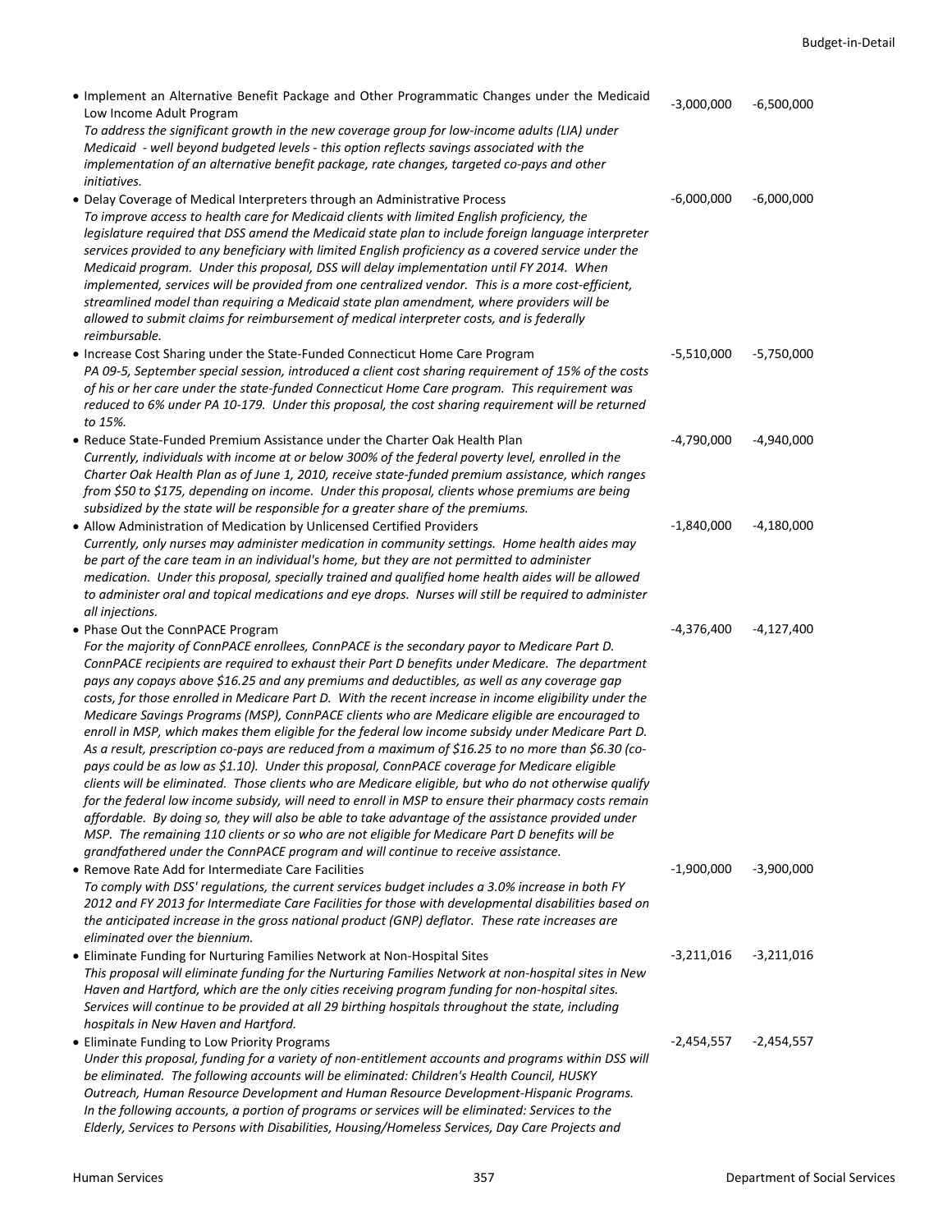| | | |
|---|---|---|
| • Implement an Alternative Benefit Package and Other Programmatic Changes under the Medicaid Low Income Adult Program<br>*To address the significant growth in the new coverage group for low-income adults (LIA) under Medicaid - well beyond budgeted levels - this option reflects savings associated with the implementation of an alternative benefit package, rate changes, targeted co-pays and other initiatives.* | -3,000,000 | -6,500,000 |
| • Delay Coverage of Medical Interpreters through an Administrative Process<br>*To improve access to health care for Medicaid clients with limited English proficiency, the legislature required that DSS amend the Medicaid state plan to include foreign language interpreter services provided to any beneficiary with limited English proficiency as a covered service under the Medicaid program. Under this proposal, DSS will delay implementation until FY 2014. When implemented, services will be provided from one centralized vendor. This is a more cost-efficient, streamlined model than requiring a Medicaid state plan amendment, where providers will be allowed to submit claims for reimbursement of medical interpreter costs, and is federally reimbursable.* | -6,000,000 | -6,000,000 |
| • Increase Cost Sharing under the State-Funded Connecticut Home Care Program<br>*PA 09-5, September special session, introduced a client cost sharing requirement of 15% of the costs of his or her care under the state-funded Connecticut Home Care program. This requirement was reduced to 6% under PA 10-179. Under this proposal, the cost sharing requirement will be returned to 15%.* | -5,510,000 | -5,750,000 |
| • Reduce State-Funded Premium Assistance under the Charter Oak Health Plan<br>*Currently, individuals with income at or below 300% of the federal poverty level, enrolled in the Charter Oak Health Plan as of June 1, 2010, receive state-funded premium assistance, which ranges from $50 to $175, depending on income. Under this proposal, clients whose premiums are being subsidized by the state will be responsible for a greater share of the premiums.* | -4,790,000 | -4,940,000 |
| • Allow Administration of Medication by Unlicensed Certified Providers<br>*Currently, only nurses may administer medication in community settings. Home health aides may be part of the care team in an individual's home, but they are not permitted to administer medication. Under this proposal, specially trained and qualified home health aides will be allowed to administer oral and topical medications and eye drops. Nurses will still be required to administer all injections.* | -1,840,000 | -4,180,000 |
| • Phase Out the ConnPACE Program<br>*For the majority of ConnPACE enrollees, ConnPACE is the secondary payor to Medicare Part D. ConnPACE recipients are required to exhaust their Part D benefits under Medicare. The department pays any copays above $16.25 and any premiums and deductibles, as well as any coverage gap costs, for those enrolled in Medicare Part D. With the recent increase in income eligibility under the Medicare Savings Programs (MSP), ConnPACE clients who are Medicare eligible are encouraged to enroll in MSP, which makes them eligible for the federal low income subsidy under Medicare Part D. As a result, prescription co-pays are reduced from a maximum of $16.25 to no more than $6.30 (co-pays could be as low as $1.10). Under this proposal, ConnPACE coverage for Medicare eligible clients will be eliminated. Those clients who are Medicare eligible, but who do not otherwise qualify for the federal low income subsidy, will need to enroll in MSP to ensure their pharmacy costs remain affordable. By doing so, they will also be able to take advantage of the assistance provided under MSP. The remaining 110 clients or so who are not eligible for Medicare Part D benefits will be grandfathered under the ConnPACE program and will continue to receive assistance.* | -4,376,400 | -4,127,400 |
| • Remove Rate Add for Intermediate Care Facilities<br>*To comply with DSS' regulations, the current services budget includes a 3.0% increase in both FY 2012 and FY 2013 for Intermediate Care Facilities for those with developmental disabilities based on the anticipated increase in the gross national product (GNP) deflator. These rate increases are eliminated over the biennium.* | -1,900,000 | -3,900,000 |
| • Eliminate Funding for Nurturing Families Network at Non-Hospital Sites<br>*This proposal will eliminate funding for the Nurturing Families Network at non-hospital sites in New Haven and Hartford, which are the only cities receiving program funding for non-hospital sites. Services will continue to be provided at all 29 birthing hospitals throughout the state, including hospitals in New Haven and Hartford.* | -3,211,016 | -3,211,016 |
| • Eliminate Funding to Low Priority Programs<br>*Under this proposal, funding for a variety of non-entitlement accounts and programs within DSS will be eliminated. The following accounts will be eliminated: Children's Health Council, HUSKY Outreach, Human Resource Development and Human Resource Development-Hispanic Programs. In the following accounts, a portion of programs or services will be eliminated: Services to the Elderly, Services to Persons with Disabilities, Housing/Homeless Services, Day Care Projects and* | -2,454,557 | -2,454,557 |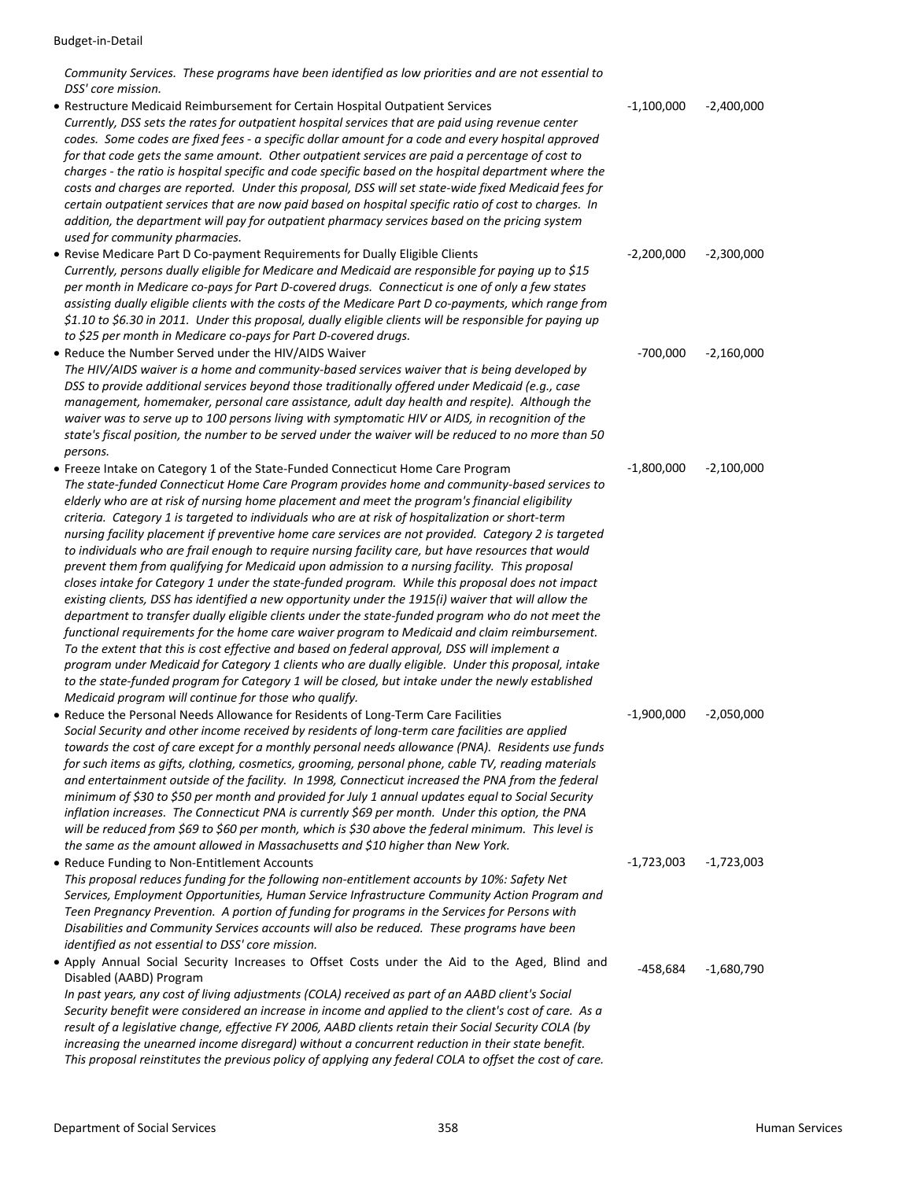*Community Services. These programs have been identified as low priorities and are not essential to DSS' core mission.*

| | | |
|---|---|---|
| • Restructure Medicaid Reimbursement for Certain Hospital Outpatient Services<br>*Currently, DSS sets the rates for outpatient hospital services that are paid using revenue center codes. Some codes are fixed fees - a specific dollar amount for a code and every hospital approved for that code gets the same amount. Other outpatient services are paid a percentage of cost to charges - the ratio is hospital specific and code specific based on the hospital department where the costs and charges are reported. Under this proposal, DSS will set state-wide fixed Medicaid fees for certain outpatient services that are now paid based on hospital specific ratio of cost to charges. In addition, the department will pay for outpatient pharmacy services based on the pricing system used for community pharmacies.* | -1,100,000 | -2,400,000 |
| • Revise Medicare Part D Co-payment Requirements for Dually Eligible Clients<br>*Currently, persons dually eligible for Medicare and Medicaid are responsible for paying up to $15 per month in Medicare co-pays for Part D-covered drugs. Connecticut is one of only a few states assisting dually eligible clients with the costs of the Medicare Part D co-payments, which range from $1.10 to $6.30 in 2011. Under this proposal, dually eligible clients will be responsible for paying up to $25 per month in Medicare co-pays for Part D-covered drugs.* | -2,200,000 | -2,300,000 |
| • Reduce the Number Served under the HIV/AIDS Waiver<br>*The HIV/AIDS waiver is a home and community-based services waiver that is being developed by DSS to provide additional services beyond those traditionally offered under Medicaid (e.g., case management, homemaker, personal care assistance, adult day health and respite). Although the waiver was to serve up to 100 persons living with symptomatic HIV or AIDS, in recognition of the state's fiscal position, the number to be served under the waiver will be reduced to no more than 50 persons.* | -700,000 | -2,160,000 |
| • Freeze Intake on Category 1 of the State-Funded Connecticut Home Care Program<br>*The state-funded Connecticut Home Care Program provides home and community-based services to elderly who are at risk of nursing home placement and meet the program's financial eligibility criteria. Category 1 is targeted to individuals who are at risk of hospitalization or short-term nursing facility placement if preventive home care services are not provided. Category 2 is targeted to individuals who are frail enough to require nursing facility care, but have resources that would prevent them from qualifying for Medicaid upon admission to a nursing facility. This proposal closes intake for Category 1 under the state-funded program. While this proposal does not impact existing clients, DSS has identified a new opportunity under the 1915(i) waiver that will allow the department to transfer dually eligible clients under the state-funded program who do not meet the functional requirements for the home care waiver program to Medicaid and claim reimbursement. To the extent that this is cost effective and based on federal approval, DSS will implement a program under Medicaid for Category 1 clients who are dually eligible. Under this proposal, intake to the state-funded program for Category 1 will be closed, but intake under the newly established Medicaid program will continue for those who qualify.* | -1,800,000 | -2,100,000 |
| • Reduce the Personal Needs Allowance for Residents of Long-Term Care Facilities<br>*Social Security and other income received by residents of long-term care facilities are applied towards the cost of care except for a monthly personal needs allowance (PNA). Residents use funds for such items as gifts, clothing, cosmetics, grooming, personal phone, cable TV, reading materials and entertainment outside of the facility. In 1998, Connecticut increased the PNA from the federal minimum of $30 to $50 per month and provided for July 1 annual updates equal to Social Security inflation increases. The Connecticut PNA is currently $69 per month. Under this option, the PNA will be reduced from $69 to $60 per month, which is $30 above the federal minimum. This level is the same as the amount allowed in Massachusetts and $10 higher than New York.* | -1,900,000 | -2,050,000 |
| • Reduce Funding to Non-Entitlement Accounts<br>*This proposal reduces funding for the following non-entitlement accounts by 10%: Safety Net Services, Employment Opportunities, Human Service Infrastructure Community Action Program and Teen Pregnancy Prevention. A portion of funding for programs in the Services for Persons with Disabilities and Community Services accounts will also be reduced. These programs have been identified as not essential to DSS' core mission.* | -1,723,003 | -1,723,003 |
| • Apply Annual Social Security Increases to Offset Costs under the Aid to the Aged, Blind and Disabled (AABD) Program<br>*In past years, any cost of living adjustments (COLA) received as part of an AABD client's Social Security benefit were considered an increase in income and applied to the client's cost of care. As a result of a legislative change, effective FY 2006, AABD clients retain their Social Security COLA (by increasing the unearned income disregard) without a concurrent reduction in their state benefit. This proposal reinstitutes the previous policy of applying any federal COLA to offset the cost of care.* | -458,684 | -1,680,790 |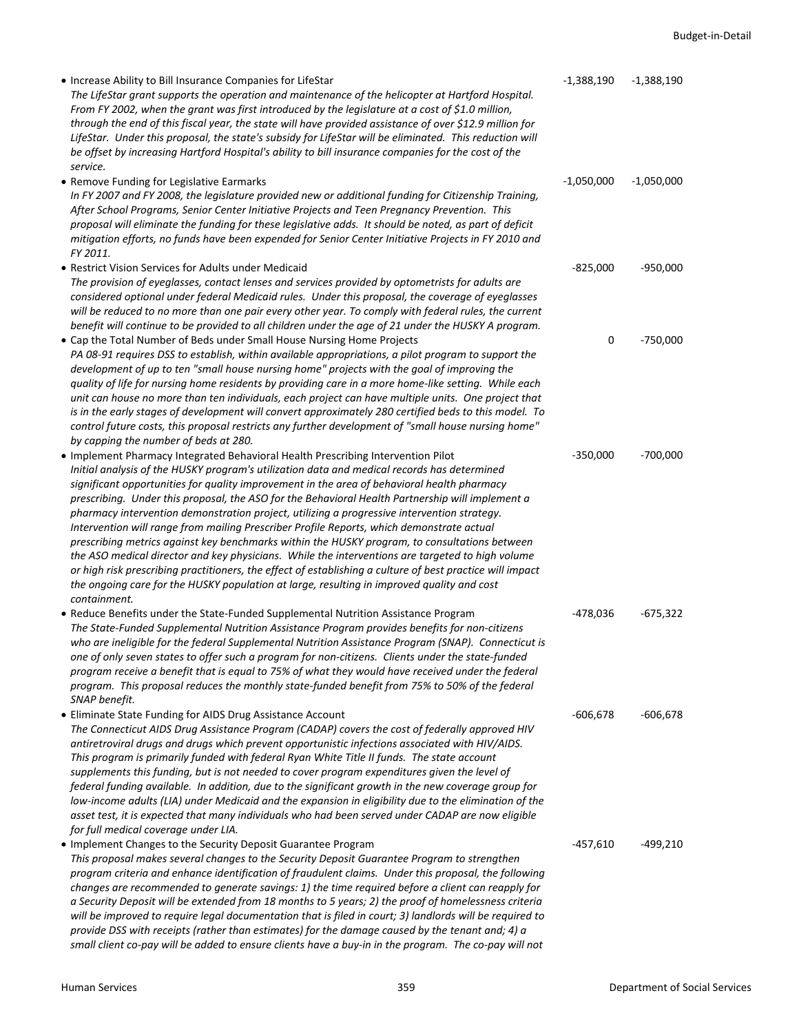| | | |
|---|---|---|
| • Increase Ability to Bill Insurance Companies for LifeStar<br>*The LifeStar grant supports the operation and maintenance of the helicopter at Hartford Hospital. From FY 2002, when the grant was first introduced by the legislature at a cost of $1.0 million, through the end of this fiscal year, the state will have provided assistance of over $12.9 million for LifeStar. Under this proposal, the state's subsidy for LifeStar will be eliminated. This reduction will be offset by increasing Hartford Hospital's ability to bill insurance companies for the cost of the service.* | -1,388,190 | -1,388,190 |
| • Remove Funding for Legislative Earmarks<br>*In FY 2007 and FY 2008, the legislature provided new or additional funding for Citizenship Training, After School Programs, Senior Center Initiative Projects and Teen Pregnancy Prevention. This proposal will eliminate the funding for these legislative adds. It should be noted, as part of deficit mitigation efforts, no funds have been expended for Senior Center Initiative Projects in FY 2010 and FY 2011.* | -1,050,000 | -1,050,000 |
| • Restrict Vision Services for Adults under Medicaid<br>*The provision of eyeglasses, contact lenses and services provided by optometrists for adults are considered optional under federal Medicaid rules. Under this proposal, the coverage of eyeglasses will be reduced to no more than one pair every other year. To comply with federal rules, the current benefit will continue to be provided to all children under the age of 21 under the HUSKY A program.* | -825,000 | -950,000 |
| • Cap the Total Number of Beds under Small House Nursing Home Projects<br>*PA 08-91 requires DSS to establish, within available appropriations, a pilot program to support the development of up to ten "small house nursing home" projects with the goal of improving the quality of life for nursing home residents by providing care in a more home-like setting. While each unit can house no more than ten individuals, each project can have multiple units. One project that is in the early stages of development will convert approximately 280 certified beds to this model. To control future costs, this proposal restricts any further development of "small house nursing home" by capping the number of beds at 280.* | 0 | -750,000 |
| • Implement Pharmacy Integrated Behavioral Health Prescribing Intervention Pilot<br>*Initial analysis of the HUSKY program's utilization data and medical records has determined significant opportunities for quality improvement in the area of behavioral health pharmacy prescribing. Under this proposal, the ASO for the Behavioral Health Partnership will implement a pharmacy intervention demonstration project, utilizing a progressive intervention strategy. Intervention will range from mailing Prescriber Profile Reports, which demonstrate actual prescribing metrics against key benchmarks within the HUSKY program, to consultations between the ASO medical director and key physicians. While the interventions are targeted to high volume or high risk prescribing practitioners, the effect of establishing a culture of best practice will impact the ongoing care for the HUSKY population at large, resulting in improved quality and cost containment.* | -350,000 | -700,000 |
| • Reduce Benefits under the State-Funded Supplemental Nutrition Assistance Program<br>*The State-Funded Supplemental Nutrition Assistance Program provides benefits for non-citizens who are ineligible for the federal Supplemental Nutrition Assistance Program (SNAP). Connecticut is one of only seven states to offer such a program for non-citizens. Clients under the state-funded program receive a benefit that is equal to 75% of what they would have received under the federal program. This proposal reduces the monthly state-funded benefit from 75% to 50% of the federal SNAP benefit.* | -478,036 | -675,322 |
| • Eliminate State Funding for AIDS Drug Assistance Account<br>*The Connecticut AIDS Drug Assistance Program (CADAP) covers the cost of federally approved HIV antiretroviral drugs and drugs which prevent opportunistic infections associated with HIV/AIDS. This program is primarily funded with federal Ryan White Title II funds. The state account supplements this funding, but is not needed to cover program expenditures given the level of federal funding available. In addition, due to the significant growth in the new coverage group for low-income adults (LIA) under Medicaid and the expansion in eligibility due to the elimination of the asset test, it is expected that many individuals who had been served under CADAP are now eligible for full medical coverage under LIA.* | -606,678 | -606,678 |
| • Implement Changes to the Security Deposit Guarantee Program<br>*This proposal makes several changes to the Security Deposit Guarantee Program to strengthen program criteria and enhance identification of fraudulent claims. Under this proposal, the following changes are recommended to generate savings: 1) the time required before a client can reapply for a Security Deposit will be extended from 18 months to 5 years; 2) the proof of homelessness criteria will be improved to require legal documentation that is filed in court; 3) landlords will be required to provide DSS with receipts (rather than estimates) for the damage caused by the tenant and; 4) a small client co-pay will be added to ensure clients have a buy-in in the program. The co-pay will not* | -457,610 | -499,210 |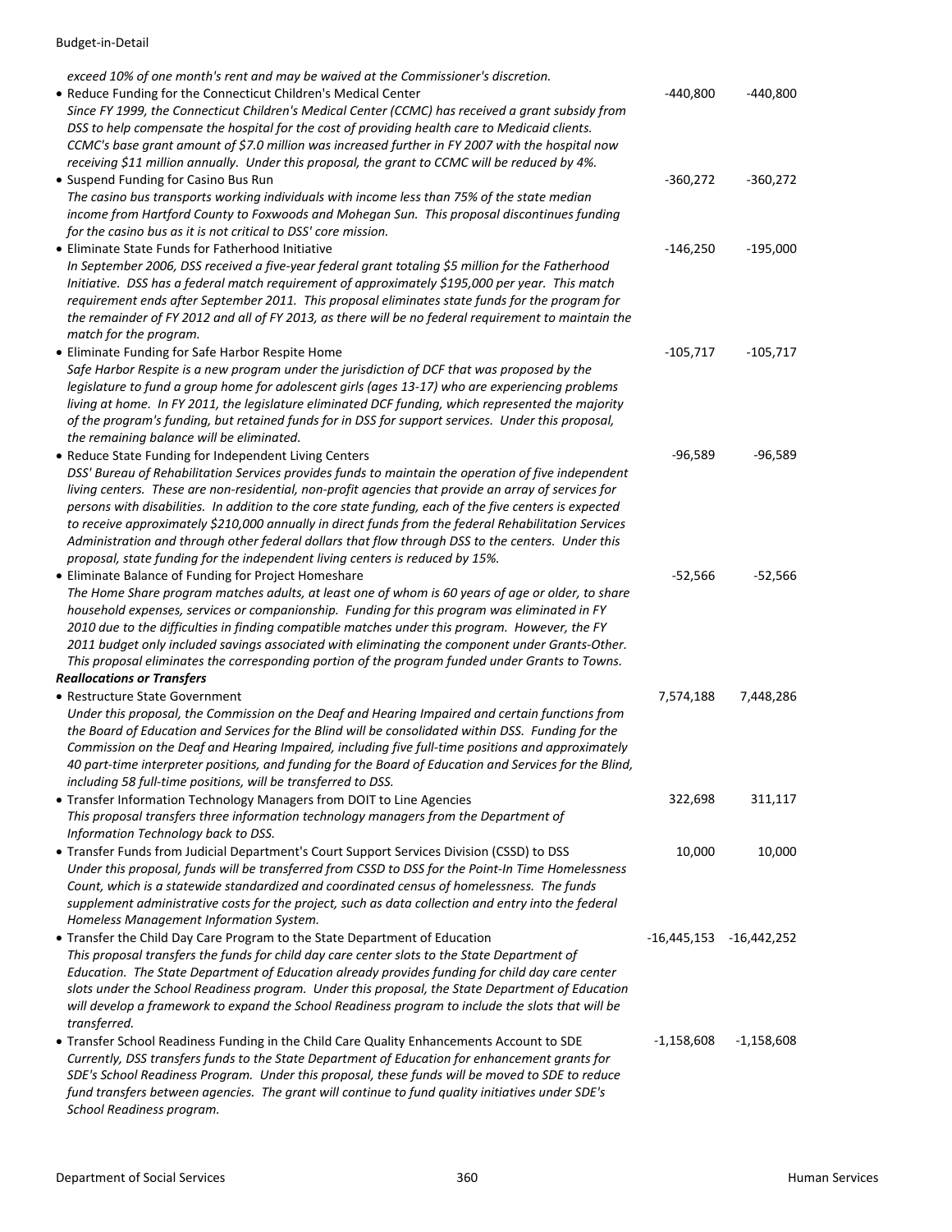*exceed 10% of one month's rent and may be waived at the Commissioner's discretion.*

| | | |
|---|---|---|
| • Reduce Funding for the Connecticut Children's Medical Center<br>*Since FY 1999, the Connecticut Children's Medical Center (CCMC) has received a grant subsidy from DSS to help compensate the hospital for the cost of providing health care to Medicaid clients. CCMC's base grant amount of $7.0 million was increased further in FY 2007 with the hospital now receiving $11 million annually. Under this proposal, the grant to CCMC will be reduced by 4%.* | -440,800 | -440,800 |
| • Suspend Funding for Casino Bus Run<br>*The casino bus transports working individuals with income less than 75% of the state median income from Hartford County to Foxwoods and Mohegan Sun. This proposal discontinues funding for the casino bus as it is not critical to DSS' core mission.* | -360,272 | -360,272 |
| • Eliminate State Funds for Fatherhood Initiative<br>*In September 2006, DSS received a five-year federal grant totaling $5 million for the Fatherhood Initiative. DSS has a federal match requirement of approximately $195,000 per year. This match requirement ends after September 2011. This proposal eliminates state funds for the program for the remainder of FY 2012 and all of FY 2013, as there will be no federal requirement to maintain the match for the program.* | -146,250 | -195,000 |
| • Eliminate Funding for Safe Harbor Respite Home<br>*Safe Harbor Respite is a new program under the jurisdiction of DCF that was proposed by the legislature to fund a group home for adolescent girls (ages 13-17) who are experiencing problems living at home. In FY 2011, the legislature eliminated DCF funding, which represented the majority of the program's funding, but retained funds for in DSS for support services. Under this proposal, the remaining balance will be eliminated.* | -105,717 | -105,717 |
| • Reduce State Funding for Independent Living Centers<br>*DSS' Bureau of Rehabilitation Services provides funds to maintain the operation of five independent living centers. These are non-residential, non-profit agencies that provide an array of services for persons with disabilities. In addition to the core state funding, each of the five centers is expected to receive approximately $210,000 annually in direct funds from the federal Rehabilitation Services Administration and through other federal dollars that flow through DSS to the centers. Under this proposal, state funding for the independent living centers is reduced by 15%.* | -96,589 | -96,589 |
| • Eliminate Balance of Funding for Project Homeshare<br>*The Home Share program matches adults, at least one of whom is 60 years of age or older, to share household expenses, services or companionship. Funding for this program was eliminated in FY 2010 due to the difficulties in finding compatible matches under this program. However, the FY 2011 budget only included savings associated with eliminating the component under Grants-Other. This proposal eliminates the corresponding portion of the program funded under Grants to Towns.* | -52,566 | -52,566 |
| ***Reallocations or Transfers*** | | |
| • Restructure State Government<br>*Under this proposal, the Commission on the Deaf and Hearing Impaired and certain functions from the Board of Education and Services for the Blind will be consolidated within DSS. Funding for the Commission on the Deaf and Hearing Impaired, including five full-time positions and approximately 40 part-time interpreter positions, and funding for the Board of Education and Services for the Blind, including 58 full-time positions, will be transferred to DSS.* | 7,574,188 | 7,448,286 |
| • Transfer Information Technology Managers from DOIT to Line Agencies<br>*This proposal transfers three information technology managers from the Department of Information Technology back to DSS.* | 322,698 | 311,117 |
| • Transfer Funds from Judicial Department's Court Support Services Division (CSSD) to DSS<br>*Under this proposal, funds will be transferred from CSSD to DSS for the Point-In Time Homelessness Count, which is a statewide standardized and coordinated census of homelessness. The funds supplement administrative costs for the project, such as data collection and entry into the federal Homeless Management Information System.* | 10,000 | 10,000 |
| • Transfer the Child Day Care Program to the State Department of Education<br>*This proposal transfers the funds for child day care center slots to the State Department of Education. The State Department of Education already provides funding for child day care center slots under the School Readiness program. Under this proposal, the State Department of Education will develop a framework to expand the School Readiness program to include the slots that will be transferred.* | -16,445,153 | -16,442,252 |
| • Transfer School Readiness Funding in the Child Care Quality Enhancements Account to SDE<br>*Currently, DSS transfers funds to the State Department of Education for enhancement grants for SDE's School Readiness Program. Under this proposal, these funds will be moved to SDE to reduce fund transfers between agencies. The grant will continue to fund quality initiatives under SDE's School Readiness program.* | -1,158,608 | -1,158,608 |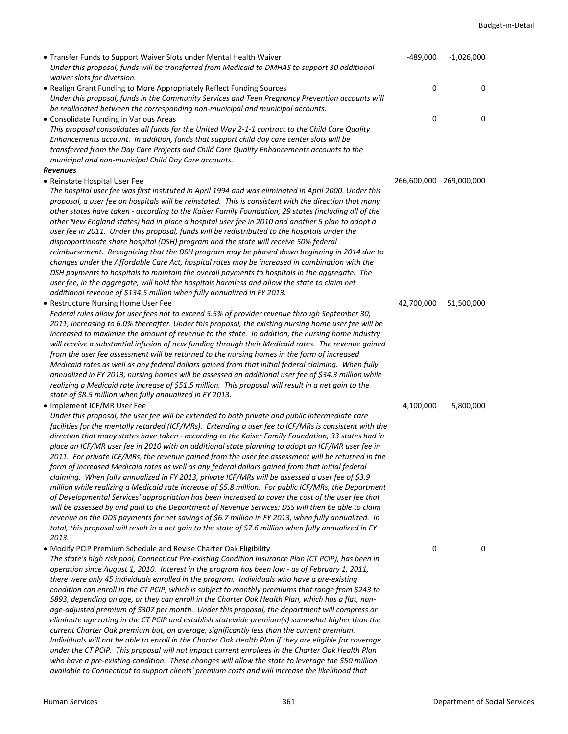| | | |
|---|---|---|
| • Transfer Funds to Support Waiver Slots under Mental Health Waiver<br>*Under this proposal, funds will be transferred from Medicaid to DMHAS to support 30 additional waiver slots for diversion.* | -489,000 | -1,026,000 |
| • Realign Grant Funding to More Appropriately Reflect Funding Sources<br>*Under this proposal, funds in the Community Services and Teen Pregnancy Prevention accounts will be reallocated between the corresponding non-municipal and municipal accounts.* | 0 | 0 |
| • Consolidate Funding in Various Areas<br>*This proposal consolidates all funds for the United Way 2-1-1 contract to the Child Care Quality Enhancements account. In addition, funds that support child day care center slots will be transferred from the Day Care Projects and Child Care Quality Enhancements accounts to the municipal and non-municipal Child Day Care accounts.* | 0 | 0 |
| ***Revenues*** | | |
| • Reinstate Hospital User Fee<br>*The hospital user fee was first instituted in April 1994 and was eliminated in April 2000. Under this proposal, a user fee on hospitals will be reinstated. This is consistent with the direction that many other states have taken - according to the Kaiser Family Foundation, 29 states (including all of the other New England states) had in place a hospital user fee in 2010 and another 5 plan to adopt a user fee in 2011. Under this proposal, funds will be redistributed to the hospitals under the disproportionate share hospital (DSH) program and the state will receive 50% federal reimbursement. Recognizing that the DSH program may be phased down beginning in 2014 due to changes under the Affordable Care Act, hospital rates may be increased in combination with the DSH payments to hospitals to maintain the overall payments to hospitals in the aggregate. The user fee, in the aggregate, will hold the hospitals harmless and allow the state to claim net additional revenue of $134.5 million when fully annualized in FY 2013.* | 266,600,000 | 269,000,000 |
| • Restructure Nursing Home User Fee<br>*Federal rules allow for user fees not to exceed 5.5% of provider revenue through September 30, 2011, increasing to 6.0% thereafter. Under this proposal, the existing nursing home user fee will be increased to maximize the amount of revenue to the state. In addition, the nursing home industry will receive a substantial infusion of new funding through their Medicaid rates. The revenue gained from the user fee assessment will be returned to the nursing homes in the form of increased Medicaid rates as well as any federal dollars gained from that initial federal claiming. When fully annualized in FY 2013, nursing homes will be assessed an additional user fee of $34.3 million while realizing a Medicaid rate increase of $51.5 million. This proposal will result in a net gain to the state of $8.5 million when fully annualized in FY 2013.* | 42,700,000 | 51,500,000 |
| • Implement ICF/MR User Fee<br>*Under this proposal, the user fee will be extended to both private and public intermediate care facilities for the mentally retarded (ICF/MRs). Extending a user fee to ICF/MRs is consistent with the direction that many states have taken - according to the Kaiser Family Foundation, 33 states had in place an ICF/MR user fee in 2010 with an additional state planning to adopt an ICF/MR user fee in 2011. For private ICF/MRs, the revenue gained from the user fee assessment will be returned in the form of increased Medicaid rates as well as any federal dollars gained from that initial federal claiming. When fully annualized in FY 2013, private ICF/MRs will be assessed a user fee of $3.9 million while realizing a Medicaid rate increase of $5.8 million. For public ICF/MRs, the Department of Developmental Services' appropriation has been increased to cover the cost of the user fee that will be assessed by and paid to the Department of Revenue Services; DSS will then be able to claim revenue on the DDS payments for net savings of $6.7 million in FY 2013, when fully annualized. In total, this proposal will result in a net gain to the state of $7.6 million when fully annualized in FY 2013.* | 4,100,000 | 5,800,000 |
| • Modify PCIP Premium Schedule and Revise Charter Oak Eligibility<br>*The state's high risk pool, Connecticut Pre-existing Condition Insurance Plan (CT PCIP), has been in operation since August 1, 2010. Interest in the program has been low - as of February 1, 2011, there were only 45 individuals enrolled in the program. Individuals who have a pre-existing condition can enroll in the CT PCIP, which is subject to monthly premiums that range from $243 to $893, depending on age, or they can enroll in the Charter Oak Health Plan, which has a flat, non-age-adjusted premium of $307 per month. Under this proposal, the department will compress or eliminate age rating in the CT PCIP and establish statewide premium(s) somewhat higher than the current Charter Oak premium but, on average, significantly less than the current premium. Individuals will not be able to enroll in the Charter Oak Health Plan if they are eligible for coverage under the CT PCIP. This proposal will not impact current enrollees in the Charter Oak Health Plan who have a pre-existing condition. These changes will allow the state to leverage the $50 million available to Connecticut to support clients' premium costs and will increase the likelihood that* | 0 | 0 |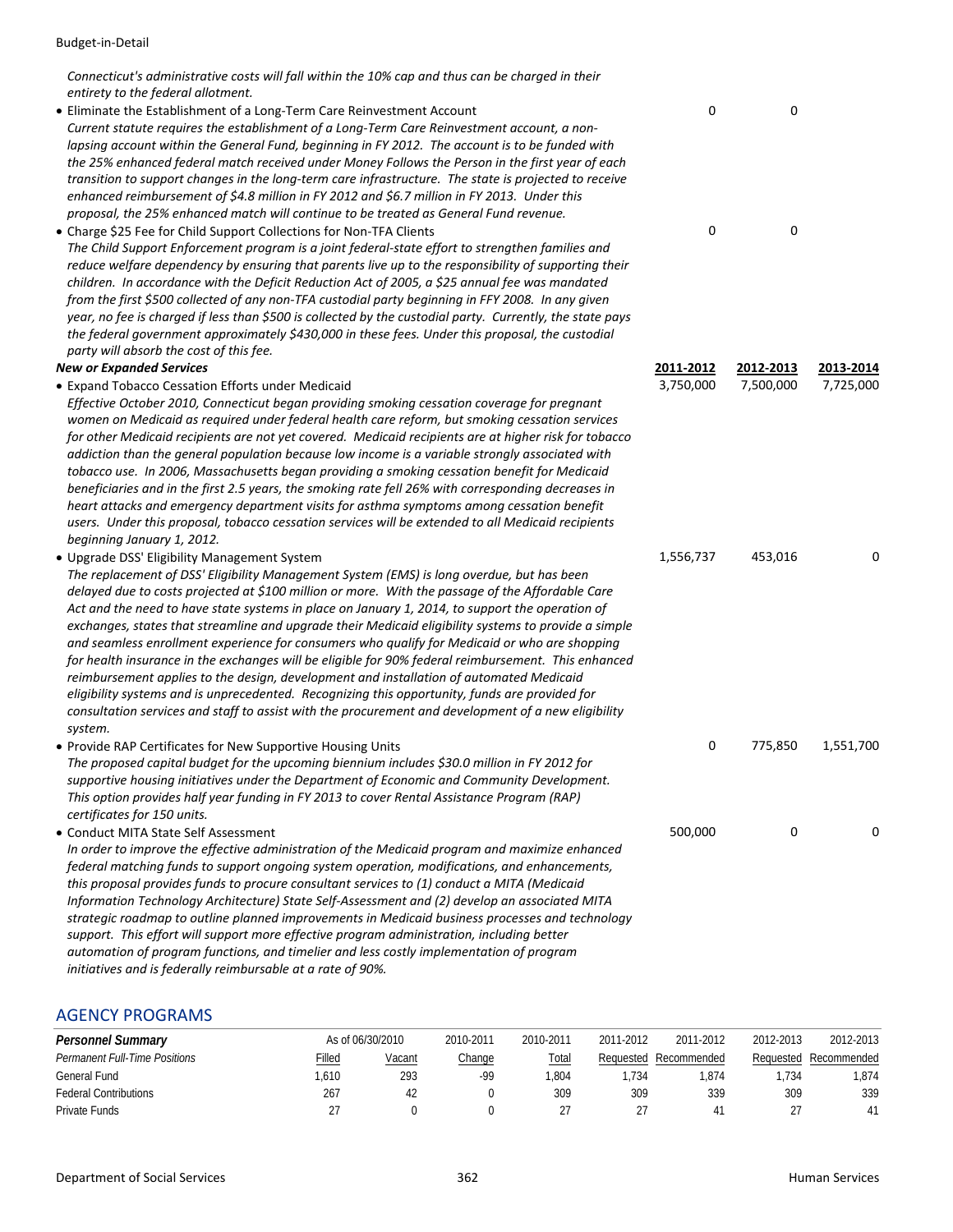*Connecticut's administrative costs will fall within the 10% cap and thus can be charged in their entirety to the federal allotment.*

| | 2011-2012 | 2012-2013 | 2013-2014 |
|---|---|---|---|
| • Eliminate the Establishment of a Long-Term Care Reinvestment Account | 0 | 0 | |

*Current statute requires the establishment of a Long-Term Care Reinvestment account, a non-lapsing account within the General Fund, beginning in FY 2012. The account is to be funded with the 25% enhanced federal match received under Money Follows the Person in the first year of each transition to support changes in the long-term care infrastructure. The state is projected to receive enhanced reimbursement of $4.8 million in FY 2012 and $6.7 million in FY 2013. Under this proposal, the 25% enhanced match will continue to be treated as General Fund revenue.*

| | 2011-2012 | 2012-2013 | 2013-2014 |
|---|---|---|---|
| • Charge $25 Fee for Child Support Collections for Non-TFA Clients | 0 | 0 | |

*The Child Support Enforcement program is a joint federal-state effort to strengthen families and reduce welfare dependency by ensuring that parents live up to the responsibility of supporting their children. In accordance with the Deficit Reduction Act of 2005, a $25 annual fee was mandated from the first $500 collected of any non-TFA custodial party beginning in FFY 2008. In any given year, no fee is charged if less than $500 is collected by the custodial party. Currently, the state pays the federal government approximately $430,000 in these fees. Under this proposal, the custodial party will absorb the cost of this fee.*

***New or Expanded Services***

| | 2011-2012 | 2012-2013 | 2013-2014 |
|---|---|---|---|
| • Expand Tobacco Cessation Efforts under Medicaid | 3,750,000 | 7,500,000 | 7,725,000 |

*Effective October 2010, Connecticut began providing smoking cessation coverage for pregnant women on Medicaid as required under federal health care reform, but smoking cessation services for other Medicaid recipients are not yet covered. Medicaid recipients are at higher risk for tobacco addiction than the general population because low income is a variable strongly associated with tobacco use. In 2006, Massachusetts began providing a smoking cessation benefit for Medicaid beneficiaries and in the first 2.5 years, the smoking rate fell 26% with corresponding decreases in heart attacks and emergency department visits for asthma symptoms among cessation benefit users. Under this proposal, tobacco cessation services will be extended to all Medicaid recipients beginning January 1, 2012.*

| | 2011-2012 | 2012-2013 | 2013-2014 |
|---|---|---|---|
| • Upgrade DSS' Eligibility Management System | 1,556,737 | 453,016 | 0 |

*The replacement of DSS' Eligibility Management System (EMS) is long overdue, but has been delayed due to costs projected at $100 million or more. With the passage of the Affordable Care Act and the need to have state systems in place on January 1, 2014, to support the operation of exchanges, states that streamline and upgrade their Medicaid eligibility systems to provide a simple and seamless enrollment experience for consumers who qualify for Medicaid or who are shopping for health insurance in the exchanges will be eligible for 90% federal reimbursement. This enhanced reimbursement applies to the design, development and installation of automated Medicaid eligibility systems and is unprecedented. Recognizing this opportunity, funds are provided for consultation services and staff to assist with the procurement and development of a new eligibility system.*

| | 2011-2012 | 2012-2013 | 2013-2014 |
|---|---|---|---|
| • Provide RAP Certificates for New Supportive Housing Units | 0 | 775,850 | 1,551,700 |

*The proposed capital budget for the upcoming biennium includes $30.0 million in FY 2012 for supportive housing initiatives under the Department of Economic and Community Development. This option provides half year funding in FY 2013 to cover Rental Assistance Program (RAP) certificates for 150 units.*

| | 2011-2012 | 2012-2013 | 2013-2014 |
|---|---|---|---|
| • Conduct MITA State Self Assessment | 500,000 | 0 | 0 |

*In order to improve the effective administration of the Medicaid program and maximize enhanced federal matching funds to support ongoing system operation, modifications, and enhancements, this proposal provides funds to procure consultant services to (1) conduct a MITA (Medicaid Information Technology Architecture) State Self-Assessment and (2) develop an associated MITA strategic roadmap to outline planned improvements in Medicaid business processes and technology support. This effort will support more effective program administration, including better automation of program functions, and timelier and less costly implementation of program initiatives and is federally reimbursable at a rate of 90%.*

## AGENCY PROGRAMS

| ***Personnel Summary*** | As of 06/30/2010 | | 2010-2011 | 2010-2011 | 2011-2012 | 2011-2012 | 2012-2013 | 2012-2013 |
|---|---|---|---|---|---|---|---|---|
| *Permanent Full-Time Positions* | Filled | Vacant | Change | Total | Requested | Recommended | Requested | Recommended |
| General Fund | 1,610 | 293 | -99 | 1,804 | 1,734 | 1,874 | 1,734 | 1,874 |
| Federal Contributions | 267 | 42 | 0 | 309 | 309 | 339 | 309 | 339 |
| Private Funds | 27 | 0 | 0 | 27 | 27 | 41 | 27 | 41 |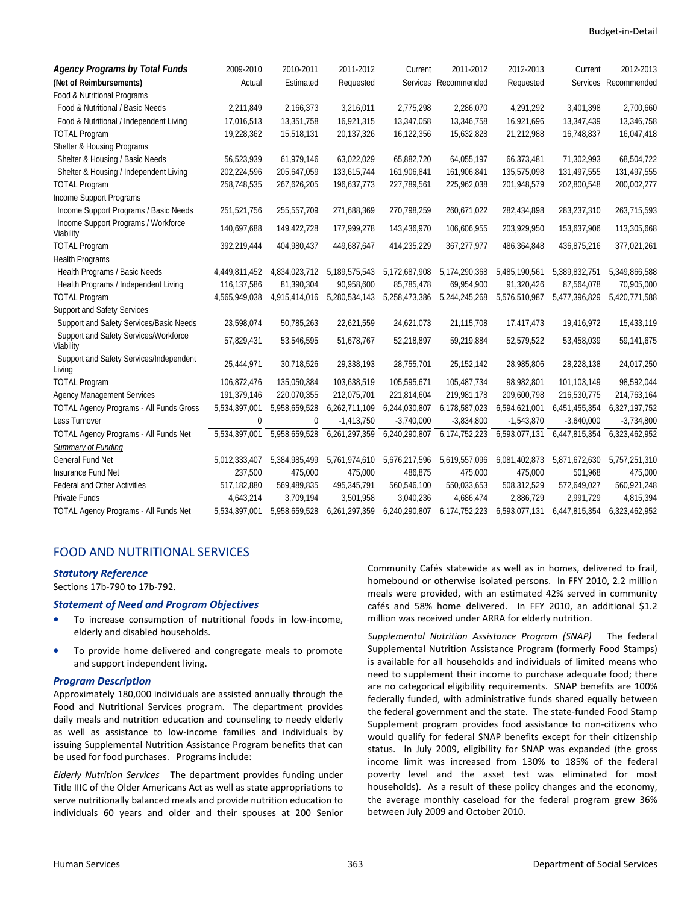| Agency Programs by Total Funds (Net of Reimbursements) | 2009-2010 Actual | 2010-2011 Estimated | 2011-2012 Requested | Current Services | 2011-2012 Recommended | 2012-2013 Requested | Current Services | 2012-2013 Recommended |
|---|---|---|---|---|---|---|---|---|
| Food & Nutritional Programs | | | | | | | | |
| Food & Nutritional / Basic Needs | 2,211,849 | 2,166,373 | 3,216,011 | 2,775,298 | 2,286,070 | 4,291,292 | 3,401,398 | 2,700,660 |
| Food & Nutritional / Independent Living | 17,016,513 | 13,351,758 | 16,921,315 | 13,347,058 | 13,346,758 | 16,921,696 | 13,347,439 | 13,346,758 |
| TOTAL Program | 19,228,362 | 15,518,131 | 20,137,326 | 16,122,356 | 15,632,828 | 21,212,988 | 16,748,837 | 16,047,418 |
| Shelter & Housing Programs | | | | | | | | |
| Shelter & Housing / Basic Needs | 56,523,939 | 61,979,146 | 63,022,029 | 65,882,720 | 64,055,197 | 66,373,481 | 71,302,993 | 68,504,722 |
| Shelter & Housing / Independent Living | 202,224,596 | 205,647,059 | 133,615,744 | 161,906,841 | 161,906,841 | 135,575,098 | 131,497,555 | 131,497,555 |
| TOTAL Program | 258,748,535 | 267,626,205 | 196,637,773 | 227,789,561 | 225,962,038 | 201,948,579 | 202,800,548 | 200,002,277 |
| Income Support Programs | | | | | | | | |
| Income Support Programs / Basic Needs | 251,521,756 | 255,557,709 | 271,688,369 | 270,798,259 | 260,671,022 | 282,434,898 | 283,237,310 | 263,715,593 |
| Income Support Programs / Workforce Viability | 140,697,688 | 149,422,728 | 177,999,278 | 143,436,970 | 106,606,955 | 203,929,950 | 153,637,906 | 113,305,668 |
| TOTAL Program | 392,219,444 | 404,980,437 | 449,687,647 | 414,235,229 | 367,277,977 | 486,364,848 | 436,875,216 | 377,021,261 |
| Health Programs | | | | | | | | |
| Health Programs / Basic Needs | 4,449,811,452 | 4,834,023,712 | 5,189,575,543 | 5,172,687,908 | 5,174,290,368 | 5,485,190,561 | 5,389,832,751 | 5,349,866,588 |
| Health Programs / Independent Living | 116,137,586 | 81,390,304 | 90,958,600 | 85,785,478 | 69,954,900 | 91,320,426 | 87,564,078 | 70,905,000 |
| TOTAL Program | 4,565,949,038 | 4,915,414,016 | 5,280,534,143 | 5,258,473,386 | 5,244,245,268 | 5,576,510,987 | 5,477,396,829 | 5,420,771,588 |
| Support and Safety Services | | | | | | | | |
| Support and Safety Services/Basic Needs | 23,598,074 | 50,785,263 | 22,621,559 | 24,621,073 | 21,115,708 | 17,417,473 | 19,416,972 | 15,433,119 |
| Support and Safety Services/Workforce Viability | 57,829,431 | 53,546,595 | 51,678,767 | 52,218,897 | 59,219,884 | 52,579,522 | 53,458,039 | 59,141,675 |
| Support and Safety Services/Independent Living | 25,444,971 | 30,718,526 | 29,338,193 | 28,755,701 | 25,152,142 | 28,985,806 | 28,228,138 | 24,017,250 |
| TOTAL Program | 106,872,476 | 135,050,384 | 103,638,519 | 105,595,671 | 105,487,734 | 98,982,801 | 101,103,149 | 98,592,044 |
| Agency Management Services | 191,379,146 | 220,070,355 | 212,075,701 | 221,814,604 | 219,981,178 | 209,600,798 | 216,530,775 | 214,763,164 |
| TOTAL Agency Programs - All Funds Gross | 5,534,397,001 | 5,958,659,528 | 6,262,711,109 | 6,244,030,807 | 6,178,587,023 | 6,594,621,001 | 6,451,455,354 | 6,327,197,752 |
| Less Turnover | 0 | 0 | -1,413,750 | -3,740,000 | -3,834,800 | -1,543,870 | -3,640,000 | -3,734,800 |
| TOTAL Agency Programs - All Funds Net | 5,534,397,001 | 5,958,659,528 | 6,261,297,359 | 6,240,290,807 | 6,174,752,223 | 6,593,077,131 | 6,447,815,354 | 6,323,462,952 |
| *Summary of Funding* | | | | | | | | |
| General Fund Net | 5,012,333,407 | 5,384,985,499 | 5,761,974,610 | 5,676,217,596 | 5,619,557,096 | 6,081,402,873 | 5,871,672,630 | 5,757,251,310 |
| Insurance Fund Net | 237,500 | 475,000 | 475,000 | 486,875 | 475,000 | 475,000 | 501,968 | 475,000 |
| Federal and Other Activities | 517,182,880 | 569,489,835 | 495,345,791 | 560,546,100 | 550,033,653 | 508,312,529 | 572,649,027 | 560,921,248 |
| Private Funds | 4,643,214 | 3,709,194 | 3,501,958 | 3,040,236 | 4,686,474 | 2,886,729 | 2,991,729 | 4,815,394 |
| TOTAL Agency Programs - All Funds Net | 5,534,397,001 | 5,958,659,528 | 6,261,297,359 | 6,240,290,807 | 6,174,752,223 | 6,593,077,131 | 6,447,815,354 | 6,323,462,952 |

## FOOD AND NUTRITIONAL SERVICES

### *Statutory Reference*

Sections 17b-790 to 17b-792.

### *Statement of Need and Program Objectives*

- To increase consumption of nutritional foods in low-income, elderly and disabled households.
- To provide home delivered and congregate meals to promote and support independent living.

### *Program Description*

Approximately 180,000 individuals are assisted annually through the Food and Nutritional Services program. The department provides daily meals and nutrition education and counseling to needy elderly as well as assistance to low-income families and individuals by issuing Supplemental Nutrition Assistance Program benefits that can be used for food purchases. Programs include:

*Elderly Nutrition Services* The department provides funding under Title IIIC of the Older Americans Act as well as state appropriations to serve nutritionally balanced meals and provide nutrition education to individuals 60 years and older and their spouses at 200 Senior Community Cafés statewide as well as in homes, delivered to frail, homebound or otherwise isolated persons. In FFY 2010, 2.2 million meals were provided, with an estimated 42% served in community cafés and 58% home delivered. In FFY 2010, an additional $1.2 million was received under ARRA for elderly nutrition.

*Supplemental Nutrition Assistance Program (SNAP)* The federal Supplemental Nutrition Assistance Program (formerly Food Stamps) is available for all households and individuals of limited means who need to supplement their income to purchase adequate food; there are no categorical eligibility requirements. SNAP benefits are 100% federally funded, with administrative funds shared equally between the federal government and the state. The state-funded Food Stamp Supplement program provides food assistance to non-citizens who would qualify for federal SNAP benefits except for their citizenship status. In July 2009, eligibility for SNAP was expanded (the gross income limit was increased from 130% to 185% of the federal poverty level and the asset test was eliminated for most households). As a result of these policy changes and the economy, the average monthly caseload for the federal program grew 36% between July 2009 and October 2010.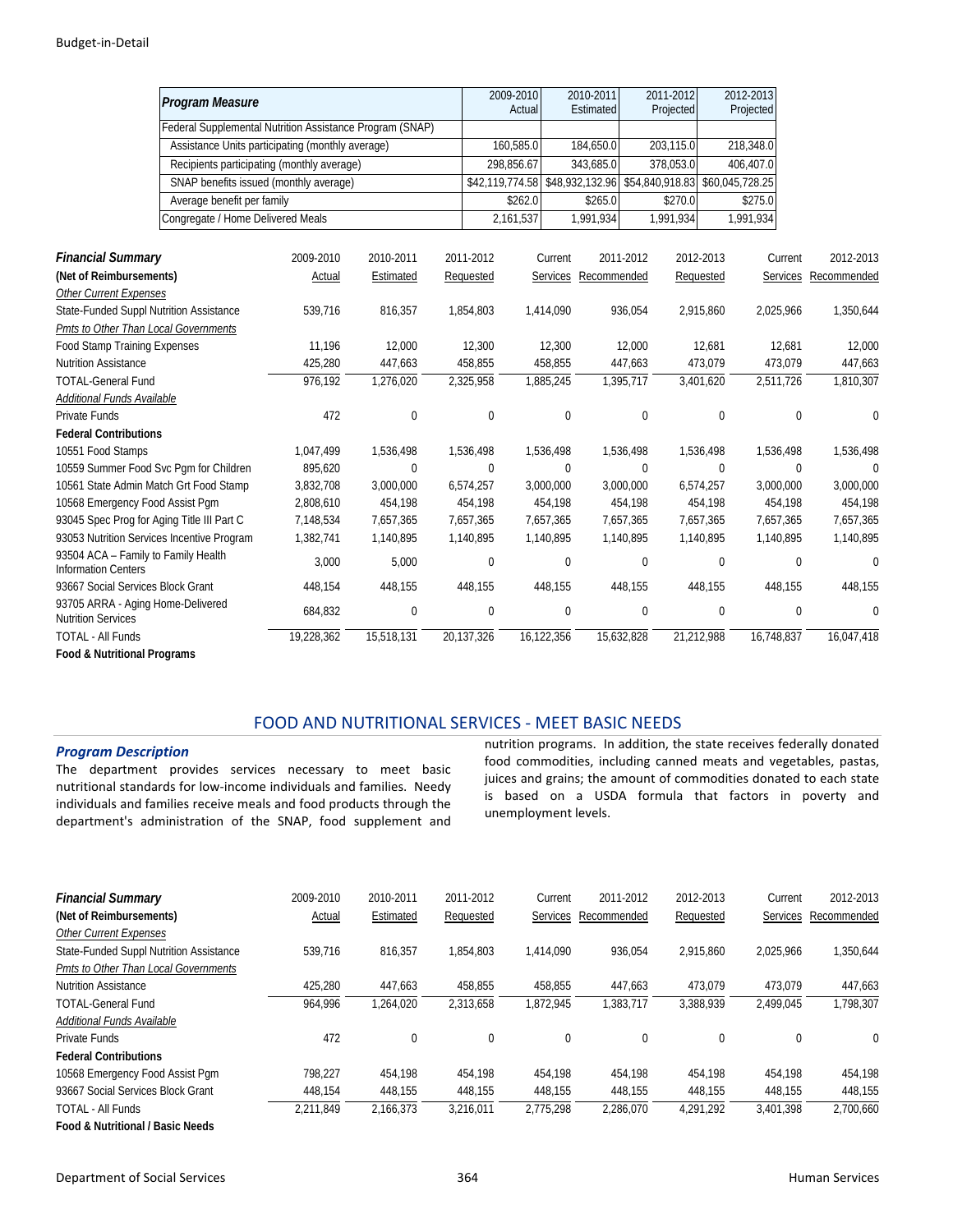| Program Measure | 2009-2010 Actual | 2010-2011 Estimated | 2011-2012 Projected | 2012-2013 Projected |
|---|---|---|---|---|
| Federal Supplemental Nutrition Assistance Program (SNAP) | | | | |
| Assistance Units participating (monthly average) | 160,585.0 | 184,650.0 | 203,115.0 | 218,348.0 |
| Recipients participating (monthly average) | 298,856.67 | 343,685.0 | 378,053.0 | 406,407.0 |
| SNAP benefits issued (monthly average) | $42,119,774.58 | $48,932,132.96 | $54,840,918.83 | $60,045,728.25 |
| Average benefit per family | $262.0 | $265.0 | $270.0 | $275.0 |
| Congregate / Home Delivered Meals | 2,161,537 | 1,991,934 | 1,991,934 | 1,991,934 |

| Financial Summary (Net of Reimbursements) | 2009-2010 Actual | 2010-2011 Estimated | 2011-2012 Requested | Current Services | 2011-2012 Recommended | 2012-2013 Requested | Current Services | 2012-2013 Recommended |
|---|---|---|---|---|---|---|---|---|
| *Other Current Expenses* | | | | | | | | |
| State-Funded Suppl Nutrition Assistance | 539,716 | 816,357 | 1,854,803 | 1,414,090 | 936,054 | 2,915,860 | 2,025,966 | 1,350,644 |
| *Pmts to Other Than Local Governments* | | | | | | | | |
| Food Stamp Training Expenses | 11,196 | 12,000 | 12,300 | 12,300 | 12,000 | 12,681 | 12,681 | 12,000 |
| Nutrition Assistance | 425,280 | 447,663 | 458,855 | 458,855 | 447,663 | 473,079 | 473,079 | 447,663 |
| TOTAL-General Fund | 976,192 | 1,276,020 | 2,325,958 | 1,885,245 | 1,395,717 | 3,401,620 | 2,511,726 | 1,810,307 |
| *Additional Funds Available* | | | | | | | | |
| Private Funds | 472 | 0 | 0 | 0 | 0 | 0 | 0 | 0 |
| **Federal Contributions** | | | | | | | | |
| 10551 Food Stamps | 1,047,499 | 1,536,498 | 1,536,498 | 1,536,498 | 1,536,498 | 1,536,498 | 1,536,498 | 1,536,498 |
| 10559 Summer Food Svc Pgm for Children | 895,620 | 0 | 0 | 0 | 0 | 0 | 0 | 0 |
| 10561 State Admin Match Grt Food Stamp | 3,832,708 | 3,000,000 | 6,574,257 | 3,000,000 | 3,000,000 | 6,574,257 | 3,000,000 | 3,000,000 |
| 10568 Emergency Food Assist Pgm | 2,808,610 | 454,198 | 454,198 | 454,198 | 454,198 | 454,198 | 454,198 | 454,198 |
| 93045 Spec Prog for Aging Title III Part C | 7,148,534 | 7,657,365 | 7,657,365 | 7,657,365 | 7,657,365 | 7,657,365 | 7,657,365 | 7,657,365 |
| 93053 Nutrition Services Incentive Program | 1,382,741 | 1,140,895 | 1,140,895 | 1,140,895 | 1,140,895 | 1,140,895 | 1,140,895 | 1,140,895 |
| 93504 ACA – Family to Family Health Information Centers | 3,000 | 5,000 | 0 | 0 | 0 | 0 | 0 | 0 |
| 93667 Social Services Block Grant | 448,154 | 448,155 | 448,155 | 448,155 | 448,155 | 448,155 | 448,155 | 448,155 |
| 93705 ARRA - Aging Home-Delivered Nutrition Services | 684,832 | 0 | 0 | 0 | 0 | 0 | 0 | 0 |
| TOTAL - All Funds | 19,228,362 | 15,518,131 | 20,137,326 | 16,122,356 | 15,632,828 | 21,212,988 | 16,748,837 | 16,047,418 |
| **Food & Nutritional Programs** | | | | | | | | |

## FOOD AND NUTRITIONAL SERVICES - MEET BASIC NEEDS

### *Program Description*

The department provides services necessary to meet basic nutritional standards for low-income individuals and families. Needy individuals and families receive meals and food products through the department's administration of the SNAP, food supplement and nutrition programs. In addition, the state receives federally donated food commodities, including canned meats and vegetables, pastas, juices and grains; the amount of commodities donated to each state is based on a USDA formula that factors in poverty and unemployment levels.

| Financial Summary (Net of Reimbursements) | 2009-2010 Actual | 2010-2011 Estimated | 2011-2012 Requested | Current Services | 2011-2012 Recommended | 2012-2013 Requested | Current Services | 2012-2013 Recommended |
|---|---|---|---|---|---|---|---|---|
| *Other Current Expenses* | | | | | | | | |
| State-Funded Suppl Nutrition Assistance | 539,716 | 816,357 | 1,854,803 | 1,414,090 | 936,054 | 2,915,860 | 2,025,966 | 1,350,644 |
| *Pmts to Other Than Local Governments* | | | | | | | | |
| Nutrition Assistance | 425,280 | 447,663 | 458,855 | 458,855 | 447,663 | 473,079 | 473,079 | 447,663 |
| TOTAL-General Fund | 964,996 | 1,264,020 | 2,313,658 | 1,872,945 | 1,383,717 | 3,388,939 | 2,499,045 | 1,798,307 |
| *Additional Funds Available* | | | | | | | | |
| Private Funds | 472 | 0 | 0 | 0 | 0 | 0 | 0 | 0 |
| **Federal Contributions** | | | | | | | | |
| 10568 Emergency Food Assist Pgm | 798,227 | 454,198 | 454,198 | 454,198 | 454,198 | 454,198 | 454,198 | 454,198 |
| 93667 Social Services Block Grant | 448,154 | 448,155 | 448,155 | 448,155 | 448,155 | 448,155 | 448,155 | 448,155 |
| TOTAL - All Funds | 2,211,849 | 2,166,373 | 3,216,011 | 2,775,298 | 2,286,070 | 4,291,292 | 3,401,398 | 2,700,660 |
| **Food & Nutritional / Basic Needs** | | | | | | | | |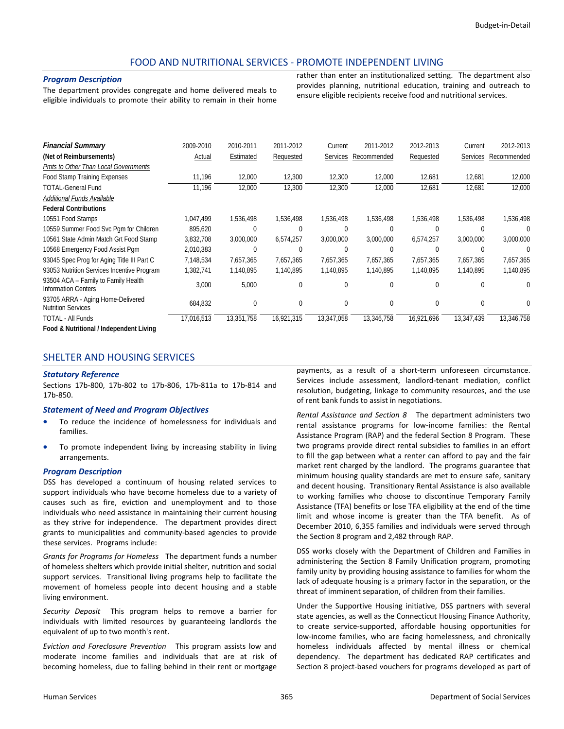## FOOD AND NUTRITIONAL SERVICES - PROMOTE INDEPENDENT LIVING

### *Program Description*

The department provides congregate and home delivered meals to eligible individuals to promote their ability to remain in their home rather than enter an institutionalized setting. The department also provides planning, nutritional education, training and outreach to ensure eligible recipients receive food and nutritional services.

| ***Financial Summary*** **(Net of Reimbursements)** | 2009-2010 Actual | 2010-2011 Estimated | 2011-2012 Requested | Current Services | 2011-2012 Recommended | 2012-2013 Requested | Current Services | 2012-2013 Recommended |
|---|---|---|---|---|---|---|---|---|
| *Pmts to Other Than Local Governments* | | | | | | | | |
| Food Stamp Training Expenses | 11,196 | 12,000 | 12,300 | 12,300 | 12,000 | 12,681 | 12,681 | 12,000 |
| TOTAL-General Fund | 11,196 | 12,000 | 12,300 | 12,300 | 12,000 | 12,681 | 12,681 | 12,000 |
| *Additional Funds Available* | | | | | | | | |
| **Federal Contributions** | | | | | | | | |
| 10551 Food Stamps | 1,047,499 | 1,536,498 | 1,536,498 | 1,536,498 | 1,536,498 | 1,536,498 | 1,536,498 | 1,536,498 |
| 10559 Summer Food Svc Pgm for Children | 895,620 | 0 | 0 | 0 | 0 | 0 | 0 | 0 |
| 10561 State Admin Match Grt Food Stamp | 3,832,708 | 3,000,000 | 6,574,257 | 3,000,000 | 3,000,000 | 6,574,257 | 3,000,000 | 3,000,000 |
| 10568 Emergency Food Assist Pgm | 2,010,383 | 0 | 0 | 0 | 0 | 0 | 0 | 0 |
| 93045 Spec Prog for Aging Title III Part C | 7,148,534 | 7,657,365 | 7,657,365 | 7,657,365 | 7,657,365 | 7,657,365 | 7,657,365 | 7,657,365 |
| 93053 Nutrition Services Incentive Program | 1,382,741 | 1,140,895 | 1,140,895 | 1,140,895 | 1,140,895 | 1,140,895 | 1,140,895 | 1,140,895 |
| 93504 ACA – Family to Family Health Information Centers | 3,000 | 5,000 | 0 | 0 | 0 | 0 | 0 | 0 |
| 93705 ARRA - Aging Home-Delivered Nutrition Services | 684,832 | 0 | 0 | 0 | 0 | 0 | 0 | 0 |
| TOTAL - All Funds | 17,016,513 | 13,351,758 | 16,921,315 | 13,347,058 | 13,346,758 | 16,921,696 | 13,347,439 | 13,346,758 |
| **Food & Nutritional / Independent Living** | | | | | | | | |

## SHELTER AND HOUSING SERVICES

### *Statutory Reference*

Sections 17b-800, 17b-802 to 17b-806, 17b-811a to 17b-814 and 17b-850.

### *Statement of Need and Program Objectives*

- To reduce the incidence of homelessness for individuals and families.
- To promote independent living by increasing stability in living arrangements.

### *Program Description*

DSS has developed a continuum of housing related services to support individuals who have become homeless due to a variety of causes such as fire, eviction and unemployment and to those individuals who need assistance in maintaining their current housing as they strive for independence. The department provides direct grants to municipalities and community-based agencies to provide these services. Programs include:

*Grants for Programs for Homeless* The department funds a number of homeless shelters which provide initial shelter, nutrition and social support services. Transitional living programs help to facilitate the movement of homeless people into decent housing and a stable living environment.

*Security Deposit* This program helps to remove a barrier for individuals with limited resources by guaranteeing landlords the equivalent of up to two month's rent.

*Eviction and Foreclosure Prevention* This program assists low and moderate income families and individuals that are at risk of becoming homeless, due to falling behind in their rent or mortgage payments, as a result of a short-term unforeseen circumstance. Services include assessment, landlord-tenant mediation, conflict resolution, budgeting, linkage to community resources, and the use of rent bank funds to assist in negotiations.

*Rental Assistance and Section 8* The department administers two rental assistance programs for low-income families: the Rental Assistance Program (RAP) and the federal Section 8 Program. These two programs provide direct rental subsidies to families in an effort to fill the gap between what a renter can afford to pay and the fair market rent charged by the landlord. The programs guarantee that minimum housing quality standards are met to ensure safe, sanitary and decent housing. Transitionary Rental Assistance is also available to working families who choose to discontinue Temporary Family Assistance (TFA) benefits or lose TFA eligibility at the end of the time limit and whose income is greater than the TFA benefit. As of December 2010, 6,355 families and individuals were served through the Section 8 program and 2,482 through RAP.

DSS works closely with the Department of Children and Families in administering the Section 8 Family Unification program, promoting family unity by providing housing assistance to families for whom the lack of adequate housing is a primary factor in the separation, or the threat of imminent separation, of children from their families.

Under the Supportive Housing initiative, DSS partners with several state agencies, as well as the Connecticut Housing Finance Authority, to create service-supported, affordable housing opportunities for low-income families, who are facing homelessness, and chronically homeless individuals affected by mental illness or chemical dependency. The department has dedicated RAP certificates and Section 8 project-based vouchers for programs developed as part of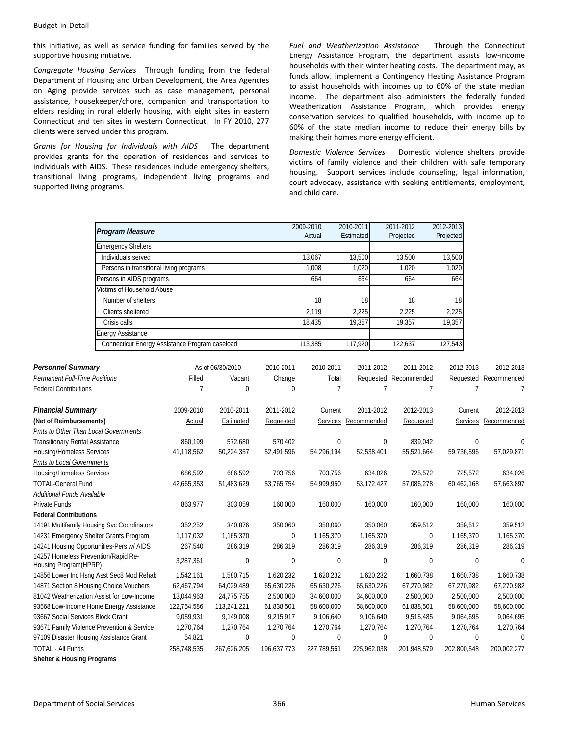this initiative, as well as service funding for families served by the supportive housing initiative.

*Congregate Housing Services* Through funding from the federal Department of Housing and Urban Development, the Area Agencies on Aging provide services such as case management, personal assistance, housekeeper/chore, companion and transportation to elders residing in rural elderly housing, with eight sites in eastern Connecticut and ten sites in western Connecticut. In FY 2010, 277 clients were served under this program.

*Grants for Housing for Individuals with AIDS* The department provides grants for the operation of residences and services to individuals with AIDS. These residences include emergency shelters, transitional living programs, independent living programs and supported living programs.

*Fuel and Weatherization Assistance* Through the Connecticut Energy Assistance Program, the department assists low-income households with their winter heating costs. The department may, as funds allow, implement a Contingency Heating Assistance Program to assist households with incomes up to 60% of the state median income. The department also administers the federally funded Weatherization Assistance Program, which provides energy conservation services to qualified households, with income up to 60% of the state median income to reduce their energy bills by making their homes more energy efficient.

*Domestic Violence Services* Domestic violence shelters provide victims of family violence and their children with safe temporary housing. Support services include counseling, legal information, court advocacy, assistance with seeking entitlements, employment, and child care.

| Program Measure | 2009-2010 Actual | 2010-2011 Estimated | 2011-2012 Projected | 2012-2013 Projected |
|---|---|---|---|---|
| Emergency Shelters | | | | |
| Individuals served | 13,067 | 13,500 | 13,500 | 13,500 |
| Persons in transitional living programs | 1,008 | 1,020 | 1,020 | 1,020 |
| Persons in AIDS programs | 664 | 664 | 664 | 664 |
| Victims of Household Abuse | | | | |
| Number of shelters | 18 | 18 | 18 | 18 |
| Clients sheltered | 2,119 | 2,225 | 2,225 | 2,225 |
| Crisis calls | 18,435 | 19,357 | 19,357 | 19,357 |
| Energy Assistance | | | | |
| Connecticut Energy Assistance Program caseload | 113,385 | 117,920 | 122,637 | 127,543 |

| Personnel Summary | As of 06/30/2010 | | 2010-2011 | 2010-2011 | 2011-2012 | 2011-2012 | 2012-2013 | 2012-2013 |
|---|---|---|---|---|---|---|---|---|
| Permanent Full-Time Positions | Filled | Vacant | Change | Total | Requested | Recommended | Requested | Recommended |
| Federal Contributions | 7 | 0 | 0 | 7 | 7 | 7 | 7 | 7 |

| Financial Summary | 2009-2010 | 2010-2011 | 2011-2012 | Current | 2011-2012 | 2012-2013 | Current | 2012-2013 |
|---|---|---|---|---|---|---|---|---|
| (Net of Reimbursements) | Actual | Estimated | Requested | Services | Recommended | Requested | Services | Recommended |
| *Pmts to Other Than Local Governments* | | | | | | | | |
| Transitionary Rental Assistance | 860,199 | 572,680 | 570,402 | 0 | 0 | 839,042 | 0 | 0 |
| Housing/Homeless Services | 41,118,562 | 50,224,357 | 52,491,596 | 54,296,194 | 52,538,401 | 55,521,664 | 59,736,596 | 57,029,871 |
| *Pmts to Local Governments* | | | | | | | | |
| Housing/Homeless Services | 686,592 | 686,592 | 703,756 | 703,756 | 634,026 | 725,572 | 725,572 | 634,026 |
| TOTAL-General Fund | 42,665,353 | 51,483,629 | 53,765,754 | 54,999,950 | 53,172,427 | 57,086,278 | 60,462,168 | 57,663,897 |
| *Additional Funds Available* | | | | | | | | |
| Private Funds | 863,977 | 303,059 | 160,000 | 160,000 | 160,000 | 160,000 | 160,000 | 160,000 |
| **Federal Contributions** | | | | | | | | |
| 14191 Multifamily Housing Svc Coordinators | 352,252 | 340,876 | 350,060 | 350,060 | 350,060 | 359,512 | 359,512 | 359,512 |
| 14231 Emergency Shelter Grants Program | 1,117,032 | 1,165,370 | 0 | 1,165,370 | 1,165,370 | 0 | 1,165,370 | 1,165,370 |
| 14241 Housing Opportunities-Pers w/ AIDS | 267,540 | 286,319 | 286,319 | 286,319 | 286,319 | 286,319 | 286,319 | 286,319 |
| 14257 Homeless Prevention/Rapid Re-Housing Program(HPRP) | 3,287,361 | 0 | 0 | 0 | 0 | 0 | 0 | 0 |
| 14856 Lower Inc Hsng Asst Sec8 Mod Rehab | 1,542,161 | 1,580,715 | 1,620,232 | 1,620,232 | 1,620,232 | 1,660,738 | 1,660,738 | 1,660,738 |
| 14871 Section 8 Housing Choice Vouchers | 62,467,794 | 64,029,489 | 65,630,226 | 65,630,226 | 65,630,226 | 67,270,982 | 67,270,982 | 67,270,982 |
| 81042 Weatherization Assist for Low-Income | 13,044,963 | 24,775,755 | 2,500,000 | 34,600,000 | 34,600,000 | 2,500,000 | 2,500,000 | 2,500,000 |
| 93568 Low-Income Home Energy Assistance | 122,754,586 | 113,241,221 | 61,838,501 | 58,600,000 | 58,600,000 | 61,838,501 | 58,600,000 | 58,600,000 |
| 93667 Social Services Block Grant | 9,059,931 | 9,149,008 | 9,215,917 | 9,106,640 | 9,106,640 | 9,515,485 | 9,064,695 | 9,064,695 |
| 93671 Family Violence Prevention & Service | 1,270,764 | 1,270,764 | 1,270,764 | 1,270,764 | 1,270,764 | 1,270,764 | 1,270,764 | 1,270,764 |
| 97109 Disaster Housing Assistance Grant | 54,821 | 0 | 0 | 0 | 0 | 0 | 0 | 0 |
| TOTAL - All Funds | 258,748,535 | 267,626,205 | 196,637,773 | 227,789,561 | 225,962,038 | 201,948,579 | 202,800,548 | 200,002,277 |
| **Shelter & Housing Programs** | | | | | | | | |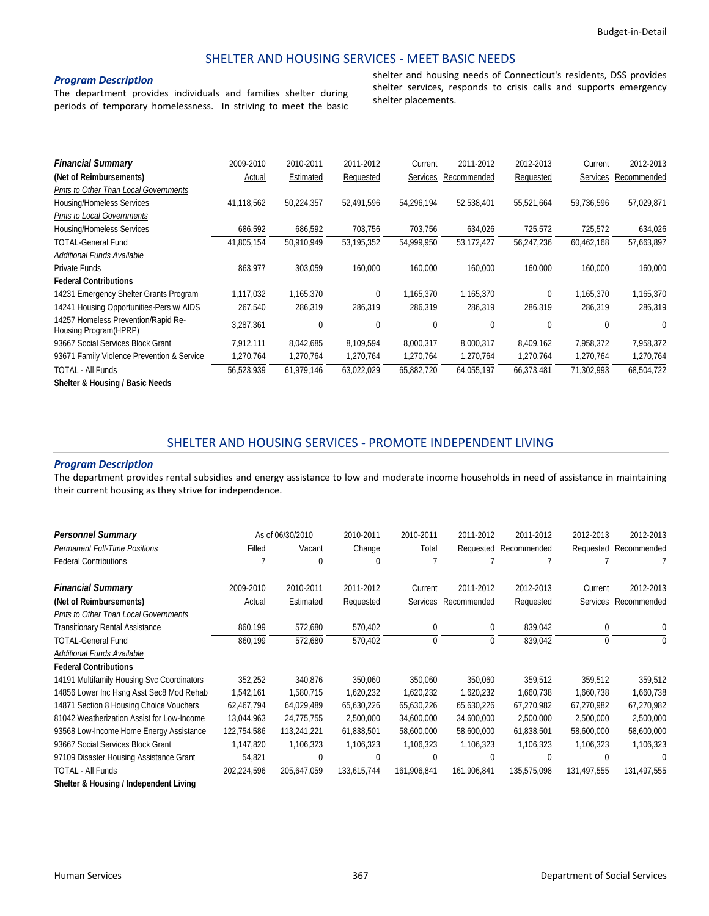## SHELTER AND HOUSING SERVICES - MEET BASIC NEEDS

### *Program Description*

The department provides individuals and families shelter during periods of temporary homelessness. In striving to meet the basic shelter and housing needs of Connecticut's residents, DSS provides shelter services, responds to crisis calls and supports emergency shelter placements.

| *Financial Summary* | 2009-2010 | 2010-2011 | 2011-2012 | Current | 2011-2012 | 2012-2013 | Current | 2012-2013 |
|---|---|---|---|---|---|---|---|---|
| **(Net of Reimbursements)** | Actual | Estimated | Requested | Services | Recommended | Requested | Services | Recommended |
| *Pmts to Other Than Local Governments* | | | | | | | | |
| Housing/Homeless Services | 41,118,562 | 50,224,357 | 52,491,596 | 54,296,194 | 52,538,401 | 55,521,664 | 59,736,596 | 57,029,871 |
| *Pmts to Local Governments* | | | | | | | | |
| Housing/Homeless Services | 686,592 | 686,592 | 703,756 | 703,756 | 634,026 | 725,572 | 725,572 | 634,026 |
| TOTAL-General Fund | 41,805,154 | 50,910,949 | 53,195,352 | 54,999,950 | 53,172,427 | 56,247,236 | 60,462,168 | 57,663,897 |
| *Additional Funds Available* | | | | | | | | |
| Private Funds | 863,977 | 303,059 | 160,000 | 160,000 | 160,000 | 160,000 | 160,000 | 160,000 |
| **Federal Contributions** | | | | | | | | |
| 14231 Emergency Shelter Grants Program | 1,117,032 | 1,165,370 | 0 | 1,165,370 | 1,165,370 | 0 | 1,165,370 | 1,165,370 |
| 14241 Housing Opportunities-Pers w/ AIDS | 267,540 | 286,319 | 286,319 | 286,319 | 286,319 | 286,319 | 286,319 | 286,319 |
| 14257 Homeless Prevention/Rapid Re-Housing Program(HPRP) | 3,287,361 | 0 | 0 | 0 | 0 | 0 | 0 | 0 |
| 93667 Social Services Block Grant | 7,912,111 | 8,042,685 | 8,109,594 | 8,000,317 | 8,000,317 | 8,409,162 | 7,958,372 | 7,958,372 |
| 93671 Family Violence Prevention & Service | 1,270,764 | 1,270,764 | 1,270,764 | 1,270,764 | 1,270,764 | 1,270,764 | 1,270,764 | 1,270,764 |
| TOTAL - All Funds | 56,523,939 | 61,979,146 | 63,022,029 | 65,882,720 | 64,055,197 | 66,373,481 | 71,302,993 | 68,504,722 |
| **Shelter & Housing / Basic Needs** | | | | | | | | |

## SHELTER AND HOUSING SERVICES - PROMOTE INDEPENDENT LIVING

### *Program Description*

The department provides rental subsidies and energy assistance to low and moderate income households in need of assistance in maintaining their current housing as they strive for independence.

| *Personnel Summary* | As of 06/30/2010 | | 2010-2011 | 2010-2011 | 2011-2012 | 2011-2012 | 2012-2013 | 2012-2013 |
|---|---|---|---|---|---|---|---|---|
| *Permanent Full-Time Positions* | Filled | Vacant | Change | Total | Requested | Recommended | Requested | Recommended |
| Federal Contributions | 7 | 0 | 0 | 7 | 7 | 7 | 7 | 7 |

| *Financial Summary* | 2009-2010 | 2010-2011 | 2011-2012 | Current | 2011-2012 | 2012-2013 | Current | 2012-2013 |
|---|---|---|---|---|---|---|---|---|
| **(Net of Reimbursements)** | Actual | Estimated | Requested | Services | Recommended | Requested | Services | Recommended |
| *Pmts to Other Than Local Governments* | | | | | | | | |
| Transitionary Rental Assistance | 860,199 | 572,680 | 570,402 | 0 | 0 | 839,042 | 0 | 0 |
| TOTAL-General Fund | 860,199 | 572,680 | 570,402 | 0 | 0 | 839,042 | 0 | 0 |
| *Additional Funds Available* | | | | | | | | |
| **Federal Contributions** | | | | | | | | |
| 14191 Multifamily Housing Svc Coordinators | 352,252 | 340,876 | 350,060 | 350,060 | 350,060 | 359,512 | 359,512 | 359,512 |
| 14856 Lower Inc Hsng Asst Sec8 Mod Rehab | 1,542,161 | 1,580,715 | 1,620,232 | 1,620,232 | 1,620,232 | 1,660,738 | 1,660,738 | 1,660,738 |
| 14871 Section 8 Housing Choice Vouchers | 62,467,794 | 64,029,489 | 65,630,226 | 65,630,226 | 65,630,226 | 67,270,982 | 67,270,982 | 67,270,982 |
| 81042 Weatherization Assist for Low-Income | 13,044,963 | 24,775,755 | 2,500,000 | 34,600,000 | 34,600,000 | 2,500,000 | 2,500,000 | 2,500,000 |
| 93568 Low-Income Home Energy Assistance | 122,754,586 | 113,241,221 | 61,838,501 | 58,600,000 | 58,600,000 | 61,838,501 | 58,600,000 | 58,600,000 |
| 93667 Social Services Block Grant | 1,147,820 | 1,106,323 | 1,106,323 | 1,106,323 | 1,106,323 | 1,106,323 | 1,106,323 | 1,106,323 |
| 97109 Disaster Housing Assistance Grant | 54,821 | 0 | 0 | 0 | 0 | 0 | 0 | 0 |
| TOTAL - All Funds | 202,224,596 | 205,647,059 | 133,615,744 | 161,906,841 | 161,906,841 | 135,575,098 | 131,497,555 | 131,497,555 |
| **Shelter & Housing / Independent Living** | | | | | | | | |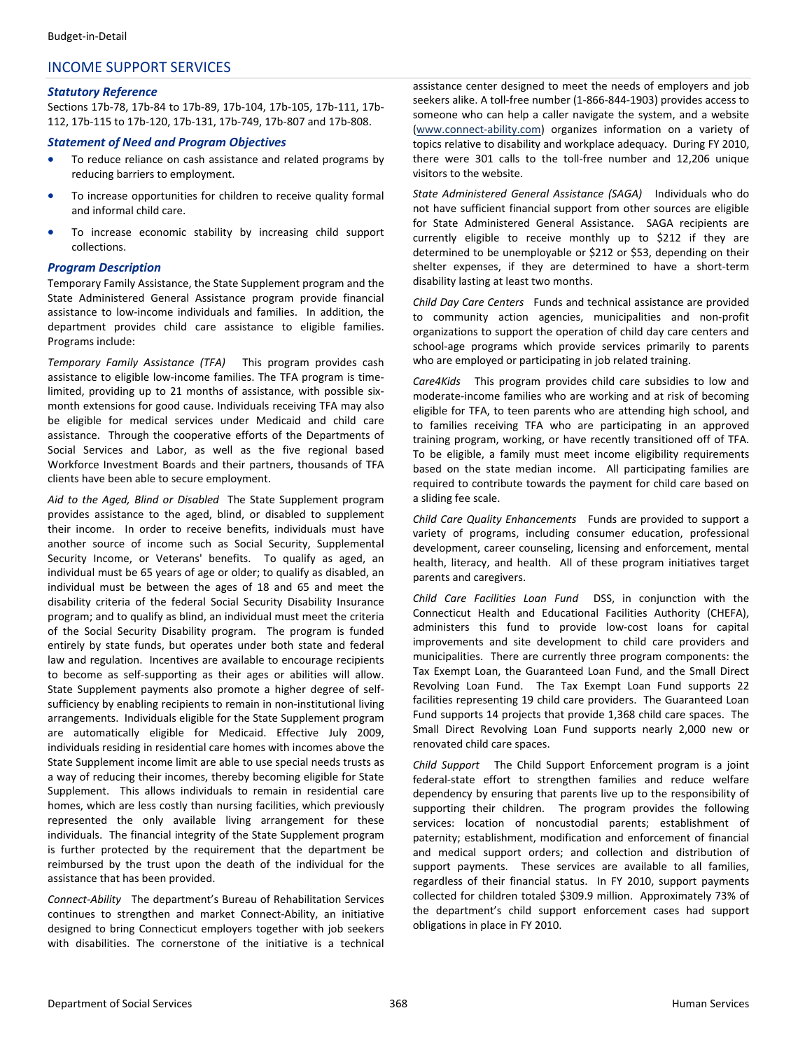## INCOME SUPPORT SERVICES

### *Statutory Reference*

Sections 17b-78, 17b-84 to 17b-89, 17b-104, 17b-105, 17b-111, 17b-112, 17b-115 to 17b-120, 17b-131, 17b-749, 17b-807 and 17b-808.

### *Statement of Need and Program Objectives*

- To reduce reliance on cash assistance and related programs by reducing barriers to employment.
- To increase opportunities for children to receive quality formal and informal child care.
- To increase economic stability by increasing child support collections.

### *Program Description*

Temporary Family Assistance, the State Supplement program and the State Administered General Assistance program provide financial assistance to low-income individuals and families. In addition, the department provides child care assistance to eligible families. Programs include:

*Temporary Family Assistance (TFA)* This program provides cash assistance to eligible low-income families. The TFA program is time-limited, providing up to 21 months of assistance, with possible six-month extensions for good cause. Individuals receiving TFA may also be eligible for medical services under Medicaid and child care assistance. Through the cooperative efforts of the Departments of Social Services and Labor, as well as the five regional based Workforce Investment Boards and their partners, thousands of TFA clients have been able to secure employment.

*Aid to the Aged, Blind or Disabled* The State Supplement program provides assistance to the aged, blind, or disabled to supplement their income. In order to receive benefits, individuals must have another source of income such as Social Security, Supplemental Security Income, or Veterans' benefits. To qualify as aged, an individual must be 65 years of age or older; to qualify as disabled, an individual must be between the ages of 18 and 65 and meet the disability criteria of the federal Social Security Disability Insurance program; and to qualify as blind, an individual must meet the criteria of the Social Security Disability program. The program is funded entirely by state funds, but operates under both state and federal law and regulation. Incentives are available to encourage recipients to become as self-supporting as their ages or abilities will allow. State Supplement payments also promote a higher degree of self-sufficiency by enabling recipients to remain in non-institutional living arrangements. Individuals eligible for the State Supplement program are automatically eligible for Medicaid. Effective July 2009, individuals residing in residential care homes with incomes above the State Supplement income limit are able to use special needs trusts as a way of reducing their incomes, thereby becoming eligible for State Supplement. This allows individuals to remain in residential care homes, which are less costly than nursing facilities, which previously represented the only available living arrangement for these individuals. The financial integrity of the State Supplement program is further protected by the requirement that the department be reimbursed by the trust upon the death of the individual for the assistance that has been provided.

*Connect-Ability* The department's Bureau of Rehabilitation Services continues to strengthen and market Connect-Ability, an initiative designed to bring Connecticut employers together with job seekers with disabilities. The cornerstone of the initiative is a technical assistance center designed to meet the needs of employers and job seekers alike. A toll-free number (1-866-844-1903) provides access to someone who can help a caller navigate the system, and a website (www.connect-ability.com) organizes information on a variety of topics relative to disability and workplace adequacy. During FY 2010, there were 301 calls to the toll-free number and 12,206 unique visitors to the website.

*State Administered General Assistance (SAGA)* Individuals who do not have sufficient financial support from other sources are eligible for State Administered General Assistance. SAGA recipients are currently eligible to receive monthly up to $212 if they are determined to be unemployable or $212 or $53, depending on their shelter expenses, if they are determined to have a short-term disability lasting at least two months.

*Child Day Care Centers* Funds and technical assistance are provided to community action agencies, municipalities and non-profit organizations to support the operation of child day care centers and school-age programs which provide services primarily to parents who are employed or participating in job related training.

*Care4Kids* This program provides child care subsidies to low and moderate-income families who are working and at risk of becoming eligible for TFA, to teen parents who are attending high school, and to families receiving TFA who are participating in an approved training program, working, or have recently transitioned off of TFA. To be eligible, a family must meet income eligibility requirements based on the state median income. All participating families are required to contribute towards the payment for child care based on a sliding fee scale.

*Child Care Quality Enhancements* Funds are provided to support a variety of programs, including consumer education, professional development, career counseling, licensing and enforcement, mental health, literacy, and health. All of these program initiatives target parents and caregivers.

*Child Care Facilities Loan Fund* DSS, in conjunction with the Connecticut Health and Educational Facilities Authority (CHEFA), administers this fund to provide low-cost loans for capital improvements and site development to child care providers and municipalities. There are currently three program components: the Tax Exempt Loan, the Guaranteed Loan Fund, and the Small Direct Revolving Loan Fund. The Tax Exempt Loan Fund supports 22 facilities representing 19 child care providers. The Guaranteed Loan Fund supports 14 projects that provide 1,368 child care spaces. The Small Direct Revolving Loan Fund supports nearly 2,000 new or renovated child care spaces.

*Child Support* The Child Support Enforcement program is a joint federal-state effort to strengthen families and reduce welfare dependency by ensuring that parents live up to the responsibility of supporting their children. The program provides the following services: location of noncustodial parents; establishment of paternity; establishment, modification and enforcement of financial and medical support orders; and collection and distribution of support payments. These services are available to all families, regardless of their financial status. In FY 2010, support payments collected for children totaled $309.9 million. Approximately 73% of the department's child support enforcement cases had support obligations in place in FY 2010.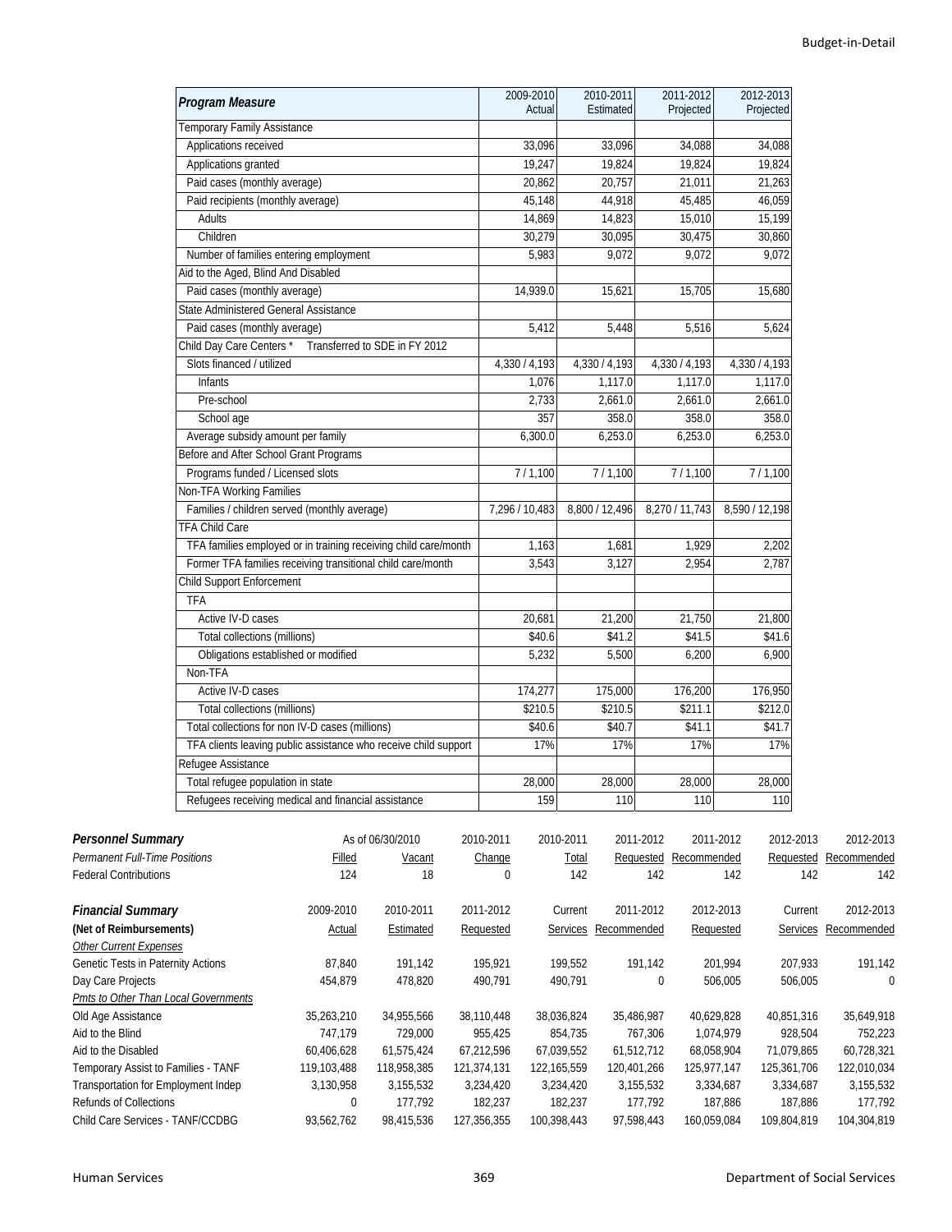| Program Measure | 2009-2010 Actual | 2010-2011 Estimated | 2011-2012 Projected | 2012-2013 Projected |
|---|---|---|---|---|
| Temporary Family Assistance | | | | |
| Applications received | 33,096 | 33,096 | 34,088 | 34,088 |
| Applications granted | 19,247 | 19,824 | 19,824 | 19,824 |
| Paid cases (monthly average) | 20,862 | 20,757 | 21,011 | 21,263 |
| Paid recipients (monthly average) | 45,148 | 44,918 | 45,485 | 46,059 |
| Adults | 14,869 | 14,823 | 15,010 | 15,199 |
| Children | 30,279 | 30,095 | 30,475 | 30,860 |
| Number of families entering employment | 5,983 | 9,072 | 9,072 | 9,072 |
| Aid to the Aged, Blind And Disabled | | | | |
| Paid cases (monthly average) | 14,939.0 | 15,621 | 15,705 | 15,680 |
| State Administered General Assistance | | | | |
| Paid cases (monthly average) | 5,412 | 5,448 | 5,516 | 5,624 |
| Child Day Care Centers * Transferred to SDE in FY 2012 | | | | |
| Slots financed / utilized | 4,330 / 4,193 | 4,330 / 4,193 | 4,330 / 4,193 | 4,330 / 4,193 |
| Infants | 1,076 | 1,117.0 | 1,117.0 | 1,117.0 |
| Pre-school | 2,733 | 2,661.0 | 2,661.0 | 2,661.0 |
| School age | 357 | 358.0 | 358.0 | 358.0 |
| Average subsidy amount per family | 6,300.0 | 6,253.0 | 6,253.0 | 6,253.0 |
| Before and After School Grant Programs | | | | |
| Programs funded / Licensed slots | 7 / 1,100 | 7 / 1,100 | 7 / 1,100 | 7 / 1,100 |
| Non-TFA Working Families | | | | |
| Families / children served (monthly average) | 7,296 / 10,483 | 8,800 / 12,496 | 8,270 / 11,743 | 8,590 / 12,198 |
| TFA Child Care | | | | |
| TFA families employed or in training receiving child care/month | 1,163 | 1,681 | 1,929 | 2,202 |
| Former TFA families receiving transitional child care/month | 3,543 | 3,127 | 2,954 | 2,787 |
| Child Support Enforcement | | | | |
| TFA | | | | |
| Active IV-D cases | 20,681 | 21,200 | 21,750 | 21,800 |
| Total collections (millions) | $40.6 | $41.2 | $41.5 | $41.6 |
| Obligations established or modified | 5,232 | 5,500 | 6,200 | 6,900 |
| Non-TFA | | | | |
| Active IV-D cases | 174,277 | 175,000 | 176,200 | 176,950 |
| Total collections (millions) | $210.5 | $210.5 | $211.1 | $212.0 |
| Total collections for non IV-D cases (millions) | $40.6 | $40.7 | $41.1 | $41.7 |
| TFA clients leaving public assistance who receive child support | 17% | 17% | 17% | 17% |
| Refugee Assistance | | | | |
| Total refugee population in state | 28,000 | 28,000 | 28,000 | 28,000 |
| Refugees receiving medical and financial assistance | 159 | 110 | 110 | 110 |

| **Personnel Summary** | As of 06/30/2010 | | 2010-2011 | 2010-2011 | 2011-2012 | 2011-2012 | 2012-2013 | 2012-2013 |
|---|---|---|---|---|---|---|---|---|
| *Permanent Full-Time Positions* | Filled | Vacant | Change | Total | Requested | Recommended | Requested | Recommended |
| Federal Contributions | 124 | 18 | 0 | 142 | 142 | 142 | 142 | 142 |

| **Financial Summary** | 2009-2010 | 2010-2011 | 2011-2012 | Current | 2011-2012 | 2012-2013 | Current | 2012-2013 |
|---|---|---|---|---|---|---|---|---|
| **(Net of Reimbursements)** | Actual | Estimated | Requested | Services | Recommended | Requested | Services | Recommended |
| *Other Current Expenses* | | | | | | | | |
| Genetic Tests in Paternity Actions | 87,840 | 191,142 | 195,921 | 199,552 | 191,142 | 201,994 | 207,933 | 191,142 |
| Day Care Projects | 454,879 | 478,820 | 490,791 | 490,791 | 0 | 506,005 | 506,005 | 0 |
| *Pmts to Other Than Local Governments* | | | | | | | | |
| Old Age Assistance | 35,263,210 | 34,955,566 | 38,110,448 | 38,036,824 | 35,486,987 | 40,629,828 | 40,851,316 | 35,649,918 |
| Aid to the Blind | 747,179 | 729,000 | 955,425 | 854,735 | 767,306 | 1,074,979 | 928,504 | 752,223 |
| Aid to the Disabled | 60,406,628 | 61,575,424 | 67,212,596 | 67,039,552 | 61,512,712 | 68,058,904 | 71,079,865 | 60,728,321 |
| Temporary Assist to Families - TANF | 119,103,488 | 118,958,385 | 121,374,131 | 122,165,559 | 120,401,266 | 125,977,147 | 125,361,706 | 122,010,034 |
| Transportation for Employment Indep | 3,130,958 | 3,155,532 | 3,234,420 | 3,234,420 | 3,155,532 | 3,334,687 | 3,334,687 | 3,155,532 |
| Refunds of Collections | 0 | 177,792 | 182,237 | 182,237 | 177,792 | 187,886 | 187,886 | 177,792 |
| Child Care Services - TANF/CCDBG | 93,562,762 | 98,415,536 | 127,356,355 | 100,398,443 | 97,598,443 | 160,059,084 | 109,804,819 | 104,304,819 |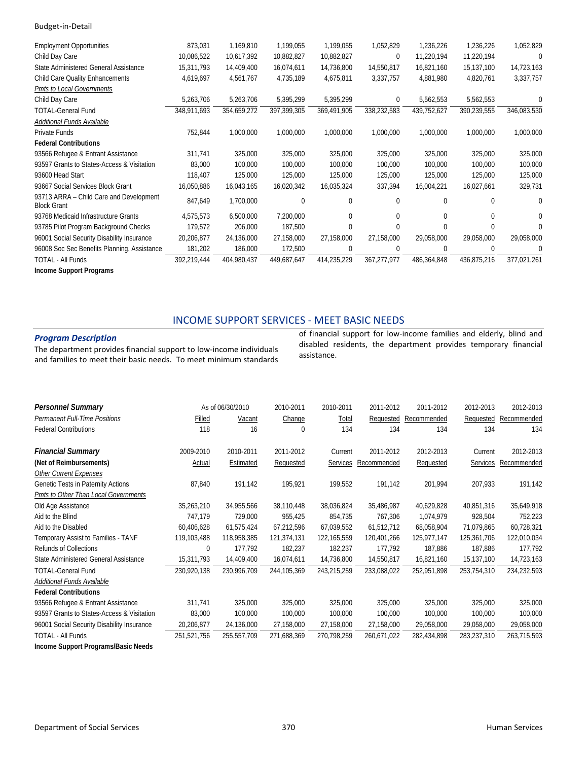| | | | | | | | | |
|---|---|---|---|---|---|---|---|---|
| Employment Opportunities | 873,031 | 1,169,810 | 1,199,055 | 1,199,055 | 1,052,829 | 1,236,226 | 1,236,226 | 1,052,829 |
| Child Day Care | 10,086,522 | 10,617,392 | 10,882,827 | 10,882,827 | 0 | 11,220,194 | 11,220,194 | 0 |
| State Administered General Assistance | 15,311,793 | 14,409,400 | 16,074,611 | 14,736,800 | 14,550,817 | 16,821,160 | 15,137,100 | 14,723,163 |
| Child Care Quality Enhancements | 4,619,697 | 4,561,767 | 4,735,189 | 4,675,811 | 3,337,757 | 4,881,980 | 4,820,761 | 3,337,757 |
| *Pmts to Local Governments* | | | | | | | | |
| Child Day Care | 5,263,706 | 5,263,706 | 5,395,299 | 5,395,299 | 0 | 5,562,553 | 5,562,553 | 0 |
| TOTAL-General Fund | 348,911,693 | 354,659,272 | 397,399,305 | 369,491,905 | 338,232,583 | 439,752,627 | 390,239,555 | 346,083,530 |
| *Additional Funds Available* | | | | | | | | |
| Private Funds | 752,844 | 1,000,000 | 1,000,000 | 1,000,000 | 1,000,000 | 1,000,000 | 1,000,000 | 1,000,000 |
| **Federal Contributions** | | | | | | | | |
| 93566 Refugee & Entrant Assistance | 311,741 | 325,000 | 325,000 | 325,000 | 325,000 | 325,000 | 325,000 | 325,000 |
| 93597 Grants to States-Access & Visitation | 83,000 | 100,000 | 100,000 | 100,000 | 100,000 | 100,000 | 100,000 | 100,000 |
| 93600 Head Start | 118,407 | 125,000 | 125,000 | 125,000 | 125,000 | 125,000 | 125,000 | 125,000 |
| 93667 Social Services Block Grant | 16,050,886 | 16,043,165 | 16,020,342 | 16,035,324 | 337,394 | 16,004,221 | 16,027,661 | 329,731 |
| 93713 ARRA – Child Care and Development Block Grant | 847,649 | 1,700,000 | 0 | 0 | 0 | 0 | 0 | 0 |
| 93768 Medicaid Infrastructure Grants | 4,575,573 | 6,500,000 | 7,200,000 | 0 | 0 | 0 | 0 | 0 |
| 93785 Pilot Program Background Checks | 179,572 | 206,000 | 187,500 | 0 | 0 | 0 | 0 | 0 |
| 96001 Social Security Disability Insurance | 20,206,877 | 24,136,000 | 27,158,000 | 27,158,000 | 27,158,000 | 29,058,000 | 29,058,000 | 29,058,000 |
| 96008 Soc Sec Benefits Planning, Assistance | 181,202 | 186,000 | 172,500 | 0 | 0 | 0 | 0 | 0 |
| TOTAL - All Funds | 392,219,444 | 404,980,437 | 449,687,647 | 414,235,229 | 367,277,977 | 486,364,848 | 436,875,216 | 377,021,261 |
| **Income Support Programs** | | | | | | | | |

## INCOME SUPPORT SERVICES - MEET BASIC NEEDS

### *Program Description*

The department provides financial support to low-income individuals and families to meet their basic needs. To meet minimum standards of financial support for low-income families and elderly, blind and disabled residents, the department provides temporary financial assistance.

| ***Personnel Summary*** | As of 06/30/2010 | | 2010-2011 | 2010-2011 | 2011-2012 | 2011-2012 | 2012-2013 | 2012-2013 |
|---|---|---|---|---|---|---|---|---|
| *Permanent Full-Time Positions* | Filled | Vacant | Change | Total | Requested | Recommended | Requested | Recommended |
| Federal Contributions | 118 | 16 | 0 | 134 | 134 | 134 | 134 | 134 |

| ***Financial Summary*** | 2009-2010 | 2010-2011 | 2011-2012 | Current | 2011-2012 | 2012-2013 | Current | 2012-2013 |
|---|---|---|---|---|---|---|---|---|
| **(Net of Reimbursements)** | Actual | Estimated | Requested | Services | Recommended | Requested | Services | Recommended |
| *Other Current Expenses* | | | | | | | | |
| Genetic Tests in Paternity Actions | 87,840 | 191,142 | 195,921 | 199,552 | 191,142 | 201,994 | 207,933 | 191,142 |
| *Pmts to Other Than Local Governments* | | | | | | | | |
| Old Age Assistance | 35,263,210 | 34,955,566 | 38,110,448 | 38,036,824 | 35,486,987 | 40,629,828 | 40,851,316 | 35,649,918 |
| Aid to the Blind | 747,179 | 729,000 | 955,425 | 854,735 | 767,306 | 1,074,979 | 928,504 | 752,223 |
| Aid to the Disabled | 60,406,628 | 61,575,424 | 67,212,596 | 67,039,552 | 61,512,712 | 68,058,904 | 71,079,865 | 60,728,321 |
| Temporary Assist to Families - TANF | 119,103,488 | 118,958,385 | 121,374,131 | 122,165,559 | 120,401,266 | 125,977,147 | 125,361,706 | 122,010,034 |
| Refunds of Collections | 0 | 177,792 | 182,237 | 182,237 | 177,792 | 187,886 | 187,886 | 177,792 |
| State Administered General Assistance | 15,311,793 | 14,409,400 | 16,074,611 | 14,736,800 | 14,550,817 | 16,821,160 | 15,137,100 | 14,723,163 |
| TOTAL-General Fund | 230,920,138 | 230,996,709 | 244,105,369 | 243,215,259 | 233,088,022 | 252,951,898 | 253,754,310 | 234,232,593 |
| *Additional Funds Available* | | | | | | | | |
| **Federal Contributions** | | | | | | | | |
| 93566 Refugee & Entrant Assistance | 311,741 | 325,000 | 325,000 | 325,000 | 325,000 | 325,000 | 325,000 | 325,000 |
| 93597 Grants to States-Access & Visitation | 83,000 | 100,000 | 100,000 | 100,000 | 100,000 | 100,000 | 100,000 | 100,000 |
| 96001 Social Security Disability Insurance | 20,206,877 | 24,136,000 | 27,158,000 | 27,158,000 | 27,158,000 | 29,058,000 | 29,058,000 | 29,058,000 |
| TOTAL - All Funds | 251,521,756 | 255,557,709 | 271,688,369 | 270,798,259 | 260,671,022 | 282,434,898 | 283,237,310 | 263,715,593 |
| **Income Support Programs/Basic Needs** | | | | | | | | |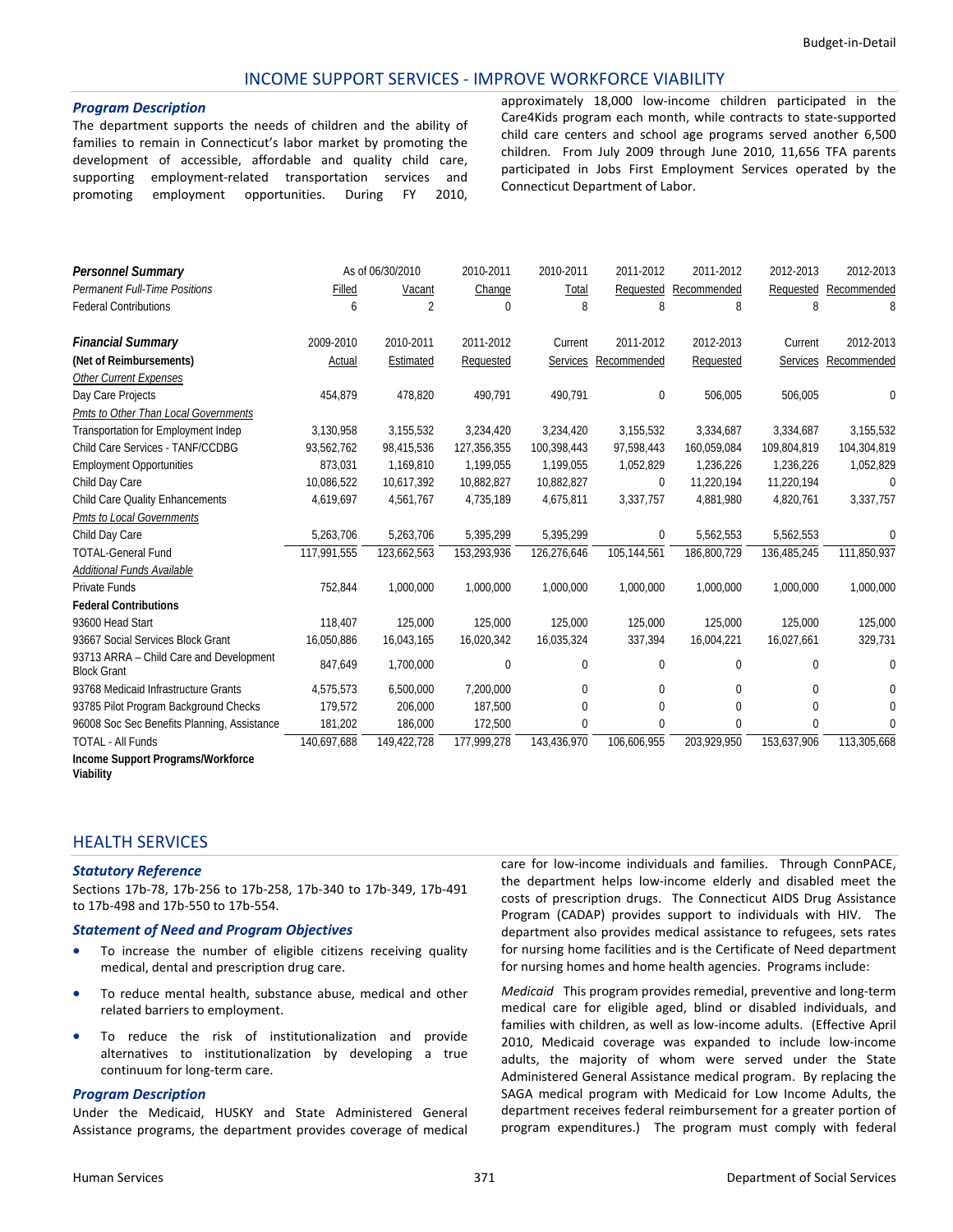## INCOME SUPPORT SERVICES - IMPROVE WORKFORCE VIABILITY

### *Program Description*

The department supports the needs of children and the ability of families to remain in Connecticut's labor market by promoting the development of accessible, affordable and quality child care, supporting employment-related transportation services and promoting employment opportunities. During FY 2010, approximately 18,000 low-income children participated in the Care4Kids program each month, while contracts to state-supported child care centers and school age programs served another 6,500 children. From July 2009 through June 2010, 11,656 TFA parents participated in Jobs First Employment Services operated by the Connecticut Department of Labor.

| ***Personnel Summary*** | As of 06/30/2010 | | 2010-2011 | 2010-2011 | 2011-2012 | 2011-2012 | 2012-2013 | 2012-2013 |
|---|---|---|---|---|---|---|---|---|
| *Permanent Full-Time Positions* | Filled | Vacant | Change | Total | Requested | Recommended | Requested | Recommended |
| Federal Contributions | 6 | 2 | 0 | 8 | 8 | 8 | 8 | 8 |

| ***Financial Summary*** | 2009-2010 | 2010-2011 | 2011-2012 | Current | 2011-2012 | 2012-2013 | Current | 2012-2013 |
|---|---|---|---|---|---|---|---|---|
| **(Net of Reimbursements)** | Actual | Estimated | Requested | Services | Recommended | Requested | Services | Recommended |
| *Other Current Expenses* | | | | | | | | |
| Day Care Projects | 454,879 | 478,820 | 490,791 | 490,791 | 0 | 506,005 | 506,005 | 0 |
| *Pmts to Other Than Local Governments* | | | | | | | | |
| Transportation for Employment Indep | 3,130,958 | 3,155,532 | 3,234,420 | 3,234,420 | 3,155,532 | 3,334,687 | 3,334,687 | 3,155,532 |
| Child Care Services - TANF/CCDBG | 93,562,762 | 98,415,536 | 127,356,355 | 100,398,443 | 97,598,443 | 160,059,084 | 109,804,819 | 104,304,819 |
| Employment Opportunities | 873,031 | 1,169,810 | 1,199,055 | 1,199,055 | 1,052,829 | 1,236,226 | 1,236,226 | 1,052,829 |
| Child Day Care | 10,086,522 | 10,617,392 | 10,882,827 | 10,882,827 | 0 | 11,220,194 | 11,220,194 | 0 |
| Child Care Quality Enhancements | 4,619,697 | 4,561,767 | 4,735,189 | 4,675,811 | 3,337,757 | 4,881,980 | 4,820,761 | 3,337,757 |
| *Pmts to Local Governments* | | | | | | | | |
| Child Day Care | 5,263,706 | 5,263,706 | 5,395,299 | 5,395,299 | 0 | 5,562,553 | 5,562,553 | 0 |
| TOTAL-General Fund | 117,991,555 | 123,662,563 | 153,293,936 | 126,276,646 | 105,144,561 | 186,800,729 | 136,485,245 | 111,850,937 |
| *Additional Funds Available* | | | | | | | | |
| Private Funds | 752,844 | 1,000,000 | 1,000,000 | 1,000,000 | 1,000,000 | 1,000,000 | 1,000,000 | 1,000,000 |
| **Federal Contributions** | | | | | | | | |
| 93600 Head Start | 118,407 | 125,000 | 125,000 | 125,000 | 125,000 | 125,000 | 125,000 | 125,000 |
| 93667 Social Services Block Grant | 16,050,886 | 16,043,165 | 16,020,342 | 16,035,324 | 337,394 | 16,004,221 | 16,027,661 | 329,731 |
| 93713 ARRA – Child Care and Development Block Grant | 847,649 | 1,700,000 | 0 | 0 | 0 | 0 | 0 | 0 |
| 93768 Medicaid Infrastructure Grants | 4,575,573 | 6,500,000 | 7,200,000 | 0 | 0 | 0 | 0 | 0 |
| 93785 Pilot Program Background Checks | 179,572 | 206,000 | 187,500 | 0 | 0 | 0 | 0 | 0 |
| 96008 Soc Sec Benefits Planning, Assistance | 181,202 | 186,000 | 172,500 | 0 | 0 | 0 | 0 | 0 |
| TOTAL - All Funds | 140,697,688 | 149,422,728 | 177,999,278 | 143,436,970 | 106,606,955 | 203,929,950 | 153,637,906 | 113,305,668 |
| **Income Support Programs/Workforce Viability** | | | | | | | | |

## HEALTH SERVICES

### *Statutory Reference*

Sections 17b-78, 17b-256 to 17b-258, 17b-340 to 17b-349, 17b-491 to 17b-498 and 17b-550 to 17b-554.

### *Statement of Need and Program Objectives*

- To increase the number of eligible citizens receiving quality medical, dental and prescription drug care.
- To reduce mental health, substance abuse, medical and other related barriers to employment.
- To reduce the risk of institutionalization and provide alternatives to institutionalization by developing a true continuum for long-term care.

### *Program Description*

Under the Medicaid, HUSKY and State Administered General Assistance programs, the department provides coverage of medical care for low-income individuals and families. Through ConnPACE, the department helps low-income elderly and disabled meet the costs of prescription drugs. The Connecticut AIDS Drug Assistance Program (CADAP) provides support to individuals with HIV. The department also provides medical assistance to refugees, sets rates for nursing home facilities and is the Certificate of Need department for nursing homes and home health agencies. Programs include:

*Medicaid* This program provides remedial, preventive and long-term medical care for eligible aged, blind or disabled individuals, and families with children, as well as low-income adults. (Effective April 2010, Medicaid coverage was expanded to include low-income adults, the majority of whom were served under the State Administered General Assistance medical program. By replacing the SAGA medical program with Medicaid for Low Income Adults, the department receives federal reimbursement for a greater portion of program expenditures.) The program must comply with federal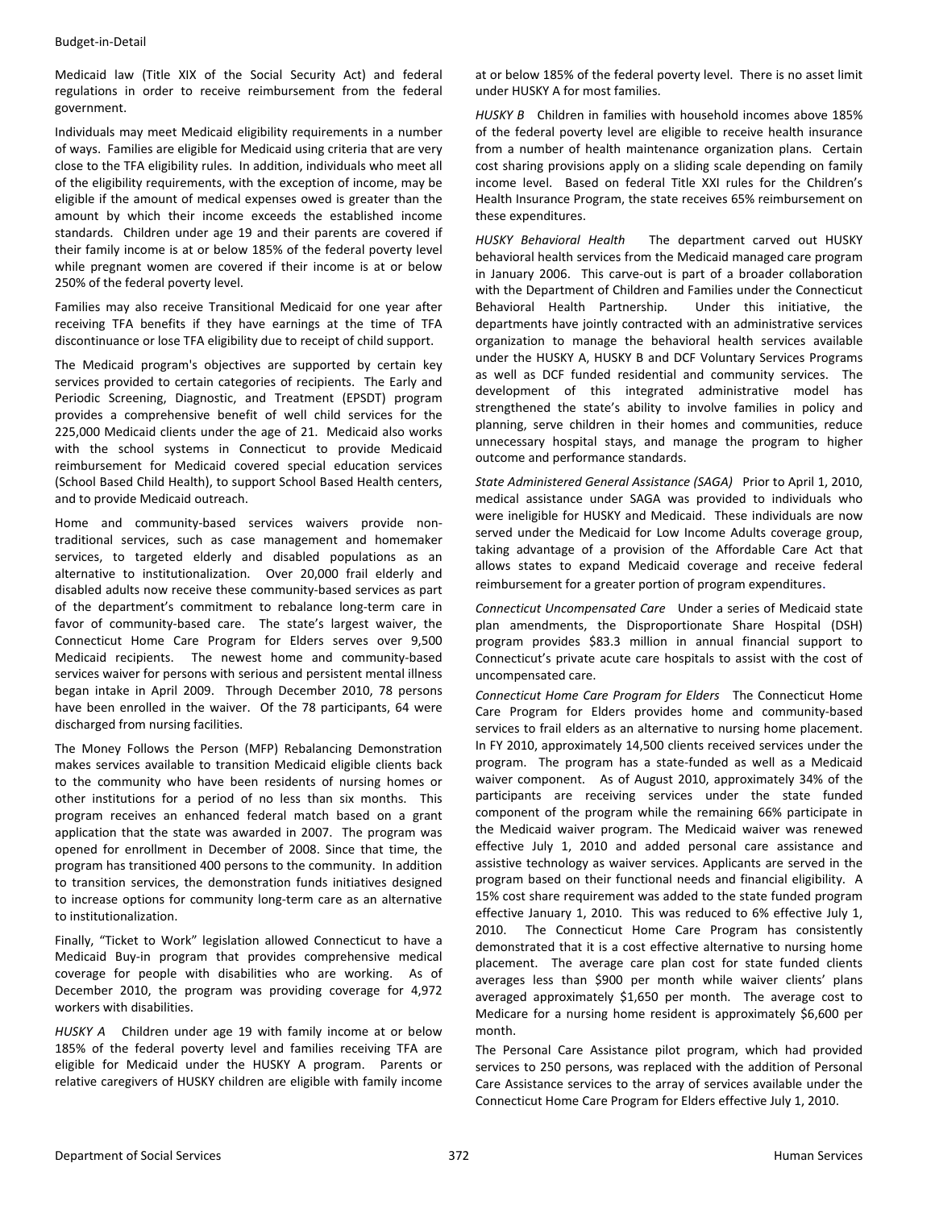Medicaid law (Title XIX of the Social Security Act) and federal regulations in order to receive reimbursement from the federal government.

Individuals may meet Medicaid eligibility requirements in a number of ways. Families are eligible for Medicaid using criteria that are very close to the TFA eligibility rules. In addition, individuals who meet all of the eligibility requirements, with the exception of income, may be eligible if the amount of medical expenses owed is greater than the amount by which their income exceeds the established income standards. Children under age 19 and their parents are covered if their family income is at or below 185% of the federal poverty level while pregnant women are covered if their income is at or below 250% of the federal poverty level.

Families may also receive Transitional Medicaid for one year after receiving TFA benefits if they have earnings at the time of TFA discontinuance or lose TFA eligibility due to receipt of child support.

The Medicaid program's objectives are supported by certain key services provided to certain categories of recipients. The Early and Periodic Screening, Diagnostic, and Treatment (EPSDT) program provides a comprehensive benefit of well child services for the 225,000 Medicaid clients under the age of 21. Medicaid also works with the school systems in Connecticut to provide Medicaid reimbursement for Medicaid covered special education services (School Based Child Health), to support School Based Health centers, and to provide Medicaid outreach.

Home and community-based services waivers provide non-traditional services, such as case management and homemaker services, to targeted elderly and disabled populations as an alternative to institutionalization. Over 20,000 frail elderly and disabled adults now receive these community-based services as part of the department's commitment to rebalance long-term care in favor of community-based care. The state's largest waiver, the Connecticut Home Care Program for Elders serves over 9,500 Medicaid recipients. The newest home and community-based services waiver for persons with serious and persistent mental illness began intake in April 2009. Through December 2010, 78 persons have been enrolled in the waiver. Of the 78 participants, 64 were discharged from nursing facilities.

The Money Follows the Person (MFP) Rebalancing Demonstration makes services available to transition Medicaid eligible clients back to the community who have been residents of nursing homes or other institutions for a period of no less than six months. This program receives an enhanced federal match based on a grant application that the state was awarded in 2007. The program was opened for enrollment in December of 2008. Since that time, the program has transitioned 400 persons to the community. In addition to transition services, the demonstration funds initiatives designed to increase options for community long-term care as an alternative to institutionalization.

Finally, "Ticket to Work" legislation allowed Connecticut to have a Medicaid Buy-in program that provides comprehensive medical coverage for people with disabilities who are working. As of December 2010, the program was providing coverage for 4,972 workers with disabilities.

*HUSKY A* Children under age 19 with family income at or below 185% of the federal poverty level and families receiving TFA are eligible for Medicaid under the HUSKY A program. Parents or relative caregivers of HUSKY children are eligible with family income at or below 185% of the federal poverty level. There is no asset limit under HUSKY A for most families.

*HUSKY B* Children in families with household incomes above 185% of the federal poverty level are eligible to receive health insurance from a number of health maintenance organization plans. Certain cost sharing provisions apply on a sliding scale depending on family income level. Based on federal Title XXI rules for the Children's Health Insurance Program, the state receives 65% reimbursement on these expenditures.

*HUSKY Behavioral Health* The department carved out HUSKY behavioral health services from the Medicaid managed care program in January 2006. This carve-out is part of a broader collaboration with the Department of Children and Families under the Connecticut Behavioral Health Partnership. Under this initiative, the departments have jointly contracted with an administrative services organization to manage the behavioral health services available under the HUSKY A, HUSKY B and DCF Voluntary Services Programs as well as DCF funded residential and community services. The development of this integrated administrative model has strengthened the state's ability to involve families in policy and planning, serve children in their homes and communities, reduce unnecessary hospital stays, and manage the program to higher outcome and performance standards.

*State Administered General Assistance (SAGA)* Prior to April 1, 2010, medical assistance under SAGA was provided to individuals who were ineligible for HUSKY and Medicaid. These individuals are now served under the Medicaid for Low Income Adults coverage group, taking advantage of a provision of the Affordable Care Act that allows states to expand Medicaid coverage and receive federal reimbursement for a greater portion of program expenditures.

*Connecticut Uncompensated Care* Under a series of Medicaid state plan amendments, the Disproportionate Share Hospital (DSH) program provides $83.3 million in annual financial support to Connecticut's private acute care hospitals to assist with the cost of uncompensated care.

*Connecticut Home Care Program for Elders* The Connecticut Home Care Program for Elders provides home and community-based services to frail elders as an alternative to nursing home placement. In FY 2010, approximately 14,500 clients received services under the program. The program has a state-funded as well as a Medicaid waiver component. As of August 2010, approximately 34% of the participants are receiving services under the state funded component of the program while the remaining 66% participate in the Medicaid waiver program. The Medicaid waiver was renewed effective July 1, 2010 and added personal care assistance and assistive technology as waiver services. Applicants are served in the program based on their functional needs and financial eligibility. A 15% cost share requirement was added to the state funded program effective January 1, 2010. This was reduced to 6% effective July 1, 2010. The Connecticut Home Care Program has consistently demonstrated that it is a cost effective alternative to nursing home placement. The average care plan cost for state funded clients averages less than $900 per month while waiver clients' plans averaged approximately $1,650 per month. The average cost to Medicare for a nursing home resident is approximately $6,600 per month.

The Personal Care Assistance pilot program, which had provided services to 250 persons, was replaced with the addition of Personal Care Assistance services to the array of services available under the Connecticut Home Care Program for Elders effective July 1, 2010.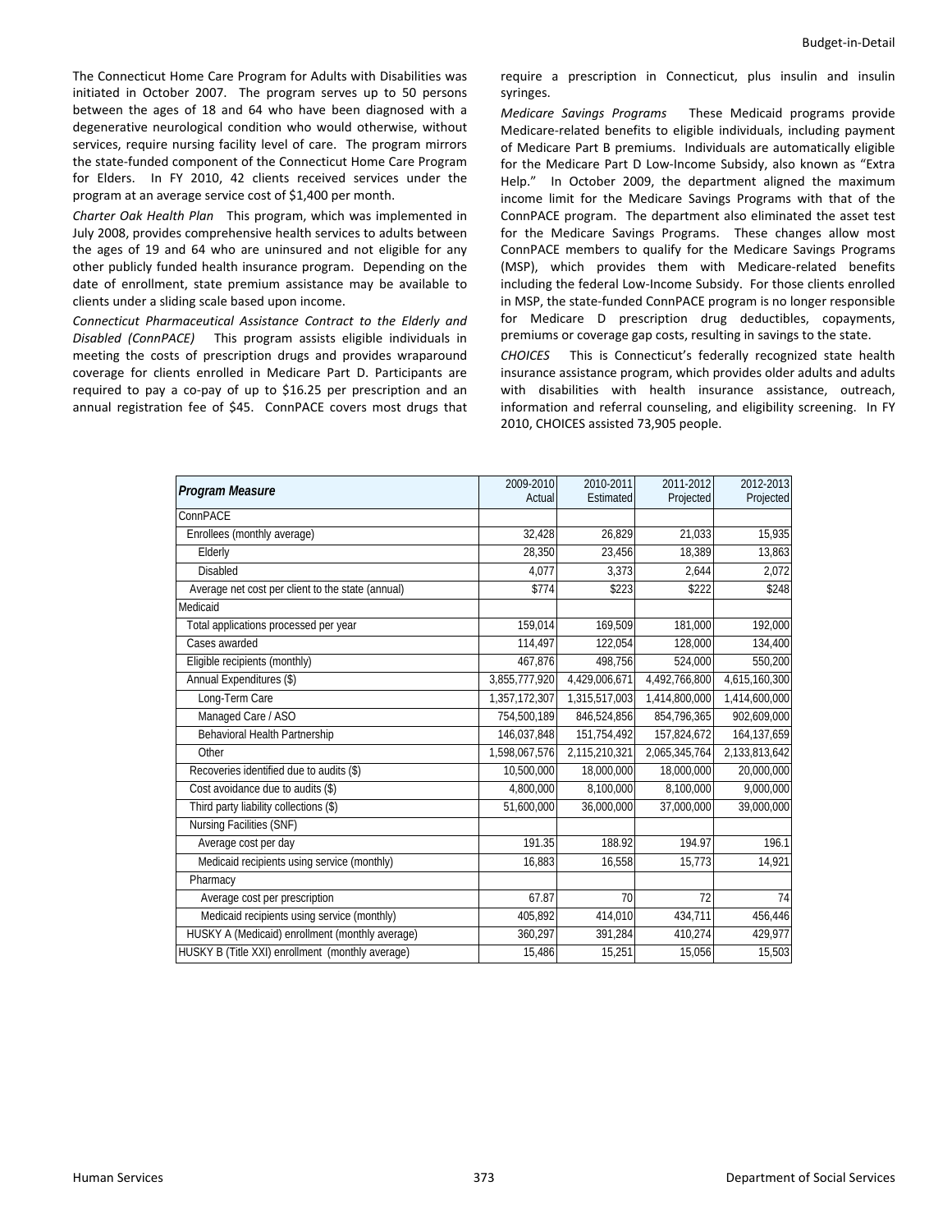The Connecticut Home Care Program for Adults with Disabilities was initiated in October 2007. The program serves up to 50 persons between the ages of 18 and 64 who have been diagnosed with a degenerative neurological condition who would otherwise, without services, require nursing facility level of care. The program mirrors the state-funded component of the Connecticut Home Care Program for Elders. In FY 2010, 42 clients received services under the program at an average service cost of $1,400 per month.

*Charter Oak Health Plan* This program, which was implemented in July 2008, provides comprehensive health services to adults between the ages of 19 and 64 who are uninsured and not eligible for any other publicly funded health insurance program. Depending on the date of enrollment, state premium assistance may be available to clients under a sliding scale based upon income.

*Connecticut Pharmaceutical Assistance Contract to the Elderly and Disabled (ConnPACE)* This program assists eligible individuals in meeting the costs of prescription drugs and provides wraparound coverage for clients enrolled in Medicare Part D. Participants are required to pay a co-pay of up to $16.25 per prescription and an annual registration fee of $45. ConnPACE covers most drugs that require a prescription in Connecticut, plus insulin and insulin syringes.

*Medicare Savings Programs* These Medicaid programs provide Medicare-related benefits to eligible individuals, including payment of Medicare Part B premiums. Individuals are automatically eligible for the Medicare Part D Low-Income Subsidy, also known as "Extra Help." In October 2009, the department aligned the maximum income limit for the Medicare Savings Programs with that of the ConnPACE program. The department also eliminated the asset test for the Medicare Savings Programs. These changes allow most ConnPACE members to qualify for the Medicare Savings Programs (MSP), which provides them with Medicare-related benefits including the federal Low-Income Subsidy. For those clients enrolled in MSP, the state-funded ConnPACE program is no longer responsible for Medicare D prescription drug deductibles, copayments, premiums or coverage gap costs, resulting in savings to the state.

*CHOICES* This is Connecticut's federally recognized state health insurance assistance program, which provides older adults and adults with disabilities with health insurance assistance, outreach, information and referral counseling, and eligibility screening. In FY 2010, CHOICES assisted 73,905 people.

| Program Measure | 2009-2010 Actual | 2010-2011 Estimated | 2011-2012 Projected | 2012-2013 Projected |
|---|---|---|---|---|
| ConnPACE | | | | |
| Enrollees (monthly average) | 32,428 | 26,829 | 21,033 | 15,935 |
| Elderly | 28,350 | 23,456 | 18,389 | 13,863 |
| Disabled | 4,077 | 3,373 | 2,644 | 2,072 |
| Average net cost per client to the state (annual) | $774 | $223 | $222 | $248 |
| Medicaid | | | | |
| Total applications processed per year | 159,014 | 169,509 | 181,000 | 192,000 |
| Cases awarded | 114,497 | 122,054 | 128,000 | 134,400 |
| Eligible recipients (monthly) | 467,876 | 498,756 | 524,000 | 550,200 |
| Annual Expenditures ($) | 3,855,777,920 | 4,429,006,671 | 4,492,766,800 | 4,615,160,300 |
| Long-Term Care | 1,357,172,307 | 1,315,517,003 | 1,414,800,000 | 1,414,600,000 |
| Managed Care / ASO | 754,500,189 | 846,524,856 | 854,796,365 | 902,609,000 |
| Behavioral Health Partnership | 146,037,848 | 151,754,492 | 157,824,672 | 164,137,659 |
| Other | 1,598,067,576 | 2,115,210,321 | 2,065,345,764 | 2,133,813,642 |
| Recoveries identified due to audits ($) | 10,500,000 | 18,000,000 | 18,000,000 | 20,000,000 |
| Cost avoidance due to audits ($) | 4,800,000 | 8,100,000 | 8,100,000 | 9,000,000 |
| Third party liability collections ($) | 51,600,000 | 36,000,000 | 37,000,000 | 39,000,000 |
| Nursing Facilities (SNF) | | | | |
| Average cost per day | 191.35 | 188.92 | 194.97 | 196.1 |
| Medicaid recipients using service (monthly) | 16,883 | 16,558 | 15,773 | 14,921 |
| Pharmacy | | | | |
| Average cost per prescription | 67.87 | 70 | 72 | 74 |
| Medicaid recipients using service (monthly) | 405,892 | 414,010 | 434,711 | 456,446 |
| HUSKY A (Medicaid) enrollment (monthly average) | 360,297 | 391,284 | 410,274 | 429,977 |
| HUSKY B (Title XXI) enrollment (monthly average) | 15,486 | 15,251 | 15,056 | 15,503 |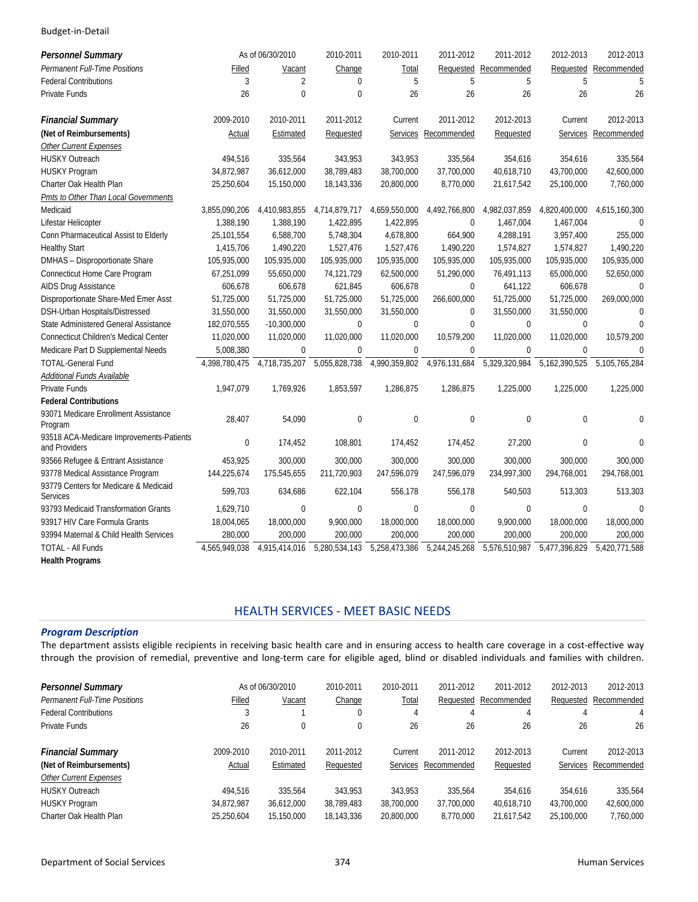| **Personnel Summary** | As of 06/30/2010 | | 2010-2011 | 2010-2011 | 2011-2012 | 2011-2012 | 2012-2013 | 2012-2013 |
|---|---|---|---|---|---|---|---|---|
| *Permanent Full-Time Positions* | Filled | Vacant | Change | Total | Requested | Recommended | Requested | Recommended |
| Federal Contributions | 3 | 2 | 0 | 5 | 5 | 5 | 5 | 5 |
| Private Funds | 26 | 0 | 0 | 26 | 26 | 26 | 26 | 26 |

| **Financial Summary** | 2009-2010 | 2010-2011 | 2011-2012 | Current | 2011-2012 | 2012-2013 | Current | 2012-2013 |
|---|---|---|---|---|---|---|---|---|
| **(Net of Reimbursements)** | Actual | Estimated | Requested | Services | Recommended | Requested | Services | Recommended |
| *Other Current Expenses* | | | | | | | | |
| HUSKY Outreach | 494,516 | 335,564 | 343,953 | 343,953 | 335,564 | 354,616 | 354,616 | 335,564 |
| HUSKY Program | 34,872,987 | 36,612,000 | 38,789,483 | 38,700,000 | 37,700,000 | 40,618,710 | 43,700,000 | 42,600,000 |
| Charter Oak Health Plan | 25,250,604 | 15,150,000 | 18,143,336 | 20,800,000 | 8,770,000 | 21,617,542 | 25,100,000 | 7,760,000 |
| *Pmts to Other Than Local Governments* | | | | | | | | |
| Medicaid | 3,855,090,206 | 4,410,983,855 | 4,714,879,717 | 4,659,550,000 | 4,492,766,800 | 4,982,037,859 | 4,820,400,000 | 4,615,160,300 |
| Lifestar Helicopter | 1,388,190 | 1,388,190 | 1,422,895 | 1,422,895 | 0 | 1,467,004 | 1,467,004 | 0 |
| Conn Pharmaceutical Assist to Elderly | 25,101,554 | 6,588,700 | 5,748,304 | 4,678,800 | 664,900 | 4,288,191 | 3,957,400 | 255,000 |
| Healthy Start | 1,415,706 | 1,490,220 | 1,527,476 | 1,527,476 | 1,490,220 | 1,574,827 | 1,574,827 | 1,490,220 |
| DMHAS – Disproportionate Share | 105,935,000 | 105,935,000 | 105,935,000 | 105,935,000 | 105,935,000 | 105,935,000 | 105,935,000 | 105,935,000 |
| Connecticut Home Care Program | 67,251,099 | 55,650,000 | 74,121,729 | 62,500,000 | 51,290,000 | 76,491,113 | 65,000,000 | 52,650,000 |
| AIDS Drug Assistance | 606,678 | 606,678 | 621,845 | 606,678 | 0 | 641,122 | 606,678 | 0 |
| Disproportionate Share-Med Emer Asst | 51,725,000 | 51,725,000 | 51,725,000 | 51,725,000 | 266,600,000 | 51,725,000 | 51,725,000 | 269,000,000 |
| DSH-Urban Hospitals/Distressed | 31,550,000 | 31,550,000 | 31,550,000 | 31,550,000 | 0 | 31,550,000 | 31,550,000 | 0 |
| State Administered General Assistance | 182,070,555 | -10,300,000 | 0 | 0 | 0 | 0 | 0 | 0 |
| Connecticut Children's Medical Center | 11,020,000 | 11,020,000 | 11,020,000 | 11,020,000 | 10,579,200 | 11,020,000 | 11,020,000 | 10,579,200 |
| Medicare Part D Supplemental Needs | 5,008,380 | 0 | 0 | 0 | 0 | 0 | 0 | 0 |
| TOTAL-General Fund | 4,398,780,475 | 4,718,735,207 | 5,055,828,738 | 4,990,359,802 | 4,976,131,684 | 5,329,320,984 | 5,162,390,525 | 5,105,765,284 |
| *Additional Funds Available* | | | | | | | | |
| Private Funds | 1,947,079 | 1,769,926 | 1,853,597 | 1,286,875 | 1,286,875 | 1,225,000 | 1,225,000 | 1,225,000 |
| **Federal Contributions** | | | | | | | | |
| 93071 Medicare Enrollment Assistance Program | 28,407 | 54,090 | 0 | 0 | 0 | 0 | 0 | 0 |
| 93518 ACA-Medicare Improvements-Patients and Providers | 0 | 174,452 | 108,801 | 174,452 | 174,452 | 27,200 | 0 | 0 |
| 93566 Refugee & Entrant Assistance | 453,925 | 300,000 | 300,000 | 300,000 | 300,000 | 300,000 | 300,000 | 300,000 |
| 93778 Medical Assistance Program | 144,225,674 | 175,545,655 | 211,720,903 | 247,596,079 | 247,596,079 | 234,997,300 | 294,768,001 | 294,768,001 |
| 93779 Centers for Medicare & Medicaid Services | 599,703 | 634,686 | 622,104 | 556,178 | 556,178 | 540,503 | 513,303 | 513,303 |
| 93793 Medicaid Transformation Grants | 1,629,710 | 0 | 0 | 0 | 0 | 0 | 0 | 0 |
| 93917 HIV Care Formula Grants | 18,004,065 | 18,000,000 | 9,900,000 | 18,000,000 | 18,000,000 | 9,900,000 | 18,000,000 | 18,000,000 |
| 93994 Maternal & Child Health Services | 280,000 | 200,000 | 200,000 | 200,000 | 200,000 | 200,000 | 200,000 | 200,000 |
| TOTAL - All Funds | 4,565,949,038 | 4,915,414,016 | 5,280,534,143 | 5,258,473,386 | 5,244,245,268 | 5,576,510,987 | 5,477,396,829 | 5,420,771,588 |
| **Health Programs** | | | | | | | | |

## HEALTH SERVICES - MEET BASIC NEEDS

### *Program Description*

The department assists eligible recipients in receiving basic health care and in ensuring access to health care coverage in a cost-effective way through the provision of remedial, preventive and long-term care for eligible aged, blind or disabled individuals and families with children.

| **Personnel Summary** | As of 06/30/2010 | | 2010-2011 | 2010-2011 | 2011-2012 | 2011-2012 | 2012-2013 | 2012-2013 |
|---|---|---|---|---|---|---|---|---|
| *Permanent Full-Time Positions* | Filled | Vacant | Change | Total | Requested | Recommended | Requested | Recommended |
| Federal Contributions | 3 | 1 | 0 | 4 | 4 | 4 | 4 | 4 |
| Private Funds | 26 | 0 | 0 | 26 | 26 | 26 | 26 | 26 |

| **Financial Summary** | 2009-2010 | 2010-2011 | 2011-2012 | Current | 2011-2012 | 2012-2013 | Current | 2012-2013 |
|---|---|---|---|---|---|---|---|---|
| **(Net of Reimbursements)** | Actual | Estimated | Requested | Services | Recommended | Requested | Services | Recommended |
| *Other Current Expenses* | | | | | | | | |
| HUSKY Outreach | 494,516 | 335,564 | 343,953 | 343,953 | 335,564 | 354,616 | 354,616 | 335,564 |
| HUSKY Program | 34,872,987 | 36,612,000 | 38,789,483 | 38,700,000 | 37,700,000 | 40,618,710 | 43,700,000 | 42,600,000 |
| Charter Oak Health Plan | 25,250,604 | 15,150,000 | 18,143,336 | 20,800,000 | 8,770,000 | 21,617,542 | 25,100,000 | 7,760,000 |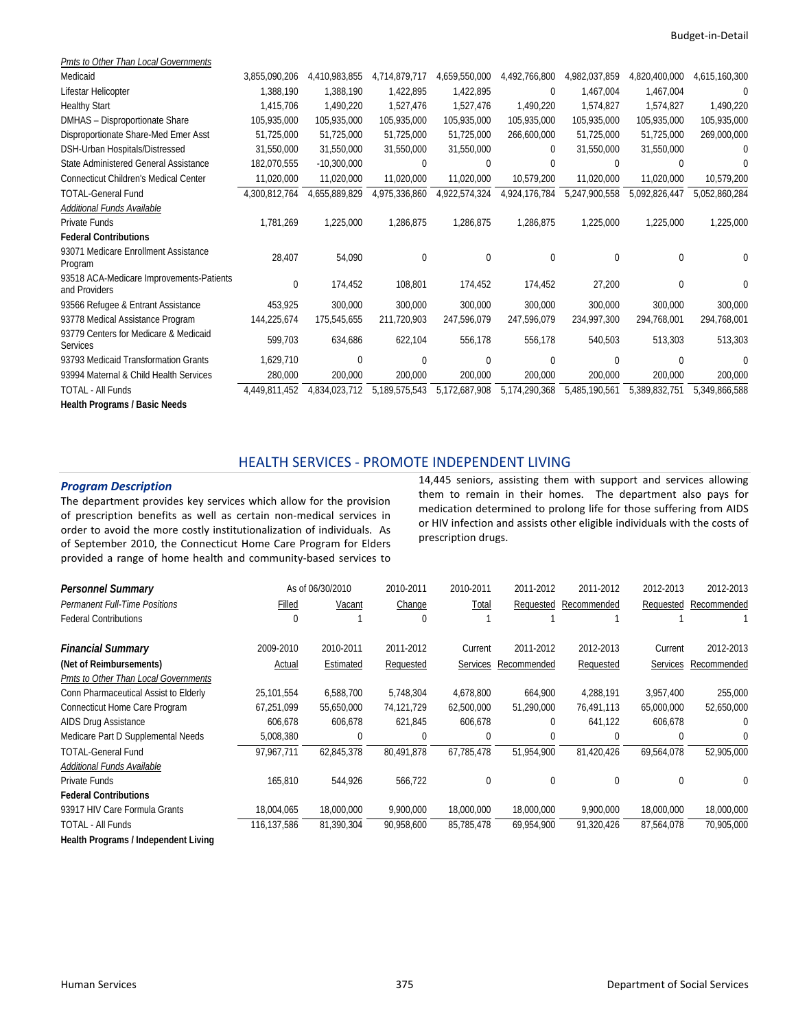| | | | | | | | | |
|---|---|---|---|---|---|---|---|---|
| *Pmts to Other Than Local Governments* | | | | | | | | |
| Medicaid | 3,855,090,206 | 4,410,983,855 | 4,714,879,717 | 4,659,550,000 | 4,492,766,800 | 4,982,037,859 | 4,820,400,000 | 4,615,160,300 |
| Lifestar Helicopter | 1,388,190 | 1,388,190 | 1,422,895 | 1,422,895 | 0 | 1,467,004 | 1,467,004 | 0 |
| Healthy Start | 1,415,706 | 1,490,220 | 1,527,476 | 1,527,476 | 1,490,220 | 1,574,827 | 1,574,827 | 1,490,220 |
| DMHAS – Disproportionate Share | 105,935,000 | 105,935,000 | 105,935,000 | 105,935,000 | 105,935,000 | 105,935,000 | 105,935,000 | 105,935,000 |
| Disproportionate Share-Med Emer Asst | 51,725,000 | 51,725,000 | 51,725,000 | 51,725,000 | 266,600,000 | 51,725,000 | 51,725,000 | 269,000,000 |
| DSH-Urban Hospitals/Distressed | 31,550,000 | 31,550,000 | 31,550,000 | 31,550,000 | 0 | 31,550,000 | 31,550,000 | 0 |
| State Administered General Assistance | 182,070,555 | -10,300,000 | 0 | 0 | 0 | 0 | 0 | 0 |
| Connecticut Children's Medical Center | 11,020,000 | 11,020,000 | 11,020,000 | 11,020,000 | 10,579,200 | 11,020,000 | 11,020,000 | 10,579,200 |
| TOTAL-General Fund | 4,300,812,764 | 4,655,889,829 | 4,975,336,860 | 4,922,574,324 | 4,924,176,784 | 5,247,900,558 | 5,092,826,447 | 5,052,860,284 |
| *Additional Funds Available* | | | | | | | | |
| Private Funds | 1,781,269 | 1,225,000 | 1,286,875 | 1,286,875 | 1,286,875 | 1,225,000 | 1,225,000 | 1,225,000 |
| **Federal Contributions** | | | | | | | | |
| 93071 Medicare Enrollment Assistance Program | 28,407 | 54,090 | 0 | 0 | 0 | 0 | 0 | 0 |
| 93518 ACA-Medicare Improvements-Patients and Providers | 0 | 174,452 | 108,801 | 174,452 | 174,452 | 27,200 | 0 | 0 |
| 93566 Refugee & Entrant Assistance | 453,925 | 300,000 | 300,000 | 300,000 | 300,000 | 300,000 | 300,000 | 300,000 |
| 93778 Medical Assistance Program | 144,225,674 | 175,545,655 | 211,720,903 | 247,596,079 | 247,596,079 | 234,997,300 | 294,768,001 | 294,768,001 |
| 93779 Centers for Medicare & Medicaid Services | 599,703 | 634,686 | 622,104 | 556,178 | 556,178 | 540,503 | 513,303 | 513,303 |
| 93793 Medicaid Transformation Grants | 1,629,710 | 0 | 0 | 0 | 0 | 0 | 0 | 0 |
| 93994 Maternal & Child Health Services | 280,000 | 200,000 | 200,000 | 200,000 | 200,000 | 200,000 | 200,000 | 200,000 |
| TOTAL - All Funds | 4,449,811,452 | 4,834,023,712 | 5,189,575,543 | 5,172,687,908 | 5,174,290,368 | 5,485,190,561 | 5,389,832,751 | 5,349,866,588 |
| **Health Programs / Basic Needs** | | | | | | | | |

## HEALTH SERVICES - PROMOTE INDEPENDENT LIVING

### *Program Description*

The department provides key services which allow for the provision of prescription benefits as well as certain non-medical services in order to avoid the more costly institutionalization of individuals. As of September 2010, the Connecticut Home Care Program for Elders provided a range of home health and community-based services to 14,445 seniors, assisting them with support and services allowing them to remain in their homes. The department also pays for medication determined to prolong life for those suffering from AIDS or HIV infection and assists other eligible individuals with the costs of prescription drugs.

| ***Personnel Summary*** | As of 06/30/2010 | | 2010-2011 | 2010-2011 | 2011-2012 | 2011-2012 | 2012-2013 | 2012-2013 |
|---|---|---|---|---|---|---|---|---|
| *Permanent Full-Time Positions* | Filled | Vacant | Change | Total | Requested | Recommended | Requested | Recommended |
| Federal Contributions | 0 | 1 | 0 | 1 | 1 | 1 | 1 | 1 |

| ***Financial Summary*** | 2009-2010 | 2010-2011 | 2011-2012 | Current | 2011-2012 | 2012-2013 | Current | 2012-2013 |
|---|---|---|---|---|---|---|---|---|
| **(Net of Reimbursements)** | Actual | Estimated | Requested | Services | Recommended | Requested | Services | Recommended |
| *Pmts to Other Than Local Governments* | | | | | | | | |
| Conn Pharmaceutical Assist to Elderly | 25,101,554 | 6,588,700 | 5,748,304 | 4,678,800 | 664,900 | 4,288,191 | 3,957,400 | 255,000 |
| Connecticut Home Care Program | 67,251,099 | 55,650,000 | 74,121,729 | 62,500,000 | 51,290,000 | 76,491,113 | 65,000,000 | 52,650,000 |
| AIDS Drug Assistance | 606,678 | 606,678 | 621,845 | 606,678 | 0 | 641,122 | 606,678 | 0 |
| Medicare Part D Supplemental Needs | 5,008,380 | 0 | 0 | 0 | 0 | 0 | 0 | 0 |
| TOTAL-General Fund | 97,967,711 | 62,845,378 | 80,491,878 | 67,785,478 | 51,954,900 | 81,420,426 | 69,564,078 | 52,905,000 |
| *Additional Funds Available* | | | | | | | | |
| Private Funds | 165,810 | 544,926 | 566,722 | 0 | 0 | 0 | 0 | 0 |
| **Federal Contributions** | | | | | | | | |
| 93917 HIV Care Formula Grants | 18,004,065 | 18,000,000 | 9,900,000 | 18,000,000 | 18,000,000 | 9,900,000 | 18,000,000 | 18,000,000 |
| TOTAL - All Funds | 116,137,586 | 81,390,304 | 90,958,600 | 85,785,478 | 69,954,900 | 91,320,426 | 87,564,078 | 70,905,000 |
| **Health Programs / Independent Living** | | | | | | | | |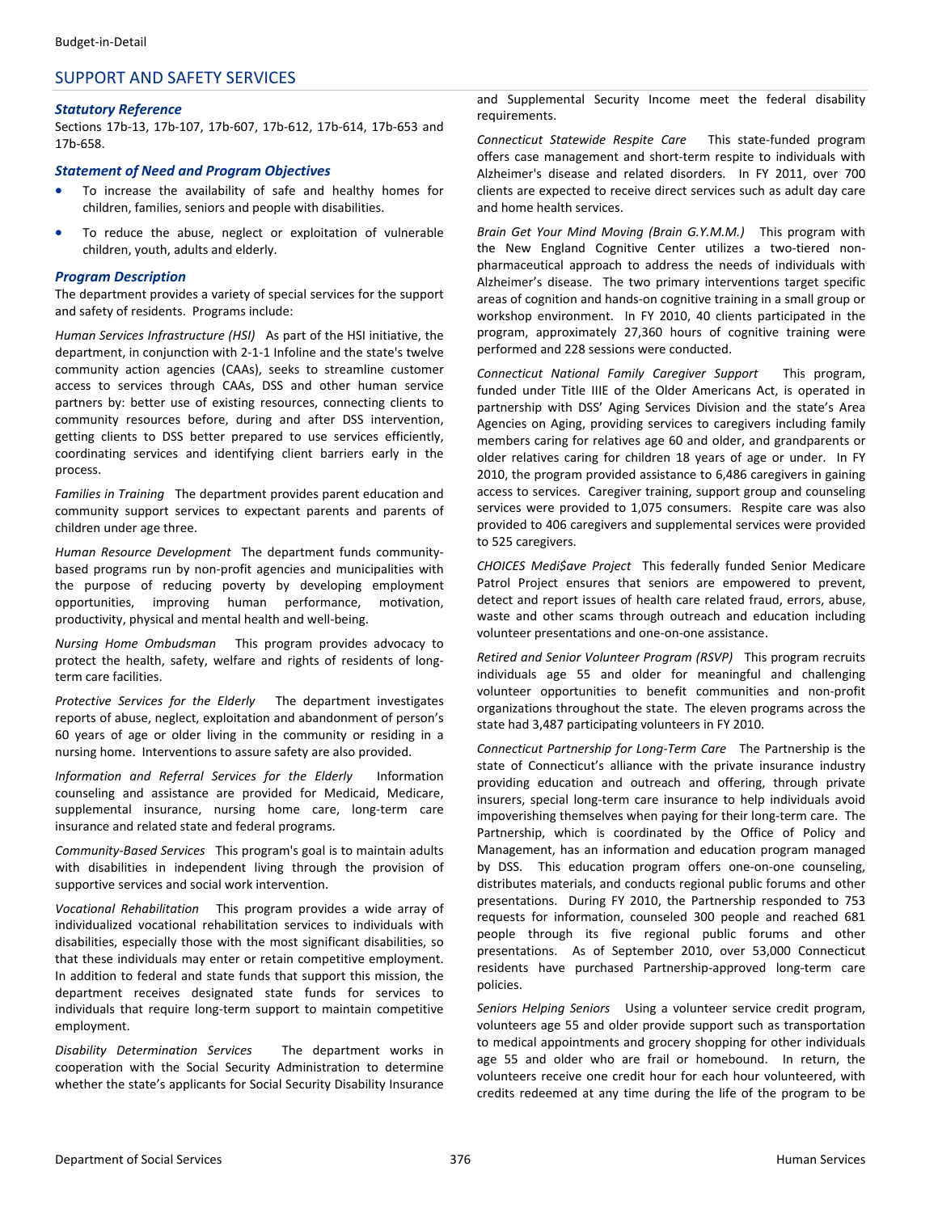## SUPPORT AND SAFETY SERVICES

### *Statutory Reference*

Sections 17b-13, 17b-107, 17b-607, 17b-612, 17b-614, 17b-653 and 17b-658.

### *Statement of Need and Program Objectives*

- To increase the availability of safe and healthy homes for children, families, seniors and people with disabilities.
- To reduce the abuse, neglect or exploitation of vulnerable children, youth, adults and elderly.

### *Program Description*

The department provides a variety of special services for the support and safety of residents. Programs include:

*Human Services Infrastructure (HSI)* As part of the HSI initiative, the department, in conjunction with 2-1-1 Infoline and the state's twelve community action agencies (CAAs), seeks to streamline customer access to services through CAAs, DSS and other human service partners by: better use of existing resources, connecting clients to community resources before, during and after DSS intervention, getting clients to DSS better prepared to use services efficiently, coordinating services and identifying client barriers early in the process.

*Families in Training* The department provides parent education and community support services to expectant parents and parents of children under age three.

*Human Resource Development* The department funds community-based programs run by non-profit agencies and municipalities with the purpose of reducing poverty by developing employment opportunities, improving human performance, motivation, productivity, physical and mental health and well-being.

*Nursing Home Ombudsman* This program provides advocacy to protect the health, safety, welfare and rights of residents of long-term care facilities.

*Protective Services for the Elderly* The department investigates reports of abuse, neglect, exploitation and abandonment of person's 60 years of age or older living in the community or residing in a nursing home. Interventions to assure safety are also provided.

*Information and Referral Services for the Elderly* Information counseling and assistance are provided for Medicaid, Medicare, supplemental insurance, nursing home care, long-term care insurance and related state and federal programs.

*Community-Based Services* This program's goal is to maintain adults with disabilities in independent living through the provision of supportive services and social work intervention.

*Vocational Rehabilitation* This program provides a wide array of individualized vocational rehabilitation services to individuals with disabilities, especially those with the most significant disabilities, so that these individuals may enter or retain competitive employment. In addition to federal and state funds that support this mission, the department receives designated state funds for services to individuals that require long-term support to maintain competitive employment.

*Disability Determination Services* The department works in cooperation with the Social Security Administration to determine whether the state's applicants for Social Security Disability Insurance and Supplemental Security Income meet the federal disability requirements.

*Connecticut Statewide Respite Care* This state-funded program offers case management and short-term respite to individuals with Alzheimer's disease and related disorders. In FY 2011, over 700 clients are expected to receive direct services such as adult day care and home health services.

*Brain Get Your Mind Moving (Brain G.Y.M.M.)* This program with the New England Cognitive Center utilizes a two-tiered non-pharmaceutical approach to address the needs of individuals with Alzheimer's disease. The two primary interventions target specific areas of cognition and hands-on cognitive training in a small group or workshop environment. In FY 2010, 40 clients participated in the program, approximately 27,360 hours of cognitive training were performed and 228 sessions were conducted.

*Connecticut National Family Caregiver Support* This program, funded under Title IIIE of the Older Americans Act, is operated in partnership with DSS' Aging Services Division and the state's Area Agencies on Aging, providing services to caregivers including family members caring for relatives age 60 and older, and grandparents or older relatives caring for children 18 years of age or under. In FY 2010, the program provided assistance to 6,486 caregivers in gaining access to services. Caregiver training, support group and counseling services were provided to 1,075 consumers. Respite care was also provided to 406 caregivers and supplemental services were provided to 525 caregivers.

*CHOICES Medi$ave Project* This federally funded Senior Medicare Patrol Project ensures that seniors are empowered to prevent, detect and report issues of health care related fraud, errors, abuse, waste and other scams through outreach and education including volunteer presentations and one-on-one assistance.

*Retired and Senior Volunteer Program (RSVP)* This program recruits individuals age 55 and older for meaningful and challenging volunteer opportunities to benefit communities and non-profit organizations throughout the state. The eleven programs across the state had 3,487 participating volunteers in FY 2010.

*Connecticut Partnership for Long-Term Care* The Partnership is the state of Connecticut's alliance with the private insurance industry providing education and outreach and offering, through private insurers, special long-term care insurance to help individuals avoid impoverishing themselves when paying for their long-term care. The Partnership, which is coordinated by the Office of Policy and Management, has an information and education program managed by DSS. This education program offers one-on-one counseling, distributes materials, and conducts regional public forums and other presentations. During FY 2010, the Partnership responded to 753 requests for information, counseled 300 people and reached 681 people through its five regional public forums and other presentations. As of September 2010, over 53,000 Connecticut residents have purchased Partnership-approved long-term care policies.

*Seniors Helping Seniors* Using a volunteer service credit program, volunteers age 55 and older provide support such as transportation to medical appointments and grocery shopping for other individuals age 55 and older who are frail or homebound. In return, the volunteers receive one credit hour for each hour volunteered, with credits redeemed at any time during the life of the program to be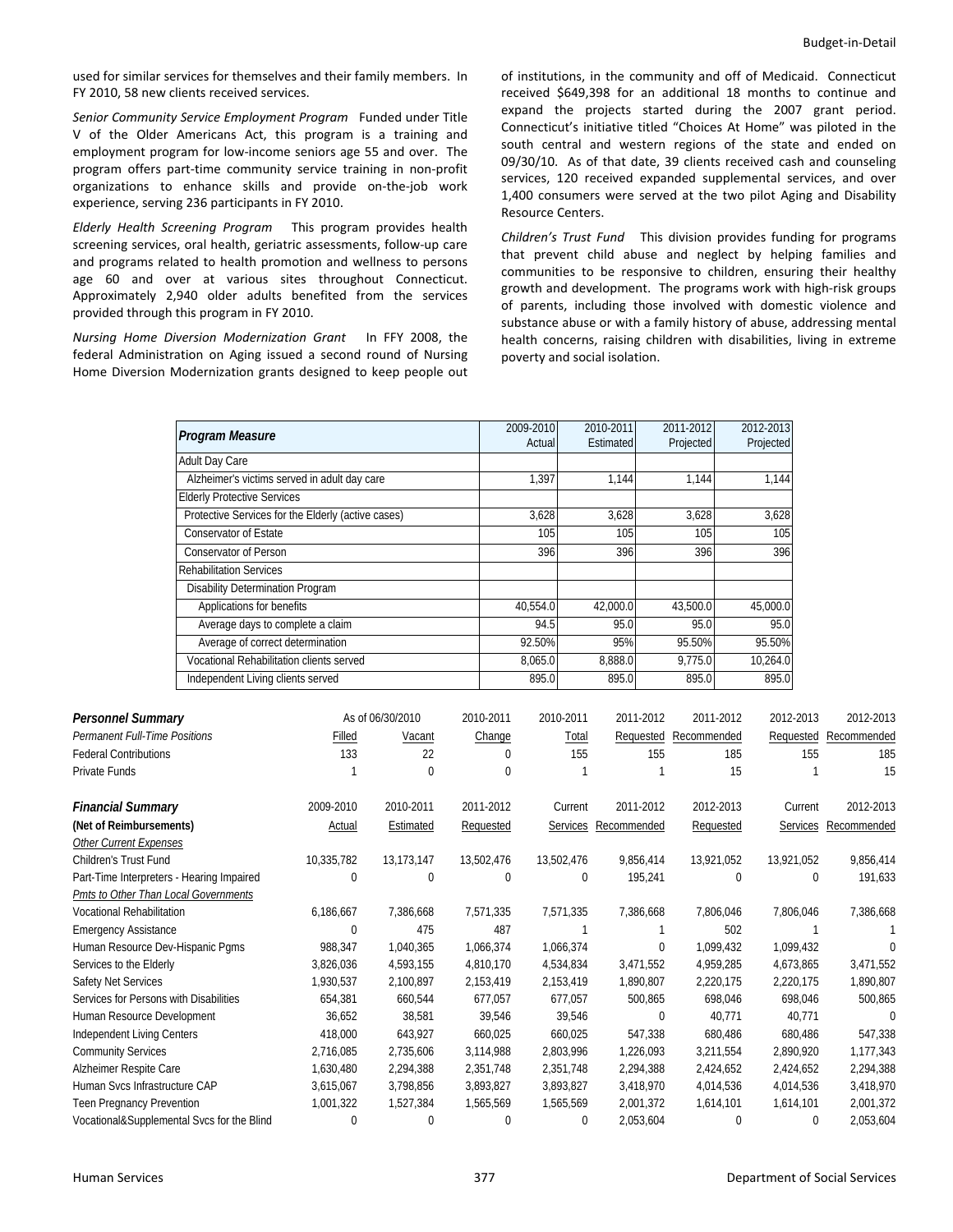used for similar services for themselves and their family members. In FY 2010, 58 new clients received services.

*Senior Community Service Employment Program* Funded under Title V of the Older Americans Act, this program is a training and employment program for low-income seniors age 55 and over. The program offers part-time community service training in non-profit organizations to enhance skills and provide on-the-job work experience, serving 236 participants in FY 2010.

*Elderly Health Screening Program* This program provides health screening services, oral health, geriatric assessments, follow-up care and programs related to health promotion and wellness to persons age 60 and over at various sites throughout Connecticut. Approximately 2,940 older adults benefited from the services provided through this program in FY 2010.

*Nursing Home Diversion Modernization Grant* In FFY 2008, the federal Administration on Aging issued a second round of Nursing Home Diversion Modernization grants designed to keep people out of institutions, in the community and off of Medicaid. Connecticut received $649,398 for an additional 18 months to continue and expand the projects started during the 2007 grant period. Connecticut's initiative titled "Choices At Home" was piloted in the south central and western regions of the state and ended on 09/30/10. As of that date, 39 clients received cash and counseling services, 120 received expanded supplemental services, and over 1,400 consumers were served at the two pilot Aging and Disability Resource Centers.

*Children's Trust Fund* This division provides funding for programs that prevent child abuse and neglect by helping families and communities to be responsive to children, ensuring their healthy growth and development. The programs work with high-risk groups of parents, including those involved with domestic violence and substance abuse or with a family history of abuse, addressing mental health concerns, raising children with disabilities, living in extreme poverty and social isolation.

| Program Measure | 2009-2010 Actual | 2010-2011 Estimated | 2011-2012 Projected | 2012-2013 Projected |
|---|---|---|---|---|
| Adult Day Care | | | | |
| Alzheimer's victims served in adult day care | 1,397 | 1,144 | 1,144 | 1,144 |
| Elderly Protective Services | | | | |
| Protective Services for the Elderly (active cases) | 3,628 | 3,628 | 3,628 | 3,628 |
| Conservator of Estate | 105 | 105 | 105 | 105 |
| Conservator of Person | 396 | 396 | 396 | 396 |
| Rehabilitation Services | | | | |
| Disability Determination Program | | | | |
| Applications for benefits | 40,554.0 | 42,000.0 | 43,500.0 | 45,000.0 |
| Average days to complete a claim | 94.5 | 95.0 | 95.0 | 95.0 |
| Average of correct determination | 92.50% | 95% | 95.50% | 95.50% |
| Vocational Rehabilitation clients served | 8,065.0 | 8,888.0 | 9,775.0 | 10,264.0 |
| Independent Living clients served | 895.0 | 895.0 | 895.0 | 895.0 |

| Personnel Summary | As of 06/30/2010 | | 2010-2011 | 2010-2011 | 2011-2012 | 2011-2012 | 2012-2013 | 2012-2013 |
|---|---|---|---|---|---|---|---|---|
| Permanent Full-Time Positions | Filled | Vacant | Change | Total | Requested | Recommended | Requested | Recommended |
| Federal Contributions | 133 | 22 | 0 | 155 | 155 | 185 | 155 | 185 |
| Private Funds | 1 | 0 | 0 | 1 | 1 | 15 | 1 | 15 |

| Financial Summary (Net of Reimbursements) | 2009-2010 Actual | 2010-2011 Estimated | 2011-2012 Requested | Current Services | 2011-2012 Recommended | 2012-2013 Requested | Current Services | 2012-2013 Recommended |
|---|---|---|---|---|---|---|---|---|
| *Other Current Expenses* | | | | | | | | |
| Children's Trust Fund | 10,335,782 | 13,173,147 | 13,502,476 | 13,502,476 | 9,856,414 | 13,921,052 | 13,921,052 | 9,856,414 |
| Part-Time Interpreters - Hearing Impaired | 0 | 0 | 0 | 0 | 195,241 | 0 | 0 | 191,633 |
| *Pmts to Other Than Local Governments* | | | | | | | | |
| Vocational Rehabilitation | 6,186,667 | 7,386,668 | 7,571,335 | 7,571,335 | 7,386,668 | 7,806,046 | 7,806,046 | 7,386,668 |
| Emergency Assistance | 0 | 475 | 487 | 1 | 1 | 502 | 1 | 1 |
| Human Resource Dev-Hispanic Pgms | 988,347 | 1,040,365 | 1,066,374 | 1,066,374 | 0 | 1,099,432 | 1,099,432 | 0 |
| Services to the Elderly | 3,826,036 | 4,593,155 | 4,810,170 | 4,534,834 | 3,471,552 | 4,959,285 | 4,673,865 | 3,471,552 |
| Safety Net Services | 1,930,537 | 2,100,897 | 2,153,419 | 2,153,419 | 1,890,807 | 2,220,175 | 2,220,175 | 1,890,807 |
| Services for Persons with Disabilities | 654,381 | 660,544 | 677,057 | 677,057 | 500,865 | 698,046 | 698,046 | 500,865 |
| Human Resource Development | 36,652 | 38,581 | 39,546 | 39,546 | 0 | 40,771 | 40,771 | 0 |
| Independent Living Centers | 418,000 | 643,927 | 660,025 | 660,025 | 547,338 | 680,486 | 680,486 | 547,338 |
| Community Services | 2,716,085 | 2,735,606 | 3,114,988 | 2,803,996 | 1,226,093 | 3,211,554 | 2,890,920 | 1,177,343 |
| Alzheimer Respite Care | 1,630,480 | 2,294,388 | 2,351,748 | 2,351,748 | 2,294,388 | 2,424,652 | 2,424,652 | 2,294,388 |
| Human Svcs Infrastructure CAP | 3,615,067 | 3,798,856 | 3,893,827 | 3,893,827 | 3,418,970 | 4,014,536 | 4,014,536 | 3,418,970 |
| Teen Pregnancy Prevention | 1,001,322 | 1,527,384 | 1,565,569 | 1,565,569 | 2,001,372 | 1,614,101 | 1,614,101 | 2,001,372 |
| Vocational&Supplemental Svcs for the Blind | 0 | 0 | 0 | 0 | 2,053,604 | 0 | 0 | 2,053,604 |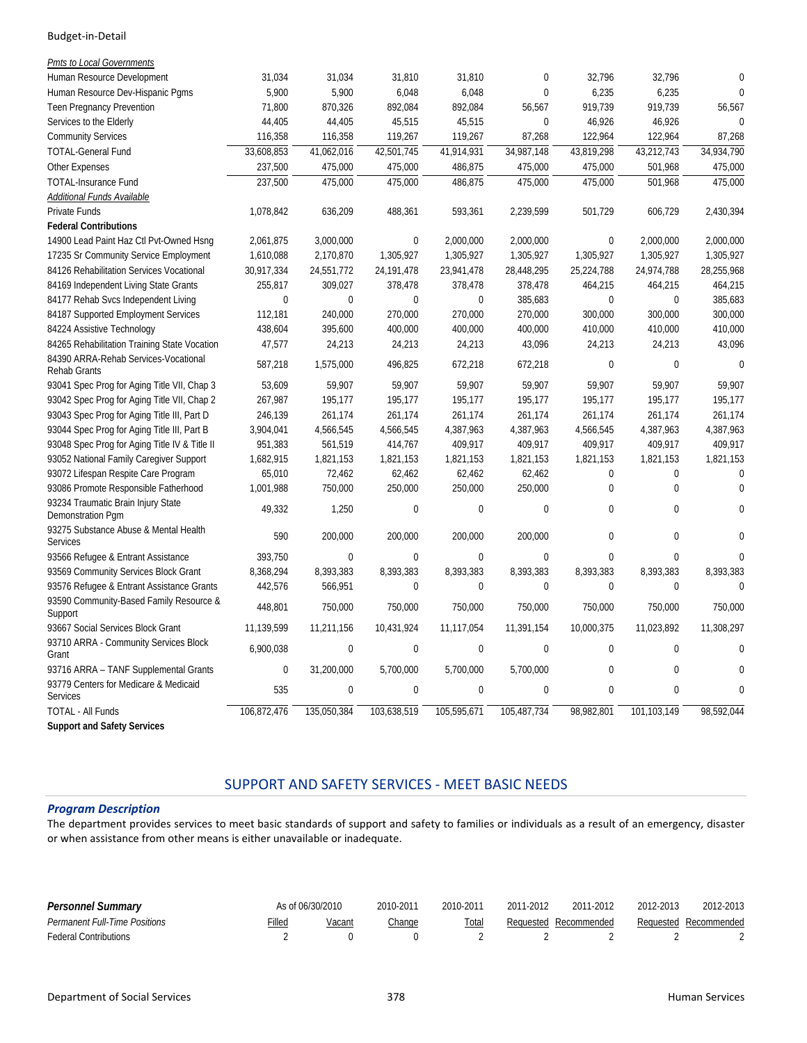| | | | | | | | | |
|---|---|---|---|---|---|---|---|---|
| *Pmts to Local Governments* | | | | | | | | |
| Human Resource Development | 31,034 | 31,034 | 31,810 | 31,810 | 0 | 32,796 | 32,796 | 0 |
| Human Resource Dev-Hispanic Pgms | 5,900 | 5,900 | 6,048 | 6,048 | 0 | 6,235 | 6,235 | 0 |
| Teen Pregnancy Prevention | 71,800 | 870,326 | 892,084 | 892,084 | 56,567 | 919,739 | 919,739 | 56,567 |
| Services to the Elderly | 44,405 | 44,405 | 45,515 | 45,515 | 0 | 46,926 | 46,926 | 0 |
| Community Services | 116,358 | 116,358 | 119,267 | 119,267 | 87,268 | 122,964 | 122,964 | 87,268 |
| TOTAL-General Fund | 33,608,853 | 41,062,016 | 42,501,745 | 41,914,931 | 34,987,148 | 43,819,298 | 43,212,743 | 34,934,790 |
| Other Expenses | 237,500 | 475,000 | 475,000 | 486,875 | 475,000 | 475,000 | 501,968 | 475,000 |
| TOTAL-Insurance Fund | 237,500 | 475,000 | 475,000 | 486,875 | 475,000 | 475,000 | 501,968 | 475,000 |
| *Additional Funds Available* | | | | | | | | |
| Private Funds | 1,078,842 | 636,209 | 488,361 | 593,361 | 2,239,599 | 501,729 | 606,729 | 2,430,394 |
| **Federal Contributions** | | | | | | | | |
| 14900 Lead Paint Haz Ctl Pvt-Owned Hsng | 2,061,875 | 3,000,000 | 0 | 2,000,000 | 2,000,000 | 0 | 2,000,000 | 2,000,000 |
| 17235 Sr Community Service Employment | 1,610,088 | 2,170,870 | 1,305,927 | 1,305,927 | 1,305,927 | 1,305,927 | 1,305,927 | 1,305,927 |
| 84126 Rehabilitation Services Vocational | 30,917,334 | 24,551,772 | 24,191,478 | 23,941,478 | 28,448,295 | 25,224,788 | 24,974,788 | 28,255,968 |
| 84169 Independent Living State Grants | 255,817 | 309,027 | 378,478 | 378,478 | 378,478 | 464,215 | 464,215 | 464,215 |
| 84177 Rehab Svcs Independent Living | 0 | 0 | 0 | 0 | 385,683 | 0 | 0 | 385,683 |
| 84187 Supported Employment Services | 112,181 | 240,000 | 270,000 | 270,000 | 270,000 | 300,000 | 300,000 | 300,000 |
| 84224 Assistive Technology | 438,604 | 395,600 | 400,000 | 400,000 | 400,000 | 410,000 | 410,000 | 410,000 |
| 84265 Rehabilitation Training State Vocation | 47,577 | 24,213 | 24,213 | 24,213 | 43,096 | 24,213 | 24,213 | 43,096 |
| 84390 ARRA-Rehab Services-Vocational Rehab Grants | 587,218 | 1,575,000 | 496,825 | 672,218 | 672,218 | 0 | 0 | 0 |
| 93041 Spec Prog for Aging Title VII, Chap 3 | 53,609 | 59,907 | 59,907 | 59,907 | 59,907 | 59,907 | 59,907 | 59,907 |
| 93042 Spec Prog for Aging Title VII, Chap 2 | 267,987 | 195,177 | 195,177 | 195,177 | 195,177 | 195,177 | 195,177 | 195,177 |
| 93043 Spec Prog for Aging Title III, Part D | 246,139 | 261,174 | 261,174 | 261,174 | 261,174 | 261,174 | 261,174 | 261,174 |
| 93044 Spec Prog for Aging Title III, Part B | 3,904,041 | 4,566,545 | 4,566,545 | 4,387,963 | 4,387,963 | 4,566,545 | 4,387,963 | 4,387,963 |
| 93048 Spec Prog for Aging Title IV & Title II | 951,383 | 561,519 | 414,767 | 409,917 | 409,917 | 409,917 | 409,917 | 409,917 |
| 93052 National Family Caregiver Support | 1,682,915 | 1,821,153 | 1,821,153 | 1,821,153 | 1,821,153 | 1,821,153 | 1,821,153 | 1,821,153 |
| 93072 Lifespan Respite Care Program | 65,010 | 72,462 | 62,462 | 62,462 | 62,462 | 0 | 0 | 0 |
| 93086 Promote Responsible Fatherhood | 1,001,988 | 750,000 | 250,000 | 250,000 | 250,000 | 0 | 0 | 0 |
| 93234 Traumatic Brain Injury State Demonstration Pgm | 49,332 | 1,250 | 0 | 0 | 0 | 0 | 0 | 0 |
| 93275 Substance Abuse & Mental Health Services | 590 | 200,000 | 200,000 | 200,000 | 200,000 | 0 | 0 | 0 |
| 93566 Refugee & Entrant Assistance | 393,750 | 0 | 0 | 0 | 0 | 0 | 0 | 0 |
| 93569 Community Services Block Grant | 8,368,294 | 8,393,383 | 8,393,383 | 8,393,383 | 8,393,383 | 8,393,383 | 8,393,383 | 8,393,383 |
| 93576 Refugee & Entrant Assistance Grants | 442,576 | 566,951 | 0 | 0 | 0 | 0 | 0 | 0 |
| 93590 Community-Based Family Resource & Support | 448,801 | 750,000 | 750,000 | 750,000 | 750,000 | 750,000 | 750,000 | 750,000 |
| 93667 Social Services Block Grant | 11,139,599 | 11,211,156 | 10,431,924 | 11,117,054 | 11,391,154 | 10,000,375 | 11,023,892 | 11,308,297 |
| 93710 ARRA - Community Services Block Grant | 6,900,038 | 0 | 0 | 0 | 0 | 0 | 0 | 0 |
| 93716 ARRA – TANF Supplemental Grants | 0 | 31,200,000 | 5,700,000 | 5,700,000 | 5,700,000 | 0 | 0 | 0 |
| 93779 Centers for Medicare & Medicaid Services | 535 | 0 | 0 | 0 | 0 | 0 | 0 | 0 |
| TOTAL - All Funds | 106,872,476 | 135,050,384 | 103,638,519 | 105,595,671 | 105,487,734 | 98,982,801 | 101,103,149 | 98,592,044 |
| **Support and Safety Services** | | | | | | | | |

## SUPPORT AND SAFETY SERVICES - MEET BASIC NEEDS

### *Program Description*

The department provides services to meet basic standards of support and safety to families or individuals as a result of an emergency, disaster or when assistance from other means is either unavailable or inadequate.

| ***Personnel Summary*** | As of 06/30/2010 | | 2010-2011 | 2010-2011 | 2011-2012 | 2011-2012 | 2012-2013 | 2012-2013 |
|---|---|---|---|---|---|---|---|---|
| *Permanent Full-Time Positions* | Filled | Vacant | Change | Total | Requested | Recommended | Requested | Recommended |
| Federal Contributions | 2 | 0 | 0 | 2 | 2 | 2 | 2 | 2 |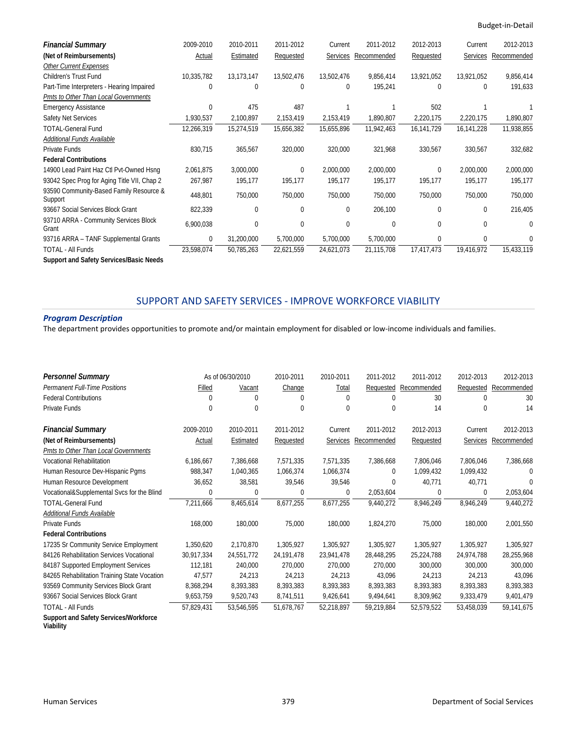| ***Financial Summary*** | 2009-2010 | 2010-2011 | 2011-2012 | Current | 2011-2012 | 2012-2013 | Current | 2012-2013 |
|---|---|---|---|---|---|---|---|---|
| **(Net of Reimbursements)** | Actual | Estimated | Requested | Services | Recommended | Requested | Services | Recommended |
| *Other Current Expenses* | | | | | | | | |
| Children's Trust Fund | 10,335,782 | 13,173,147 | 13,502,476 | 13,502,476 | 9,856,414 | 13,921,052 | 13,921,052 | 9,856,414 |
| Part-Time Interpreters - Hearing Impaired | 0 | 0 | 0 | 0 | 195,241 | 0 | 0 | 191,633 |
| *Pmts to Other Than Local Governments* | | | | | | | | |
| Emergency Assistance | 0 | 475 | 487 | 1 | 1 | 502 | 1 | 1 |
| Safety Net Services | 1,930,537 | 2,100,897 | 2,153,419 | 2,153,419 | 1,890,807 | 2,220,175 | 2,220,175 | 1,890,807 |
| TOTAL-General Fund | 12,266,319 | 15,274,519 | 15,656,382 | 15,655,896 | 11,942,463 | 16,141,729 | 16,141,228 | 11,938,855 |
| *Additional Funds Available* | | | | | | | | |
| Private Funds | 830,715 | 365,567 | 320,000 | 320,000 | 321,968 | 330,567 | 330,567 | 332,682 |
| **Federal Contributions** | | | | | | | | |
| 14900 Lead Paint Haz Ctl Pvt-Owned Hsng | 2,061,875 | 3,000,000 | 0 | 2,000,000 | 2,000,000 | 0 | 2,000,000 | 2,000,000 |
| 93042 Spec Prog for Aging Title VII, Chap 2 | 267,987 | 195,177 | 195,177 | 195,177 | 195,177 | 195,177 | 195,177 | 195,177 |
| 93590 Community-Based Family Resource & Support | 448,801 | 750,000 | 750,000 | 750,000 | 750,000 | 750,000 | 750,000 | 750,000 |
| 93667 Social Services Block Grant | 822,339 | 0 | 0 | 0 | 206,100 | 0 | 0 | 216,405 |
| 93710 ARRA - Community Services Block Grant | 6,900,038 | 0 | 0 | 0 | 0 | 0 | 0 | 0 |
| 93716 ARRA – TANF Supplemental Grants | 0 | 31,200,000 | 5,700,000 | 5,700,000 | 5,700,000 | 0 | 0 | 0 |
| TOTAL - All Funds | 23,598,074 | 50,785,263 | 22,621,559 | 24,621,073 | 21,115,708 | 17,417,473 | 19,416,972 | 15,433,119 |
| **Support and Safety Services/Basic Needs** | | | | | | | | |

## SUPPORT AND SAFETY SERVICES - IMPROVE WORKFORCE VIABILITY

### *Program Description*

The department provides opportunities to promote and/or maintain employment for disabled or low-income individuals and families.

| ***Personnel Summary*** | As of 06/30/2010 | | 2010-2011 | 2010-2011 | 2011-2012 | 2011-2012 | 2012-2013 | 2012-2013 |
|---|---|---|---|---|---|---|---|---|
| *Permanent Full-Time Positions* | Filled | Vacant | Change | Total | Requested | Recommended | Requested | Recommended |
| Federal Contributions | 0 | 0 | 0 | 0 | 0 | 30 | 0 | 30 |
| Private Funds | 0 | 0 | 0 | 0 | 0 | 14 | 0 | 14 |

| ***Financial Summary*** | 2009-2010 | 2010-2011 | 2011-2012 | Current | 2011-2012 | 2012-2013 | Current | 2012-2013 |
|---|---|---|---|---|---|---|---|---|
| **(Net of Reimbursements)** | Actual | Estimated | Requested | Services | Recommended | Requested | Services | Recommended |
| *Pmts to Other Than Local Governments* | | | | | | | | |
| Vocational Rehabilitation | 6,186,667 | 7,386,668 | 7,571,335 | 7,571,335 | 7,386,668 | 7,806,046 | 7,806,046 | 7,386,668 |
| Human Resource Dev-Hispanic Pgms | 988,347 | 1,040,365 | 1,066,374 | 1,066,374 | 0 | 1,099,432 | 1,099,432 | 0 |
| Human Resource Development | 36,652 | 38,581 | 39,546 | 39,546 | 0 | 40,771 | 40,771 | 0 |
| Vocational&Supplemental Svcs for the Blind | 0 | 0 | 0 | 0 | 2,053,604 | 0 | 0 | 2,053,604 |
| TOTAL-General Fund | 7,211,666 | 8,465,614 | 8,677,255 | 8,677,255 | 9,440,272 | 8,946,249 | 8,946,249 | 9,440,272 |
| *Additional Funds Available* | | | | | | | | |
| Private Funds | 168,000 | 180,000 | 75,000 | 180,000 | 1,824,270 | 75,000 | 180,000 | 2,001,550 |
| **Federal Contributions** | | | | | | | | |
| 17235 Sr Community Service Employment | 1,350,620 | 2,170,870 | 1,305,927 | 1,305,927 | 1,305,927 | 1,305,927 | 1,305,927 | 1,305,927 |
| 84126 Rehabilitation Services Vocational | 30,917,334 | 24,551,772 | 24,191,478 | 23,941,478 | 28,448,295 | 25,224,788 | 24,974,788 | 28,255,968 |
| 84187 Supported Employment Services | 112,181 | 240,000 | 270,000 | 270,000 | 270,000 | 300,000 | 300,000 | 300,000 |
| 84265 Rehabilitation Training State Vocation | 47,577 | 24,213 | 24,213 | 24,213 | 43,096 | 24,213 | 24,213 | 43,096 |
| 93569 Community Services Block Grant | 8,368,294 | 8,393,383 | 8,393,383 | 8,393,383 | 8,393,383 | 8,393,383 | 8,393,383 | 8,393,383 |
| 93667 Social Services Block Grant | 9,653,759 | 9,520,743 | 8,741,511 | 9,426,641 | 9,494,641 | 8,309,962 | 9,333,479 | 9,401,479 |
| TOTAL - All Funds | 57,829,431 | 53,546,595 | 51,678,767 | 52,218,897 | 59,219,884 | 52,579,522 | 53,458,039 | 59,141,675 |
| **Support and Safety Services/Workforce Viability** | | | | | | | | |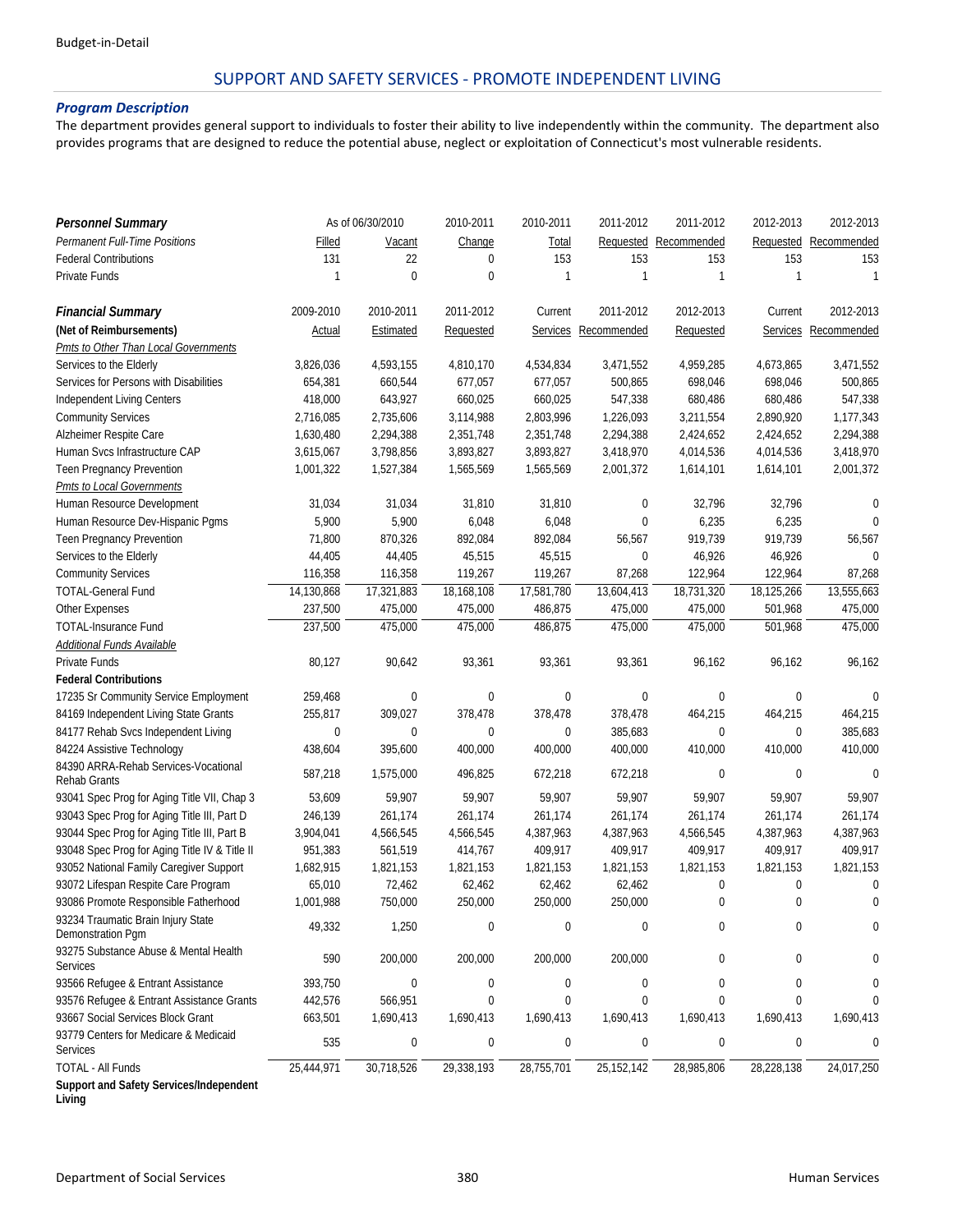## SUPPORT AND SAFETY SERVICES - PROMOTE INDEPENDENT LIVING

### *Program Description*

The department provides general support to individuals to foster their ability to live independently within the community. The department also provides programs that are designed to reduce the potential abuse, neglect or exploitation of Connecticut's most vulnerable residents.

| ***Personnel Summary*** | As of 06/30/2010 | | 2010-2011 | 2010-2011 | 2011-2012 | 2011-2012 | 2012-2013 | 2012-2013 |
|---|---|---|---|---|---|---|---|---|
| *Permanent Full-Time Positions* | Filled | Vacant | Change | Total | Requested | Recommended | Requested | Recommended |
| Federal Contributions | 131 | 22 | 0 | 153 | 153 | 153 | 153 | 153 |
| Private Funds | 1 | 0 | 0 | 1 | 1 | 1 | 1 | 1 |

| ***Financial Summary*** | 2009-2010 | 2010-2011 | 2011-2012 | Current | 2011-2012 | 2012-2013 | Current | 2012-2013 |
|---|---|---|---|---|---|---|---|---|
| **(Net of Reimbursements)** | Actual | Estimated | Requested | Services | Recommended | Requested | Services | Recommended |
| *Pmts to Other Than Local Governments* | | | | | | | | |
| Services to the Elderly | 3,826,036 | 4,593,155 | 4,810,170 | 4,534,834 | 3,471,552 | 4,959,285 | 4,673,865 | 3,471,552 |
| Services for Persons with Disabilities | 654,381 | 660,544 | 677,057 | 677,057 | 500,865 | 698,046 | 698,046 | 500,865 |
| Independent Living Centers | 418,000 | 643,927 | 660,025 | 660,025 | 547,338 | 680,486 | 680,486 | 547,338 |
| Community Services | 2,716,085 | 2,735,606 | 3,114,988 | 2,803,996 | 1,226,093 | 3,211,554 | 2,890,920 | 1,177,343 |
| Alzheimer Respite Care | 1,630,480 | 2,294,388 | 2,351,748 | 2,351,748 | 2,294,388 | 2,424,652 | 2,424,652 | 2,294,388 |
| Human Svcs Infrastructure CAP | 3,615,067 | 3,798,856 | 3,893,827 | 3,893,827 | 3,418,970 | 4,014,536 | 4,014,536 | 3,418,970 |
| Teen Pregnancy Prevention | 1,001,322 | 1,527,384 | 1,565,569 | 1,565,569 | 2,001,372 | 1,614,101 | 1,614,101 | 2,001,372 |
| *Pmts to Local Governments* | | | | | | | | |
| Human Resource Development | 31,034 | 31,034 | 31,810 | 31,810 | 0 | 32,796 | 32,796 | 0 |
| Human Resource Dev-Hispanic Pgms | 5,900 | 5,900 | 6,048 | 6,048 | 0 | 6,235 | 6,235 | 0 |
| Teen Pregnancy Prevention | 71,800 | 870,326 | 892,084 | 892,084 | 56,567 | 919,739 | 919,739 | 56,567 |
| Services to the Elderly | 44,405 | 44,405 | 45,515 | 45,515 | 0 | 46,926 | 46,926 | 0 |
| Community Services | 116,358 | 116,358 | 119,267 | 119,267 | 87,268 | 122,964 | 122,964 | 87,268 |
| TOTAL-General Fund | 14,130,868 | 17,321,883 | 18,168,108 | 17,581,780 | 13,604,413 | 18,731,320 | 18,125,266 | 13,555,663 |
| Other Expenses | 237,500 | 475,000 | 475,000 | 486,875 | 475,000 | 475,000 | 501,968 | 475,000 |
| TOTAL-Insurance Fund | 237,500 | 475,000 | 475,000 | 486,875 | 475,000 | 475,000 | 501,968 | 475,000 |
| *Additional Funds Available* | | | | | | | | |
| Private Funds | 80,127 | 90,642 | 93,361 | 93,361 | 93,361 | 96,162 | 96,162 | 96,162 |
| **Federal Contributions** | | | | | | | | |
| 17235 Sr Community Service Employment | 259,468 | 0 | 0 | 0 | 0 | 0 | 0 | 0 |
| 84169 Independent Living State Grants | 255,817 | 309,027 | 378,478 | 378,478 | 378,478 | 464,215 | 464,215 | 464,215 |
| 84177 Rehab Svcs Independent Living | 0 | 0 | 0 | 0 | 385,683 | 0 | 0 | 385,683 |
| 84224 Assistive Technology | 438,604 | 395,600 | 400,000 | 400,000 | 400,000 | 410,000 | 410,000 | 410,000 |
| 84390 ARRA-Rehab Services-Vocational Rehab Grants | 587,218 | 1,575,000 | 496,825 | 672,218 | 672,218 | 0 | 0 | 0 |
| 93041 Spec Prog for Aging Title VII, Chap 3 | 53,609 | 59,907 | 59,907 | 59,907 | 59,907 | 59,907 | 59,907 | 59,907 |
| 93043 Spec Prog for Aging Title III, Part D | 246,139 | 261,174 | 261,174 | 261,174 | 261,174 | 261,174 | 261,174 | 261,174 |
| 93044 Spec Prog for Aging Title III, Part B | 3,904,041 | 4,566,545 | 4,566,545 | 4,387,963 | 4,387,963 | 4,566,545 | 4,387,963 | 4,387,963 |
| 93048 Spec Prog for Aging Title IV & Title II | 951,383 | 561,519 | 414,767 | 409,917 | 409,917 | 409,917 | 409,917 | 409,917 |
| 93052 National Family Caregiver Support | 1,682,915 | 1,821,153 | 1,821,153 | 1,821,153 | 1,821,153 | 1,821,153 | 1,821,153 | 1,821,153 |
| 93072 Lifespan Respite Care Program | 65,010 | 72,462 | 62,462 | 62,462 | 62,462 | 0 | 0 | 0 |
| 93086 Promote Responsible Fatherhood | 1,001,988 | 750,000 | 250,000 | 250,000 | 250,000 | 0 | 0 | 0 |
| 93234 Traumatic Brain Injury State Demonstration Pgm | 49,332 | 1,250 | 0 | 0 | 0 | 0 | 0 | 0 |
| 93275 Substance Abuse & Mental Health Services | 590 | 200,000 | 200,000 | 200,000 | 200,000 | 0 | 0 | 0 |
| 93566 Refugee & Entrant Assistance | 393,750 | 0 | 0 | 0 | 0 | 0 | 0 | 0 |
| 93576 Refugee & Entrant Assistance Grants | 442,576 | 566,951 | 0 | 0 | 0 | 0 | 0 | 0 |
| 93667 Social Services Block Grant | 663,501 | 1,690,413 | 1,690,413 | 1,690,413 | 1,690,413 | 1,690,413 | 1,690,413 | 1,690,413 |
| 93779 Centers for Medicare & Medicaid Services | 535 | 0 | 0 | 0 | 0 | 0 | 0 | 0 |
| TOTAL - All Funds | 25,444,971 | 30,718,526 | 29,338,193 | 28,755,701 | 25,152,142 | 28,985,806 | 28,228,138 | 24,017,250 |
| **Support and Safety Services/Independent Living** | | | | | | | | |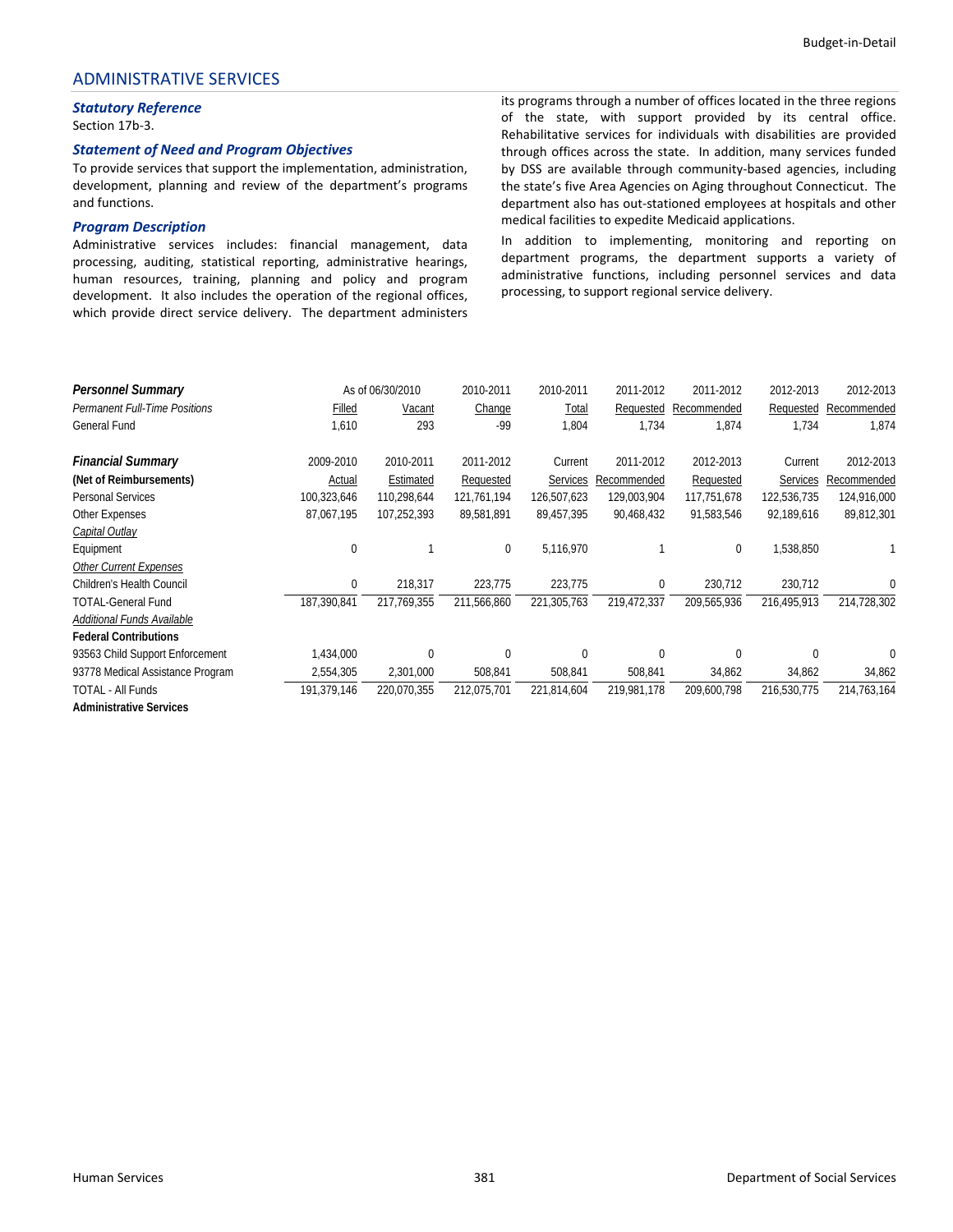## ADMINISTRATIVE SERVICES

### *Statutory Reference*

Section 17b-3.

### *Statement of Need and Program Objectives*

To provide services that support the implementation, administration, development, planning and review of the department's programs and functions.

### *Program Description*

Administrative services includes: financial management, data processing, auditing, statistical reporting, administrative hearings, human resources, training, planning and policy and program development. It also includes the operation of the regional offices, which provide direct service delivery. The department administers its programs through a number of offices located in the three regions of the state, with support provided by its central office. Rehabilitative services for individuals with disabilities are provided through offices across the state. In addition, many services funded by DSS are available through community-based agencies, including the state's five Area Agencies on Aging throughout Connecticut. The department also has out-stationed employees at hospitals and other medical facilities to expedite Medicaid applications.

In addition to implementing, monitoring and reporting on department programs, the department supports a variety of administrative functions, including personnel services and data processing, to support regional service delivery.

| ***Personnel Summary*** | As of 06/30/2010 | | 2010-2011 | 2010-2011 | 2011-2012 | 2011-2012 | 2012-2013 | 2012-2013 |
|---|---|---|---|---|---|---|---|---|
| *Permanent Full-Time Positions* | Filled | Vacant | Change | Total | Requested | Recommended | Requested | Recommended |
| General Fund | 1,610 | 293 | -99 | 1,804 | 1,734 | 1,874 | 1,734 | 1,874 |

| ***Financial Summary*** | 2009-2010 | 2010-2011 | 2011-2012 | Current | 2011-2012 | 2012-2013 | Current | 2012-2013 |
|---|---|---|---|---|---|---|---|---|
| **(Net of Reimbursements)** | Actual | Estimated | Requested | Services | Recommended | Requested | Services | Recommended |
| Personal Services | 100,323,646 | 110,298,644 | 121,761,194 | 126,507,623 | 129,003,904 | 117,751,678 | 122,536,735 | 124,916,000 |
| Other Expenses | 87,067,195 | 107,252,393 | 89,581,891 | 89,457,395 | 90,468,432 | 91,583,546 | 92,189,616 | 89,812,301 |
| *Capital Outlay* | | | | | | | | |
| Equipment | 0 | 1 | 0 | 5,116,970 | 1 | 0 | 1,538,850 | 1 |
| *Other Current Expenses* | | | | | | | | |
| Children's Health Council | 0 | 218,317 | 223,775 | 223,775 | 0 | 230,712 | 230,712 | 0 |
| TOTAL-General Fund | 187,390,841 | 217,769,355 | 211,566,860 | 221,305,763 | 219,472,337 | 209,565,936 | 216,495,913 | 214,728,302 |
| *Additional Funds Available* | | | | | | | | |
| **Federal Contributions** | | | | | | | | |
| 93563 Child Support Enforcement | 1,434,000 | 0 | 0 | 0 | 0 | 0 | 0 | 0 |
| 93778 Medical Assistance Program | 2,554,305 | 2,301,000 | 508,841 | 508,841 | 508,841 | 34,862 | 34,862 | 34,862 |
| TOTAL - All Funds | 191,379,146 | 220,070,355 | 212,075,701 | 221,814,604 | 219,981,178 | 209,600,798 | 216,530,775 | 214,763,164 |
| **Administrative Services** | | | | | | | | |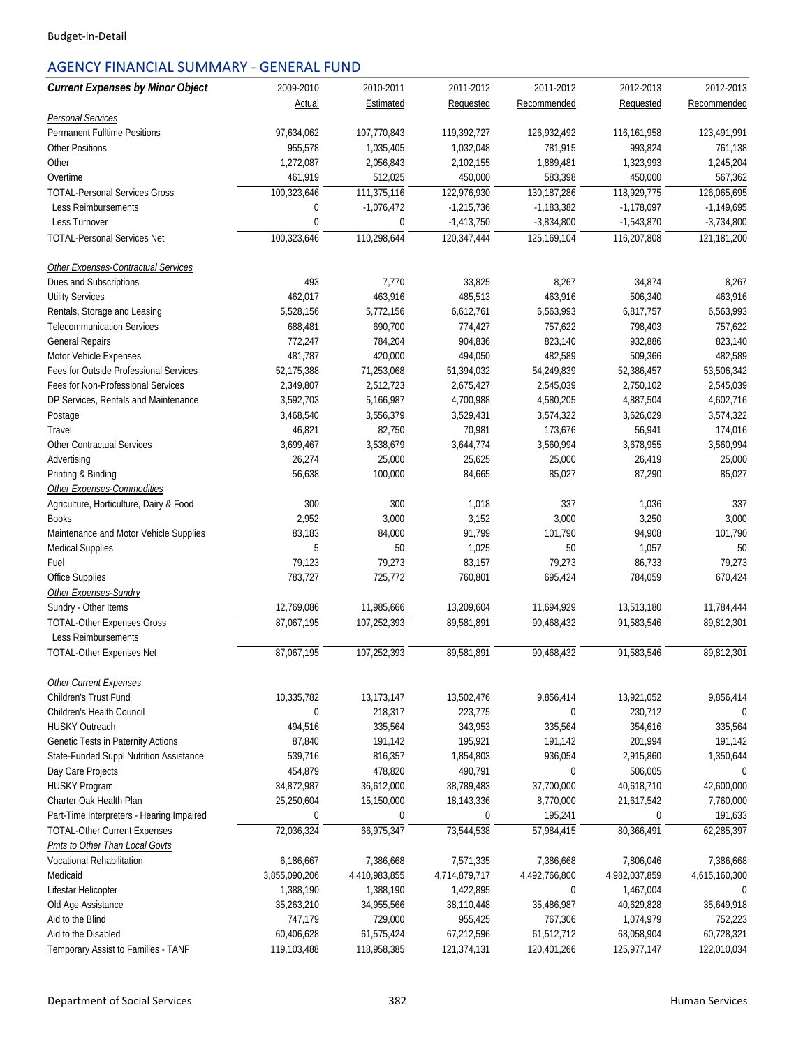## AGENCY FINANCIAL SUMMARY - GENERAL FUND

| *Current Expenses by Minor Object* | 2009-2010 Actual | 2010-2011 Estimated | 2011-2012 Requested | 2011-2012 Recommended | 2012-2013 Requested | 2012-2013 Recommended |
|---|---|---|---|---|---|---|
| *Personal Services* | | | | | | |
| Permanent Fulltime Positions | 97,634,062 | 107,770,843 | 119,392,727 | 126,932,492 | 116,161,958 | 123,491,991 |
| Other Positions | 955,578 | 1,035,405 | 1,032,048 | 781,915 | 993,824 | 761,138 |
| Other | 1,272,087 | 2,056,843 | 2,102,155 | 1,889,481 | 1,323,993 | 1,245,204 |
| Overtime | 461,919 | 512,025 | 450,000 | 583,398 | 450,000 | 567,362 |
| TOTAL-Personal Services Gross | 100,323,646 | 111,375,116 | 122,976,930 | 130,187,286 | 118,929,775 | 126,065,695 |
| Less Reimbursements | 0 | -1,076,472 | -1,215,736 | -1,183,382 | -1,178,097 | -1,149,695 |
| Less Turnover | 0 | 0 | -1,413,750 | -3,834,800 | -1,543,870 | -3,734,800 |
| TOTAL-Personal Services Net | 100,323,646 | 110,298,644 | 120,347,444 | 125,169,104 | 116,207,808 | 121,181,200 |
| | | | | | | |
| *Other Expenses-Contractual Services* | | | | | | |
| Dues and Subscriptions | 493 | 7,770 | 33,825 | 8,267 | 34,874 | 8,267 |
| Utility Services | 462,017 | 463,916 | 485,513 | 463,916 | 506,340 | 463,916 |
| Rentals, Storage and Leasing | 5,528,156 | 5,772,156 | 6,612,761 | 6,563,993 | 6,817,757 | 6,563,993 |
| Telecommunication Services | 688,481 | 690,700 | 774,427 | 757,622 | 798,403 | 757,622 |
| General Repairs | 772,247 | 784,204 | 904,836 | 823,140 | 932,886 | 823,140 |
| Motor Vehicle Expenses | 481,787 | 420,000 | 494,050 | 482,589 | 509,366 | 482,589 |
| Fees for Outside Professional Services | 52,175,388 | 71,253,068 | 51,394,032 | 54,249,839 | 52,386,457 | 53,506,342 |
| Fees for Non-Professional Services | 2,349,807 | 2,512,723 | 2,675,427 | 2,545,039 | 2,750,102 | 2,545,039 |
| DP Services, Rentals and Maintenance | 3,592,703 | 5,166,987 | 4,700,988 | 4,580,205 | 4,887,504 | 4,602,716 |
| Postage | 3,468,540 | 3,556,379 | 3,529,431 | 3,574,322 | 3,626,029 | 3,574,322 |
| Travel | 46,821 | 82,750 | 70,981 | 173,676 | 56,941 | 174,016 |
| Other Contractual Services | 3,699,467 | 3,538,679 | 3,644,774 | 3,560,994 | 3,678,955 | 3,560,994 |
| Advertising | 26,274 | 25,000 | 25,625 | 25,000 | 26,419 | 25,000 |
| Printing & Binding | 56,638 | 100,000 | 84,665 | 85,027 | 87,290 | 85,027 |
| *Other Expenses-Commodities* | | | | | | |
| Agriculture, Horticulture, Dairy & Food | 300 | 300 | 1,018 | 337 | 1,036 | 337 |
| Books | 2,952 | 3,000 | 3,152 | 3,000 | 3,250 | 3,000 |
| Maintenance and Motor Vehicle Supplies | 83,183 | 84,000 | 91,799 | 101,790 | 94,908 | 101,790 |
| Medical Supplies | 5 | 50 | 1,025 | 50 | 1,057 | 50 |
| Fuel | 79,123 | 79,273 | 83,157 | 79,273 | 86,733 | 79,273 |
| Office Supplies | 783,727 | 725,772 | 760,801 | 695,424 | 784,059 | 670,424 |
| *Other Expenses-Sundry* | | | | | | |
| Sundry - Other Items | 12,769,086 | 11,985,666 | 13,209,604 | 11,694,929 | 13,513,180 | 11,784,444 |
| TOTAL-Other Expenses Gross | 87,067,195 | 107,252,393 | 89,581,891 | 90,468,432 | 91,583,546 | 89,812,301 |
| Less Reimbursements | | | | | | |
| TOTAL-Other Expenses Net | 87,067,195 | 107,252,393 | 89,581,891 | 90,468,432 | 91,583,546 | 89,812,301 |
| | | | | | | |
| *Other Current Expenses* | | | | | | |
| Children's Trust Fund | 10,335,782 | 13,173,147 | 13,502,476 | 9,856,414 | 13,921,052 | 9,856,414 |
| Children's Health Council | 0 | 218,317 | 223,775 | 0 | 230,712 | 0 |
| HUSKY Outreach | 494,516 | 335,564 | 343,953 | 335,564 | 354,616 | 335,564 |
| Genetic Tests in Paternity Actions | 87,840 | 191,142 | 195,921 | 191,142 | 201,994 | 191,142 |
| State-Funded Suppl Nutrition Assistance | 539,716 | 816,357 | 1,854,803 | 936,054 | 2,915,860 | 1,350,644 |
| Day Care Projects | 454,879 | 478,820 | 490,791 | 0 | 506,005 | 0 |
| HUSKY Program | 34,872,987 | 36,612,000 | 38,789,483 | 37,700,000 | 40,618,710 | 42,600,000 |
| Charter Oak Health Plan | 25,250,604 | 15,150,000 | 18,143,336 | 8,770,000 | 21,617,542 | 7,760,000 |
| Part-Time Interpreters - Hearing Impaired | 0 | 0 | 0 | 195,241 | 0 | 191,633 |
| TOTAL-Other Current Expenses | 72,036,324 | 66,975,347 | 73,544,538 | 57,984,415 | 80,366,491 | 62,285,397 |
| *Pmts to Other Than Local Govts* | | | | | | |
| Vocational Rehabilitation | 6,186,667 | 7,386,668 | 7,571,335 | 7,386,668 | 7,806,046 | 7,386,668 |
| Medicaid | 3,855,090,206 | 4,410,983,855 | 4,714,879,717 | 4,492,766,800 | 4,982,037,859 | 4,615,160,300 |
| Lifestar Helicopter | 1,388,190 | 1,388,190 | 1,422,895 | 0 | 1,467,004 | 0 |
| Old Age Assistance | 35,263,210 | 34,955,566 | 38,110,448 | 35,486,987 | 40,629,828 | 35,649,918 |
| Aid to the Blind | 747,179 | 729,000 | 955,425 | 767,306 | 1,074,979 | 752,223 |
| Aid to the Disabled | 60,406,628 | 61,575,424 | 67,212,596 | 61,512,712 | 68,058,904 | 60,728,321 |
| Temporary Assist to Families - TANF | 119,103,488 | 118,958,385 | 121,374,131 | 120,401,266 | 125,977,147 | 122,010,034 |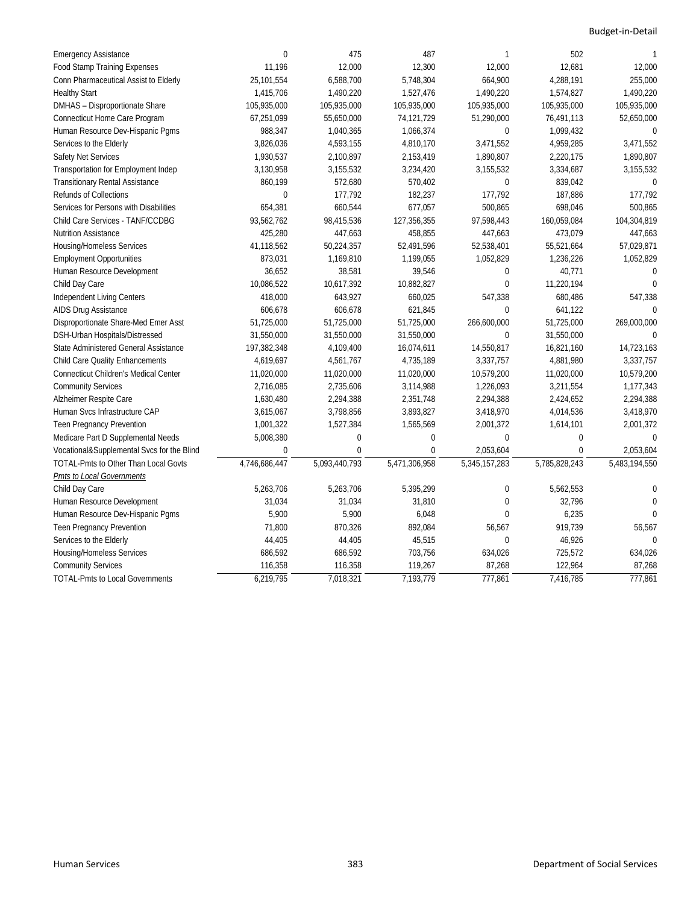| | | | | | | |
|---|---|---|---|---|---|---|
| Emergency Assistance | 0 | 475 | 487 | 1 | 502 | 1 |
| Food Stamp Training Expenses | 11,196 | 12,000 | 12,300 | 12,000 | 12,681 | 12,000 |
| Conn Pharmaceutical Assist to Elderly | 25,101,554 | 6,588,700 | 5,748,304 | 664,900 | 4,288,191 | 255,000 |
| Healthy Start | 1,415,706 | 1,490,220 | 1,527,476 | 1,490,220 | 1,574,827 | 1,490,220 |
| DMHAS – Disproportionate Share | 105,935,000 | 105,935,000 | 105,935,000 | 105,935,000 | 105,935,000 | 105,935,000 |
| Connecticut Home Care Program | 67,251,099 | 55,650,000 | 74,121,729 | 51,290,000 | 76,491,113 | 52,650,000 |
| Human Resource Dev-Hispanic Pgms | 988,347 | 1,040,365 | 1,066,374 | 0 | 1,099,432 | 0 |
| Services to the Elderly | 3,826,036 | 4,593,155 | 4,810,170 | 3,471,552 | 4,959,285 | 3,471,552 |
| Safety Net Services | 1,930,537 | 2,100,897 | 2,153,419 | 1,890,807 | 2,220,175 | 1,890,807 |
| Transportation for Employment Indep | 3,130,958 | 3,155,532 | 3,234,420 | 3,155,532 | 3,334,687 | 3,155,532 |
| Transitionary Rental Assistance | 860,199 | 572,680 | 570,402 | 0 | 839,042 | 0 |
| Refunds of Collections | 0 | 177,792 | 182,237 | 177,792 | 187,886 | 177,792 |
| Services for Persons with Disabilities | 654,381 | 660,544 | 677,057 | 500,865 | 698,046 | 500,865 |
| Child Care Services - TANF/CCDBG | 93,562,762 | 98,415,536 | 127,356,355 | 97,598,443 | 160,059,084 | 104,304,819 |
| Nutrition Assistance | 425,280 | 447,663 | 458,855 | 447,663 | 473,079 | 447,663 |
| Housing/Homeless Services | 41,118,562 | 50,224,357 | 52,491,596 | 52,538,401 | 55,521,664 | 57,029,871 |
| Employment Opportunities | 873,031 | 1,169,810 | 1,199,055 | 1,052,829 | 1,236,226 | 1,052,829 |
| Human Resource Development | 36,652 | 38,581 | 39,546 | 0 | 40,771 | 0 |
| Child Day Care | 10,086,522 | 10,617,392 | 10,882,827 | 0 | 11,220,194 | 0 |
| Independent Living Centers | 418,000 | 643,927 | 660,025 | 547,338 | 680,486 | 547,338 |
| AIDS Drug Assistance | 606,678 | 606,678 | 621,845 | 0 | 641,122 | 0 |
| Disproportionate Share-Med Emer Asst | 51,725,000 | 51,725,000 | 51,725,000 | 266,600,000 | 51,725,000 | 269,000,000 |
| DSH-Urban Hospitals/Distressed | 31,550,000 | 31,550,000 | 31,550,000 | 0 | 31,550,000 | 0 |
| State Administered General Assistance | 197,382,348 | 4,109,400 | 16,074,611 | 14,550,817 | 16,821,160 | 14,723,163 |
| Child Care Quality Enhancements | 4,619,697 | 4,561,767 | 4,735,189 | 3,337,757 | 4,881,980 | 3,337,757 |
| Connecticut Children's Medical Center | 11,020,000 | 11,020,000 | 11,020,000 | 10,579,200 | 11,020,000 | 10,579,200 |
| Community Services | 2,716,085 | 2,735,606 | 3,114,988 | 1,226,093 | 3,211,554 | 1,177,343 |
| Alzheimer Respite Care | 1,630,480 | 2,294,388 | 2,351,748 | 2,294,388 | 2,424,652 | 2,294,388 |
| Human Svcs Infrastructure CAP | 3,615,067 | 3,798,856 | 3,893,827 | 3,418,970 | 4,014,536 | 3,418,970 |
| Teen Pregnancy Prevention | 1,001,322 | 1,527,384 | 1,565,569 | 2,001,372 | 1,614,101 | 2,001,372 |
| Medicare Part D Supplemental Needs | 5,008,380 | 0 | 0 | 0 | 0 | 0 |
| Vocational&Supplemental Svcs for the Blind | 0 | 0 | 0 | 2,053,604 | 0 | 2,053,604 |
| TOTAL-Pmts to Other Than Local Govts | 4,746,686,447 | 5,093,440,793 | 5,471,306,958 | 5,345,157,283 | 5,785,828,243 | 5,483,194,550 |
| *Pmts to Local Governments* | | | | | | |
| Child Day Care | 5,263,706 | 5,263,706 | 5,395,299 | 0 | 5,562,553 | 0 |
| Human Resource Development | 31,034 | 31,034 | 31,810 | 0 | 32,796 | 0 |
| Human Resource Dev-Hispanic Pgms | 5,900 | 5,900 | 6,048 | 0 | 6,235 | 0 |
| Teen Pregnancy Prevention | 71,800 | 870,326 | 892,084 | 56,567 | 919,739 | 56,567 |
| Services to the Elderly | 44,405 | 44,405 | 45,515 | 0 | 46,926 | 0 |
| Housing/Homeless Services | 686,592 | 686,592 | 703,756 | 634,026 | 725,572 | 634,026 |
| Community Services | 116,358 | 116,358 | 119,267 | 87,268 | 122,964 | 87,268 |
| TOTAL-Pmts to Local Governments | 6,219,795 | 7,018,321 | 7,193,779 | 777,861 | 7,416,785 | 777,861 |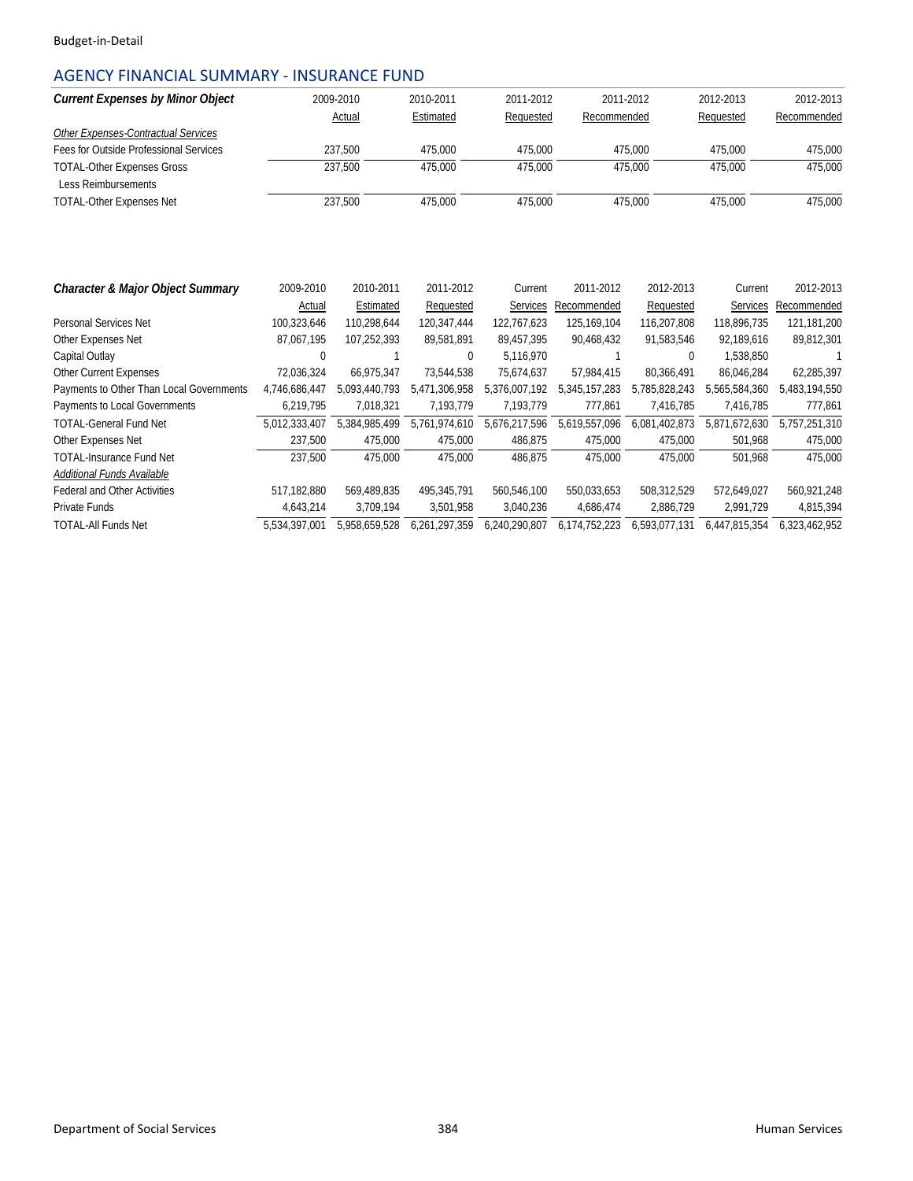## AGENCY FINANCIAL SUMMARY - INSURANCE FUND

| Current Expenses by Minor Object | 2009-2010 Actual | 2010-2011 Estimated | 2011-2012 Requested | 2011-2012 Recommended | 2012-2013 Requested | 2012-2013 Recommended |
|---|---|---|---|---|---|---|
| *Other Expenses-Contractual Services* | | | | | | |
| Fees for Outside Professional Services | 237,500 | 475,000 | 475,000 | 475,000 | 475,000 | 475,000 |
| TOTAL-Other Expenses Gross | 237,500 | 475,000 | 475,000 | 475,000 | 475,000 | 475,000 |
| Less Reimbursements | | | | | | |
| TOTAL-Other Expenses Net | 237,500 | 475,000 | 475,000 | 475,000 | 475,000 | 475,000 |

| Character & Major Object Summary | 2009-2010 Actual | 2010-2011 Estimated | 2011-2012 Requested | Current Services | 2011-2012 Recommended | 2012-2013 Requested | Current Services | 2012-2013 Recommended |
|---|---|---|---|---|---|---|---|---|
| Personal Services Net | 100,323,646 | 110,298,644 | 120,347,444 | 122,767,623 | 125,169,104 | 116,207,808 | 118,896,735 | 121,181,200 |
| Other Expenses Net | 87,067,195 | 107,252,393 | 89,581,891 | 89,457,395 | 90,468,432 | 91,583,546 | 92,189,616 | 89,812,301 |
| Capital Outlay | 0 | 1 | 0 | 5,116,970 | 1 | 0 | 1,538,850 | 1 |
| Other Current Expenses | 72,036,324 | 66,975,347 | 73,544,538 | 75,674,637 | 57,984,415 | 80,366,491 | 86,046,284 | 62,285,397 |
| Payments to Other Than Local Governments | 4,746,686,447 | 5,093,440,793 | 5,471,306,958 | 5,376,007,192 | 5,345,157,283 | 5,785,828,243 | 5,565,584,360 | 5,483,194,550 |
| Payments to Local Governments | 6,219,795 | 7,018,321 | 7,193,779 | 7,193,779 | 777,861 | 7,416,785 | 7,416,785 | 777,861 |
| TOTAL-General Fund Net | 5,012,333,407 | 5,384,985,499 | 5,761,974,610 | 5,676,217,596 | 5,619,557,096 | 6,081,402,873 | 5,871,672,630 | 5,757,251,310 |
| Other Expenses Net | 237,500 | 475,000 | 475,000 | 486,875 | 475,000 | 475,000 | 501,968 | 475,000 |
| TOTAL-Insurance Fund Net | 237,500 | 475,000 | 475,000 | 486,875 | 475,000 | 475,000 | 501,968 | 475,000 |
| *Additional Funds Available* | | | | | | | | |
| Federal and Other Activities | 517,182,880 | 569,489,835 | 495,345,791 | 560,546,100 | 550,033,653 | 508,312,529 | 572,649,027 | 560,921,248 |
| Private Funds | 4,643,214 | 3,709,194 | 3,501,958 | 3,040,236 | 4,686,474 | 2,886,729 | 2,991,729 | 4,815,394 |
| TOTAL-All Funds Net | 5,534,397,001 | 5,958,659,528 | 6,261,297,359 | 6,240,290,807 | 6,174,752,223 | 6,593,077,131 | 6,447,815,354 | 6,323,462,952 |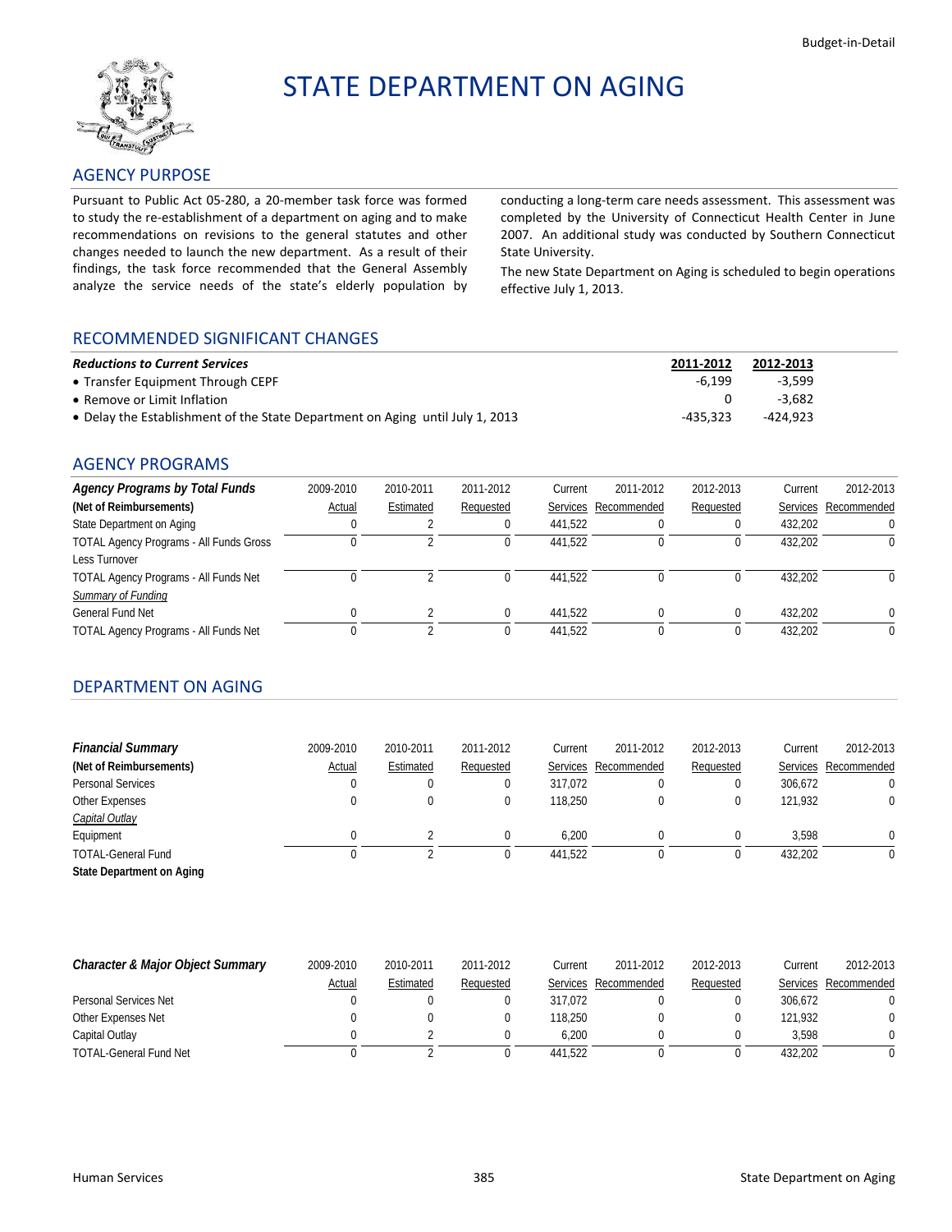# STATE DEPARTMENT ON AGING

## AGENCY PURPOSE

Pursuant to Public Act 05-280, a 20-member task force was formed to study the re-establishment of a department on aging and to make recommendations on revisions to the general statutes and other changes needed to launch the new department. As a result of their findings, the task force recommended that the General Assembly analyze the service needs of the state's elderly population by conducting a long-term care needs assessment. This assessment was completed by the University of Connecticut Health Center in June 2007. An additional study was conducted by Southern Connecticut State University.

The new State Department on Aging is scheduled to begin operations effective July 1, 2013.

## RECOMMENDED SIGNIFICANT CHANGES

| *Reductions to Current Services* | 2011-2012 | 2012-2013 |
|---|---|---|
| • Transfer Equipment Through CEPF | -6,199 | -3,599 |
| • Remove or Limit Inflation | 0 | -3,682 |
| • Delay the Establishment of the State Department on Aging until July 1, 2013 | -435,323 | -424,923 |

## AGENCY PROGRAMS

| *Agency Programs by Total Funds* (Net of Reimbursements) | 2009-2010 Actual | 2010-2011 Estimated | 2011-2012 Requested | Current Services | 2011-2012 Recommended | 2012-2013 Requested | Current Services | 2012-2013 Recommended |
|---|---|---|---|---|---|---|---|---|
| State Department on Aging | 0 | 2 | 0 | 441,522 | 0 | 0 | 432,202 | 0 |
| TOTAL Agency Programs - All Funds Gross | 0 | 2 | 0 | 441,522 | 0 | 0 | 432,202 | 0 |
| Less Turnover | | | | | | | | |
| TOTAL Agency Programs - All Funds Net | 0 | 2 | 0 | 441,522 | 0 | 0 | 432,202 | 0 |
| *Summary of Funding* | | | | | | | | |
| General Fund Net | 0 | 2 | 0 | 441,522 | 0 | 0 | 432,202 | 0 |
| TOTAL Agency Programs - All Funds Net | 0 | 2 | 0 | 441,522 | 0 | 0 | 432,202 | 0 |

## DEPARTMENT ON AGING

| *Financial Summary* (Net of Reimbursements) | 2009-2010 Actual | 2010-2011 Estimated | 2011-2012 Requested | Current Services | 2011-2012 Recommended | 2012-2013 Requested | Current Services | 2012-2013 Recommended |
|---|---|---|---|---|---|---|---|---|
| Personal Services | 0 | 0 | 0 | 317,072 | 0 | 0 | 306,672 | 0 |
| Other Expenses | 0 | 0 | 0 | 118,250 | 0 | 0 | 121,932 | 0 |
| *Capital Outlay* | | | | | | | | |
| Equipment | 0 | 2 | 0 | 6,200 | 0 | 0 | 3,598 | 0 |
| TOTAL-General Fund | 0 | 2 | 0 | 441,522 | 0 | 0 | 432,202 | 0 |
| **State Department on Aging** | | | | | | | | |

| *Character & Major Object Summary* | 2009-2010 Actual | 2010-2011 Estimated | 2011-2012 Requested | Current Services | 2011-2012 Recommended | 2012-2013 Requested | Current Services | 2012-2013 Recommended |
|---|---|---|---|---|---|---|---|---|
| Personal Services Net | 0 | 0 | 0 | 317,072 | 0 | 0 | 306,672 | 0 |
| Other Expenses Net | 0 | 0 | 0 | 118,250 | 0 | 0 | 121,932 | 0 |
| Capital Outlay | 0 | 2 | 0 | 6,200 | 0 | 0 | 3,598 | 0 |
| TOTAL-General Fund Net | 0 | 2 | 0 | 441,522 | 0 | 0 | 432,202 | 0 |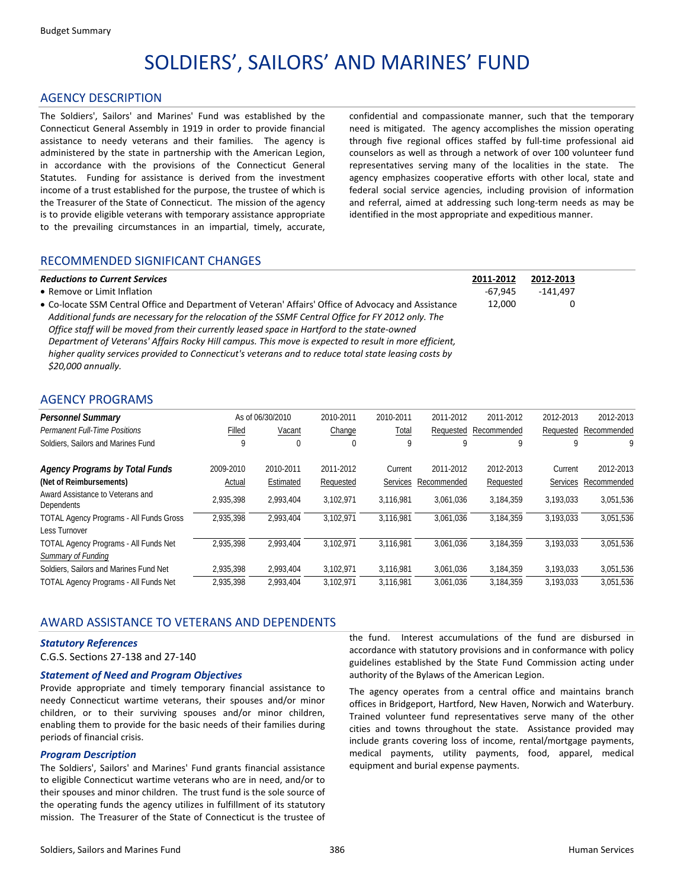# SOLDIERS', SAILORS' AND MARINES' FUND

## AGENCY DESCRIPTION

The Soldiers', Sailors' and Marines' Fund was established by the Connecticut General Assembly in 1919 in order to provide financial assistance to needy veterans and their families. The agency is administered by the state in partnership with the American Legion, in accordance with the provisions of the Connecticut General Statutes. Funding for assistance is derived from the investment income of a trust established for the purpose, the trustee of which is the Treasurer of the State of Connecticut. The mission of the agency is to provide eligible veterans with temporary assistance appropriate to the prevailing circumstances in an impartial, timely, accurate, confidential and compassionate manner, such that the temporary need is mitigated. The agency accomplishes the mission operating through five regional offices staffed by full-time professional aid counselors as well as through a network of over 100 volunteer fund representatives serving many of the localities in the state. The agency emphasizes cooperative efforts with other local, state and federal social service agencies, including provision of information and referral, aimed at addressing such long-term needs as may be identified in the most appropriate and expeditious manner.

## RECOMMENDED SIGNIFICANT CHANGES

| ***Reductions to Current Services*** | **2011-2012** | **2012-2013** |
|---|---|---|
| • Remove or Limit Inflation | -67,945 | -141,497 |
| • Co-locate SSM Central Office and Department of Veteran' Affairs' Office of Advocacy and Assistance<br>*Additional funds are necessary for the relocation of the SSMF Central Office for FY 2012 only. The Office staff will be moved from their currently leased space in Hartford to the state-owned Department of Veterans' Affairs Rocky Hill campus. This move is expected to result in more efficient, higher quality services provided to Connecticut's veterans and to reduce total state leasing costs by $20,000 annually.* | 12,000 | 0 |

## AGENCY PROGRAMS

| ***Personnel Summary*** | As of 06/30/2010 | | 2010-2011 | 2010-2011 | 2011-2012 | 2011-2012 | 2012-2013 | 2012-2013 |
|---|---|---|---|---|---|---|---|---|
| *Permanent Full-Time Positions* | Filled | Vacant | Change | Total | Requested | Recommended | Requested | Recommended |
| Soldiers, Sailors and Marines Fund | 9 | 0 | 0 | 9 | 9 | 9 | 9 | 9 |

| ***Agency Programs by Total Funds*** | 2009-2010 | 2010-2011 | 2011-2012 | Current | 2011-2012 | 2012-2013 | Current | 2012-2013 |
|---|---|---|---|---|---|---|---|---|
| **(Net of Reimbursements)** | Actual | Estimated | Requested | Services | Recommended | Requested | Services | Recommended |
| Award Assistance to Veterans and Dependents | 2,935,398 | 2,993,404 | 3,102,971 | 3,116,981 | 3,061,036 | 3,184,359 | 3,193,033 | 3,051,536 |
| TOTAL Agency Programs - All Funds Gross | 2,935,398 | 2,993,404 | 3,102,971 | 3,116,981 | 3,061,036 | 3,184,359 | 3,193,033 | 3,051,536 |
| Less Turnover | | | | | | | | |
| TOTAL Agency Programs - All Funds Net | 2,935,398 | 2,993,404 | 3,102,971 | 3,116,981 | 3,061,036 | 3,184,359 | 3,193,033 | 3,051,536 |
| *Summary of Funding* | | | | | | | | |
| Soldiers, Sailors and Marines Fund Net | 2,935,398 | 2,993,404 | 3,102,971 | 3,116,981 | 3,061,036 | 3,184,359 | 3,193,033 | 3,051,536 |
| TOTAL Agency Programs - All Funds Net | 2,935,398 | 2,993,404 | 3,102,971 | 3,116,981 | 3,061,036 | 3,184,359 | 3,193,033 | 3,051,536 |

## AWARD ASSISTANCE TO VETERANS AND DEPENDENTS

### *Statutory References*

C.G.S. Sections 27-138 and 27-140

### *Statement of Need and Program Objectives*

Provide appropriate and timely temporary financial assistance to needy Connecticut wartime veterans, their spouses and/or minor children, or to their surviving spouses and/or minor children, enabling them to provide for the basic needs of their families during periods of financial crisis.

### *Program Description*

The Soldiers', Sailors' and Marines' Fund grants financial assistance to eligible Connecticut wartime veterans who are in need, and/or to their spouses and minor children. The trust fund is the sole source of the operating funds the agency utilizes in fulfillment of its statutory mission. The Treasurer of the State of Connecticut is the trustee of the fund. Interest accumulations of the fund are disbursed in accordance with statutory provisions and in conformance with policy guidelines established by the State Fund Commission acting under authority of the Bylaws of the American Legion.

The agency operates from a central office and maintains branch offices in Bridgeport, Hartford, New Haven, Norwich and Waterbury. Trained volunteer fund representatives serve many of the other cities and towns throughout the state. Assistance provided may include grants covering loss of income, rental/mortgage payments, medical payments, utility payments, food, apparel, medical equipment and burial expense payments.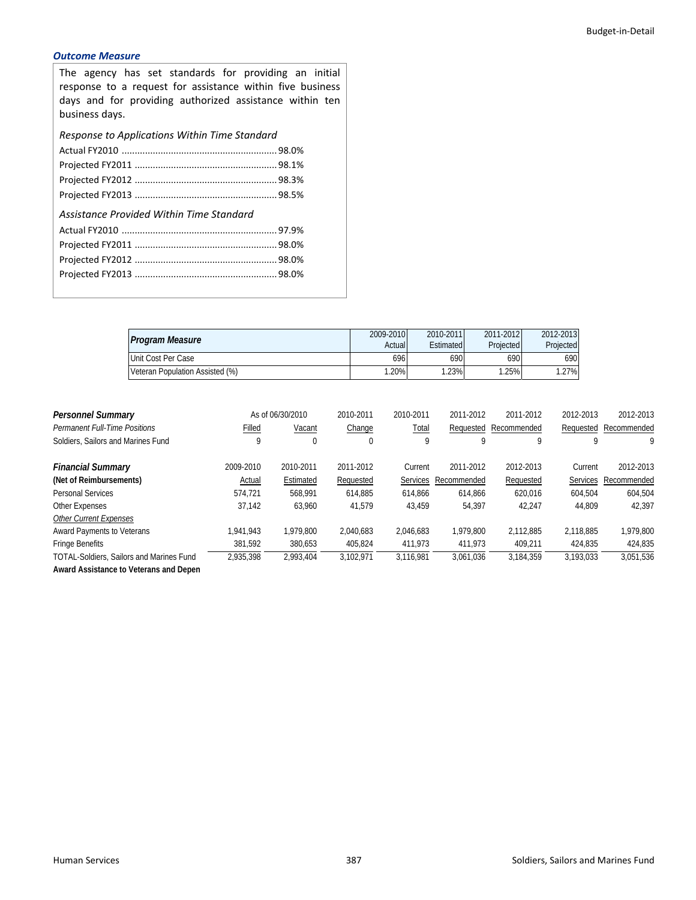### *Outcome Measure*

The agency has set standards for providing an initial response to a request for assistance within five business days and for providing authorized assistance within ten business days.

*Response to Applications Within Time Standard*

Actual FY2010 ........................................................... 98.0%
Projected FY2011 ...................................................... 98.1%
Projected FY2012 ...................................................... 98.3%
Projected FY2013 ...................................................... 98.5%

*Assistance Provided Within Time Standard*

Actual FY2010 ........................................................... 97.9%
Projected FY2011 ...................................................... 98.0%
Projected FY2012 ...................................................... 98.0%
Projected FY2013 ...................................................... 98.0%

| Program Measure | 2009-2010 Actual | 2010-2011 Estimated | 2011-2012 Projected | 2012-2013 Projected |
|---|---|---|---|---|
| Unit Cost Per Case | 696 | 690 | 690 | 690 |
| Veteran Population Assisted (%) | 1.20% | 1.23% | 1.25% | 1.27% |

| ***Personnel Summary*** | As of 06/30/2010 | | 2010-2011 | 2010-2011 | 2011-2012 | 2011-2012 | 2012-2013 | 2012-2013 |
|---|---|---|---|---|---|---|---|---|
| *Permanent Full-Time Positions* | Filled | Vacant | Change | Total | Requested | Recommended | Requested | Recommended |
| Soldiers, Sailors and Marines Fund | 9 | 0 | 0 | 9 | 9 | 9 | 9 | 9 |

| ***Financial Summary*** | 2009-2010 | 2010-2011 | 2011-2012 | Current | 2011-2012 | 2012-2013 | Current | 2012-2013 |
|---|---|---|---|---|---|---|---|---|
| **(Net of Reimbursements)** | Actual | Estimated | Requested | Services | Recommended | Requested | Services | Recommended |
| Personal Services | 574,721 | 568,991 | 614,885 | 614,866 | 614,866 | 620,016 | 604,504 | 604,504 |
| Other Expenses | 37,142 | 63,960 | 41,579 | 43,459 | 54,397 | 42,247 | 44,809 | 42,397 |
| *Other Current Expenses* | | | | | | | | |
| Award Payments to Veterans | 1,941,943 | 1,979,800 | 2,040,683 | 2,046,683 | 1,979,800 | 2,112,885 | 2,118,885 | 1,979,800 |
| Fringe Benefits | 381,592 | 380,653 | 405,824 | 411,973 | 411,973 | 409,211 | 424,835 | 424,835 |
| TOTAL-Soldiers, Sailors and Marines Fund | 2,935,398 | 2,993,404 | 3,102,971 | 3,116,981 | 3,061,036 | 3,184,359 | 3,193,033 | 3,051,536 |
| **Award Assistance to Veterans and Depen** | | | | | | | | |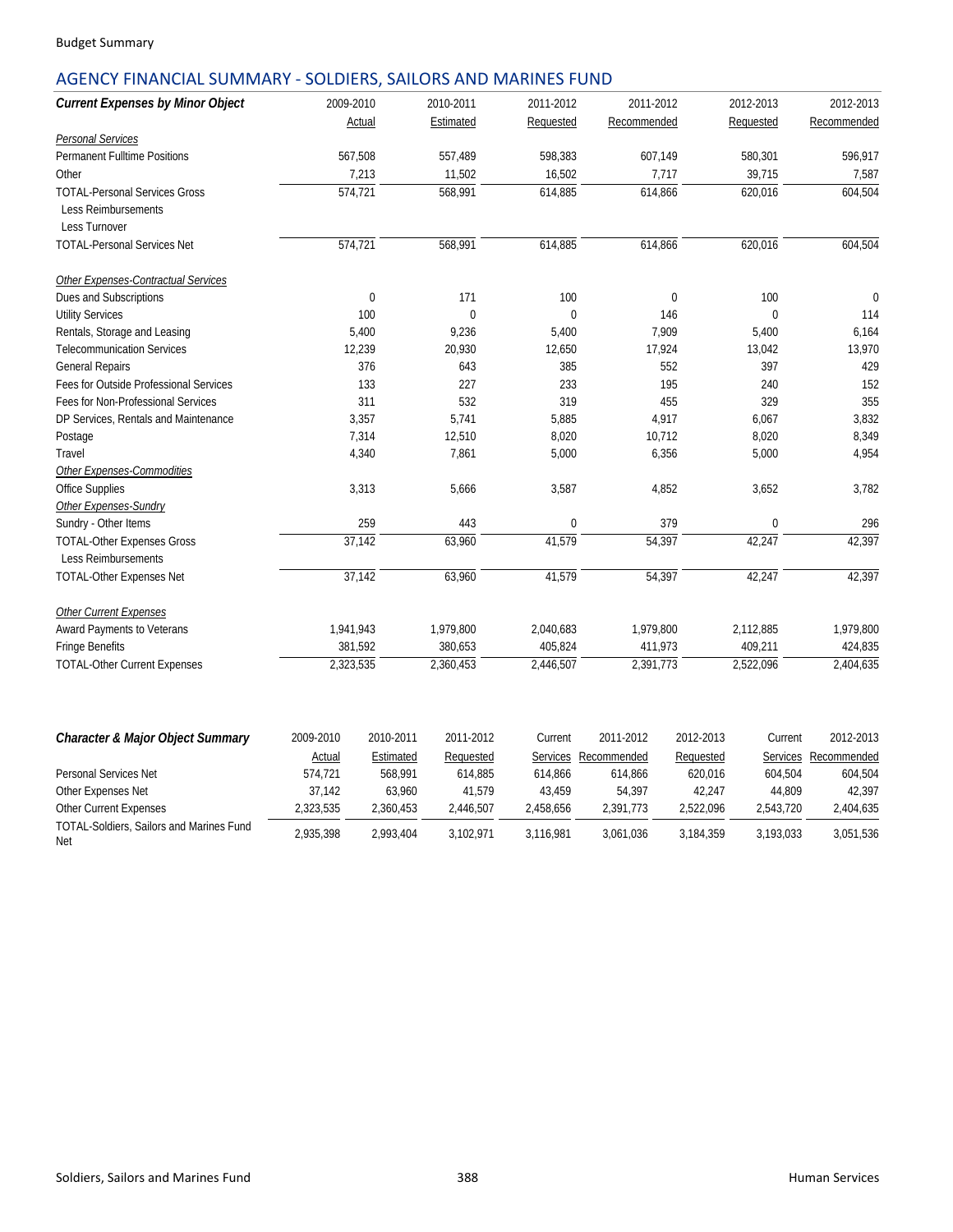## AGENCY FINANCIAL SUMMARY - SOLDIERS, SAILORS AND MARINES FUND

| *Current Expenses by Minor Object* | 2009-2010 Actual | 2010-2011 Estimated | 2011-2012 Requested | 2011-2012 Recommended | 2012-2013 Requested | 2012-2013 Recommended |
|---|---|---|---|---|---|---|
| *Personal Services* | | | | | | |
| Permanent Fulltime Positions | 567,508 | 557,489 | 598,383 | 607,149 | 580,301 | 596,917 |
| Other | 7,213 | 11,502 | 16,502 | 7,717 | 39,715 | 7,587 |
| TOTAL-Personal Services Gross | 574,721 | 568,991 | 614,885 | 614,866 | 620,016 | 604,504 |
| Less Reimbursements | | | | | | |
| Less Turnover | | | | | | |
| TOTAL-Personal Services Net | 574,721 | 568,991 | 614,885 | 614,866 | 620,016 | 604,504 |
| *Other Expenses-Contractual Services* | | | | | | |
| Dues and Subscriptions | 0 | 171 | 100 | 0 | 100 | 0 |
| Utility Services | 100 | 0 | 0 | 146 | 0 | 114 |
| Rentals, Storage and Leasing | 5,400 | 9,236 | 5,400 | 7,909 | 5,400 | 6,164 |
| Telecommunication Services | 12,239 | 20,930 | 12,650 | 17,924 | 13,042 | 13,970 |
| General Repairs | 376 | 643 | 385 | 552 | 397 | 429 |
| Fees for Outside Professional Services | 133 | 227 | 233 | 195 | 240 | 152 |
| Fees for Non-Professional Services | 311 | 532 | 319 | 455 | 329 | 355 |
| DP Services, Rentals and Maintenance | 3,357 | 5,741 | 5,885 | 4,917 | 6,067 | 3,832 |
| Postage | 7,314 | 12,510 | 8,020 | 10,712 | 8,020 | 8,349 |
| Travel | 4,340 | 7,861 | 5,000 | 6,356 | 5,000 | 4,954 |
| *Other Expenses-Commodities* | | | | | | |
| Office Supplies | 3,313 | 5,666 | 3,587 | 4,852 | 3,652 | 3,782 |
| *Other Expenses-Sundry* | | | | | | |
| Sundry - Other Items | 259 | 443 | 0 | 379 | 0 | 296 |
| TOTAL-Other Expenses Gross | 37,142 | 63,960 | 41,579 | 54,397 | 42,247 | 42,397 |
| Less Reimbursements | | | | | | |
| TOTAL-Other Expenses Net | 37,142 | 63,960 | 41,579 | 54,397 | 42,247 | 42,397 |
| *Other Current Expenses* | | | | | | |
| Award Payments to Veterans | 1,941,943 | 1,979,800 | 2,040,683 | 1,979,800 | 2,112,885 | 1,979,800 |
| Fringe Benefits | 381,592 | 380,653 | 405,824 | 411,973 | 409,211 | 424,835 |
| TOTAL-Other Current Expenses | 2,323,535 | 2,360,453 | 2,446,507 | 2,391,773 | 2,522,096 | 2,404,635 |

| *Character & Major Object Summary* | 2009-2010 Actual | 2010-2011 Estimated | 2011-2012 Requested | Current Services | 2011-2012 Recommended | 2012-2013 Requested | Current Services | 2012-2013 Recommended |
|---|---|---|---|---|---|---|---|---|
| Personal Services Net | 574,721 | 568,991 | 614,885 | 614,866 | 614,866 | 620,016 | 604,504 | 604,504 |
| Other Expenses Net | 37,142 | 63,960 | 41,579 | 43,459 | 54,397 | 42,247 | 44,809 | 42,397 |
| Other Current Expenses | 2,323,535 | 2,360,453 | 2,446,507 | 2,458,656 | 2,391,773 | 2,522,096 | 2,543,720 | 2,404,635 |
| TOTAL-Soldiers, Sailors and Marines Fund Net | 2,935,398 | 2,993,404 | 3,102,971 | 3,116,981 | 3,061,036 | 3,184,359 | 3,193,033 | 3,051,536 |